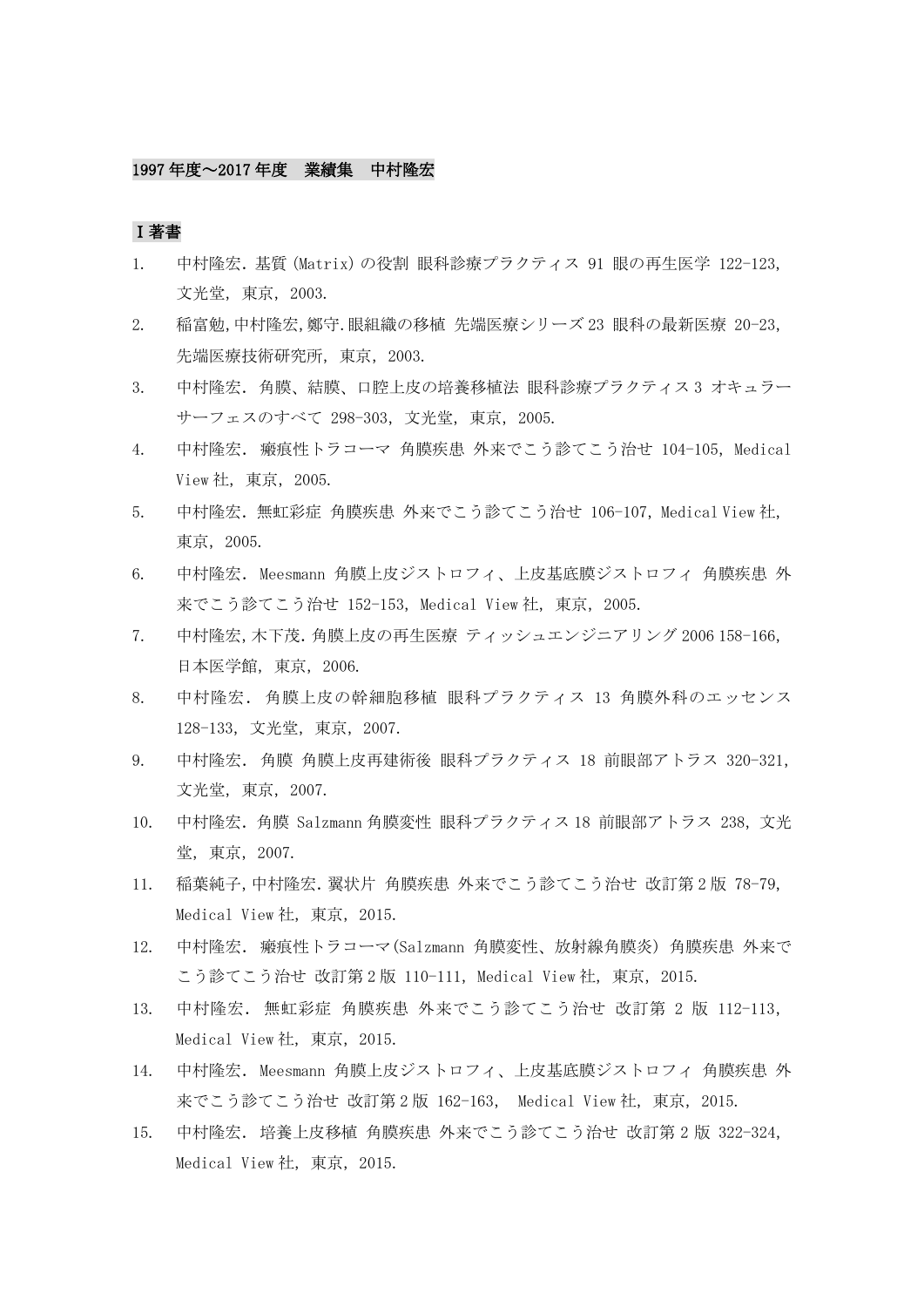## 1997 年度～2017 年度　業績集　中村隆宏

### Ⅰ著書

1. 中村隆宏. 基質(Matrix)の役割 眼科診療プラクティス 91 眼の再生医学 122-123, 文光堂, 東京, 2003.
2. 稲富勉,中村隆宏,鄭守.眼組織の移植 先端医療シリーズ 23 眼科の最新医療 20-23, 先端医療技術研究所, 東京, 2003.
3. 中村隆宏. 角膜、結膜、口腔上皮の培養移植法 眼科診療プラクティス 3 オキュラーサーフェスのすべて 298-303, 文光堂, 東京, 2005.
4. 中村隆宏. 瘢痕性トラコーマ 角膜疾患 外来でこう診てこう治せ 104-105, Medical View 社, 東京, 2005.
5. 中村隆宏. 無虹彩症 角膜疾患 外来でこう診てこう治せ 106-107, Medical View 社, 東京, 2005.
6. 中村隆宏. Meesmann 角膜上皮ジストロフィ、上皮基底膜ジストロフィ 角膜疾患 外来でこう診てこう治せ 152-153, Medical View 社, 東京, 2005.
7. 中村隆宏,木下茂.角膜上皮の再生医療 ティッシュエンジニアリング 2006 158-166, 日本医学館, 東京, 2006.
8. 中村隆宏. 角膜上皮の幹細胞移植 眼科プラクティス 13 角膜外科のエッセンス 128-133, 文光堂, 東京, 2007.
9. 中村隆宏. 角膜 角膜上皮再建術後 眼科プラクティス 18 前眼部アトラス 320-321, 文光堂, 東京, 2007.
10. 中村隆宏. 角膜 Salzmann 角膜変性 眼科プラクティス 18 前眼部アトラス 238, 文光堂, 東京, 2007.
11. 稲葉純子,中村隆宏.翼状片 角膜疾患 外来でこう診てこう治せ 改訂第 2 版 78-79, Medical View 社, 東京, 2015.
12. 中村隆宏. 瘢痕性トラコーマ(Salzmann 角膜変性、放射線角膜炎) 角膜疾患 外来でこう診てこう治せ 改訂第 2 版 110-111, Medical View 社, 東京, 2015.
13. 中村隆宏. 無虹彩症 角膜疾患 外来でこう診てこう治せ 改訂第 2 版 112-113, Medical View 社, 東京, 2015.
14. 中村隆宏. Meesmann 角膜上皮ジストロフィ、上皮基底膜ジストロフィ 角膜疾患 外来でこう診てこう治せ 改訂第 2 版 162-163, Medical View 社, 東京, 2015.
15. 中村隆宏. 培養上皮移植 角膜疾患 外来でこう診てこう治せ 改訂第 2 版 322-324, Medical View 社, 東京, 2015.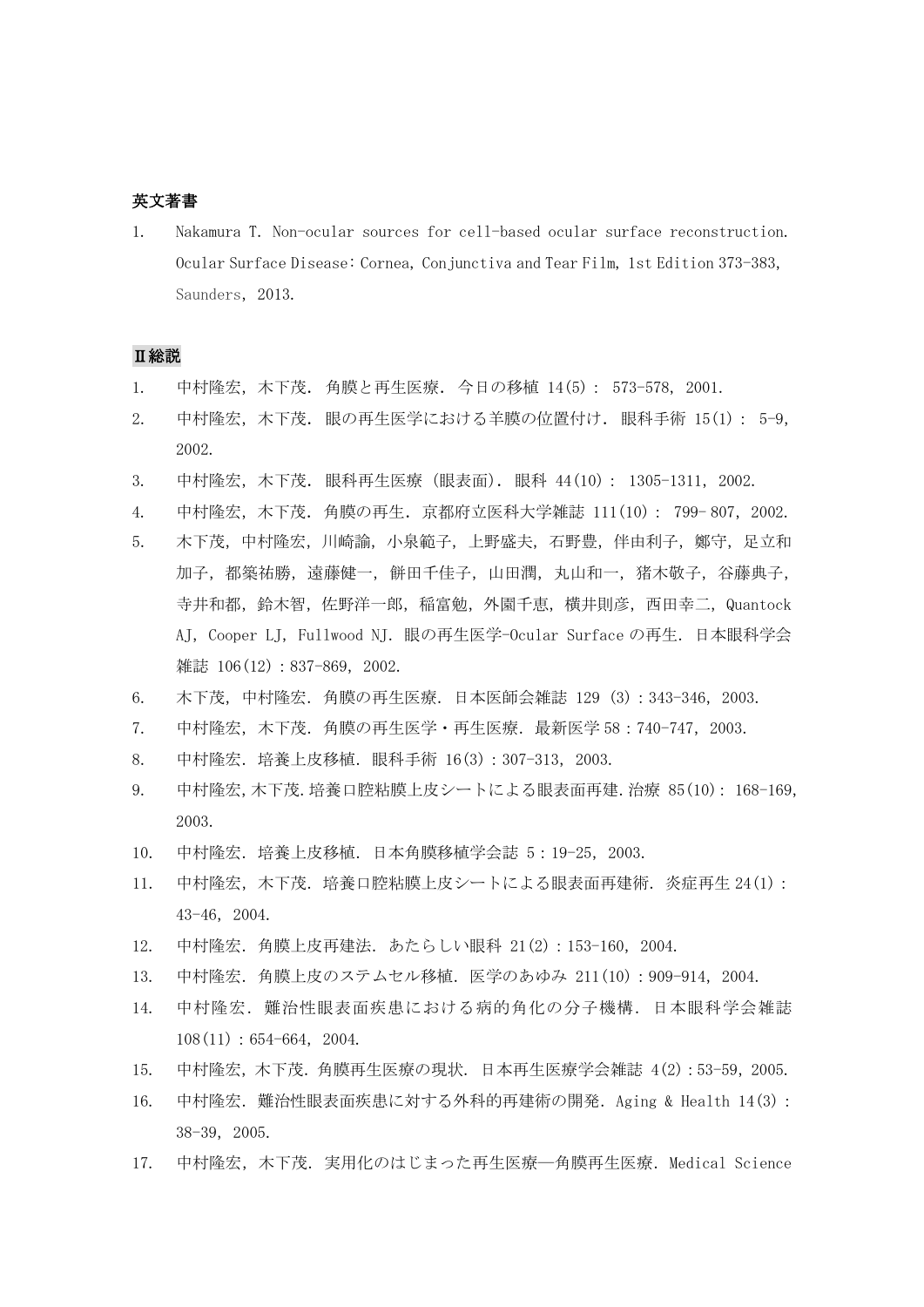## 英文著書

1. Nakamura T. Non-ocular sources for cell-based ocular surface reconstruction. Ocular Surface Disease: Cornea, Conjunctiva and Tear Film, 1st Edition 373-383, Saunders, 2013.

## Ⅱ総説

1. 中村隆宏, 木下茂. 角膜と再生医療. 今日の移植 14(5) : 573-578, 2001.
2. 中村隆宏, 木下茂. 眼の再生医学における羊膜の位置付け. 眼科手術 15(1) : 5-9, 2002.
3. 中村隆宏, 木下茂. 眼科再生医療 (眼表面). 眼科 44(10) : 1305-1311, 2002.
4. 中村隆宏, 木下茂. 角膜の再生. 京都府立医科大学雑誌 111(10) : 799- 807, 2002.
5. 木下茂, 中村隆宏, 川崎諭, 小泉範子, 上野盛夫, 石野豊, 伴由利子, 鄭守, 足立和加子, 都築祐勝, 遠藤健一, 餅田千佳子, 山田潤, 丸山和一, 猪木敬子, 谷藤典子, 寺井和都, 鈴木智, 佐野洋一郎, 稲富勉, 外園千恵, 横井則彦, 西田幸二, Quantock AJ, Cooper LJ, Fullwood NJ. 眼の再生医学-Ocular Surface の再生. 日本眼科学会雑誌 106(12) : 837-869, 2002.
6. 木下茂, 中村隆宏. 角膜の再生医療. 日本医師会雑誌 129 (3) : 343-346, 2003.
7. 中村隆宏, 木下茂. 角膜の再生医学・再生医療. 最新医学 58 : 740-747, 2003.
8. 中村隆宏. 培養上皮移植. 眼科手術 16(3) : 307-313, 2003.
9. 中村隆宏, 木下茂. 培養口腔粘膜上皮シートによる眼表面再建. 治療 85(10) : 168-169, 2003.
10. 中村隆宏. 培養上皮移植. 日本角膜移植学会誌 5 : 19-25, 2003.
11. 中村隆宏, 木下茂. 培養口腔粘膜上皮シートによる眼表面再建術. 炎症再生 24(1) : 43-46, 2004.
12. 中村隆宏. 角膜上皮再建法. あたらしい眼科 21(2) : 153-160, 2004.
13. 中村隆宏. 角膜上皮のステムセル移植. 医学のあゆみ 211(10) : 909-914, 2004.
14. 中村隆宏. 難治性眼表面疾患における病的角化の分子機構. 日本眼科学会雑誌 108(11) : 654-664, 2004.
15. 中村隆宏, 木下茂. 角膜再生医療の現状. 日本再生医療学会雑誌 4(2) : 53-59, 2005.
16. 中村隆宏. 難治性眼表面疾患に対する外科的再建術の開発. Aging & Health 14(3) : 38-39, 2005.
17. 中村隆宏, 木下茂. 実用化のはじまった再生医療─角膜再生医療. Medical Science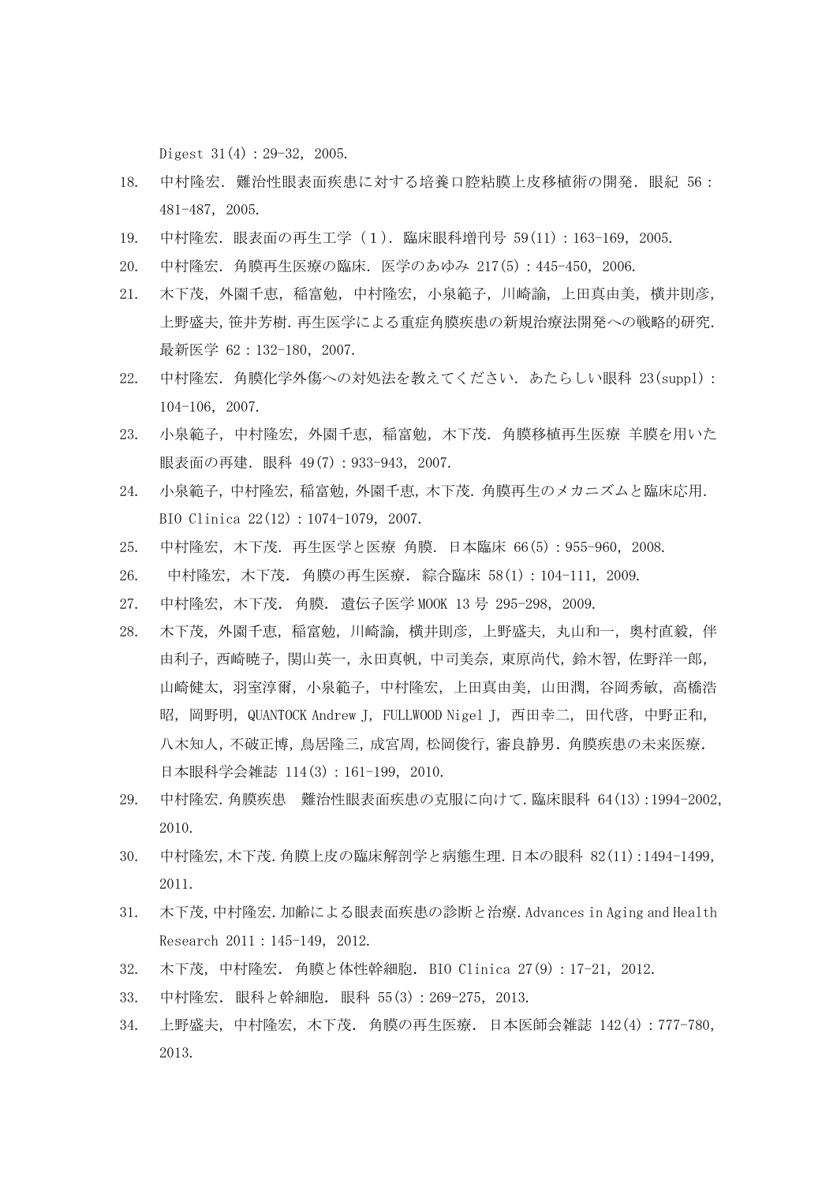Digest 31(4)：29-32, 2005.

18. 中村隆宏．難治性眼表面疾患に対する培養口腔粘膜上皮移植術の開発．眼紀 56：481-487, 2005.
19. 中村隆宏．眼表面の再生工学（１）．臨床眼科増刊号 59(11)：163-169, 2005.
20. 中村隆宏．角膜再生医療の臨床．医学のあゆみ 217(5)：445-450, 2006.
21. 木下茂，外園千恵，稲富勉，中村隆宏，小泉範子，川崎諭，上田真由美，横井則彦，上野盛夫，笹井芳樹．再生医学による重症角膜疾患の新規治療法開発への戦略的研究．最新医学 62：132-180, 2007.
22. 中村隆宏．角膜化学外傷への対処法を教えてください．あたらしい眼科 23(suppl)：104-106, 2007.
23. 小泉範子，中村隆宏，外園千恵，稲富勉，木下茂．角膜移植再生医療 羊膜を用いた眼表面の再建．眼科 49(7)：933-943, 2007.
24. 小泉範子，中村隆宏，稲富勉，外園千恵，木下茂．角膜再生のメカニズムと臨床応用．BIO Clinica 22(12)：1074-1079, 2007.
25. 中村隆宏，木下茂．再生医学と医療 角膜．日本臨床 66(5)：955-960, 2008.
26. 中村隆宏，木下茂．角膜の再生医療．綜合臨床 58(1)：104-111, 2009.
27. 中村隆宏，木下茂．角膜．遺伝子医学 MOOK 13 号 295-298, 2009.
28. 木下茂，外園千恵，稲富勉，川崎諭，横井則彦，上野盛夫，丸山和一，奥村直毅，伴由利子，西崎暁子，関山英一，永田真帆，中司美奈，東原尚代，鈴木智，佐野洋一郎，山崎健太，羽室淳爾，小泉範子，中村隆宏，上田真由美，山田潤，谷岡秀敏，高橋浩昭，岡野明，QUANTOCK Andrew J，FULLWOOD Nigel J，西田幸二，田代啓，中野正和，八木知人，不破正博，鳥居隆三，成宮周，松岡俊行，審良静男．角膜疾患の未来医療．日本眼科学会雑誌 114(3)：161-199, 2010.
29. 中村隆宏．角膜疾患　難治性眼表面疾患の克服に向けて．臨床眼科 64(13)：1994-2002, 2010.
30. 中村隆宏，木下茂．角膜上皮の臨床解剖学と病態生理．日本の眼科 82(11)：1494-1499, 2011.
31. 木下茂，中村隆宏．加齢による眼表面疾患の診断と治療．Advances in Aging and Health Research 2011：145-149, 2012.
32. 木下茂，中村隆宏．角膜と体性幹細胞．BIO Clinica 27(9)：17-21, 2012.
33. 中村隆宏．眼科と幹細胞．眼科 55(3)：269-275, 2013.
34. 上野盛夫，中村隆宏，木下茂．角膜の再生医療．日本医師会雑誌 142(4)：777-780, 2013.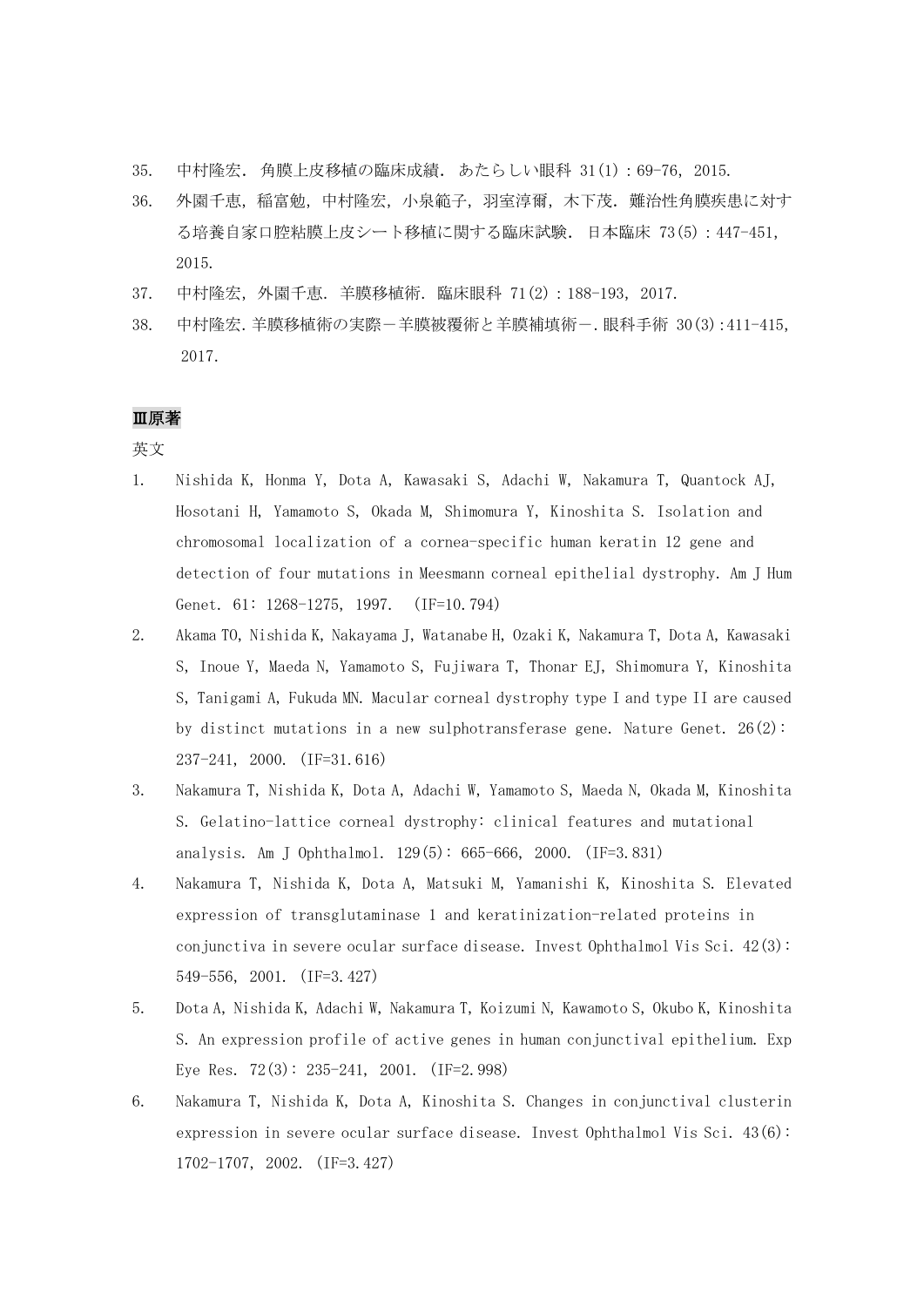35. 中村隆宏．角膜上皮移植の臨床成績．あたらしい眼科 31(1)：69-76，2015.
36. 外園千恵，稲富勉，中村隆宏，小泉範子，羽室淳爾，木下茂．難治性角膜疾患に対する培養自家口腔粘膜上皮シート移植に関する臨床試験．日本臨床 73(5)：447-451，2015.
37. 中村隆宏，外園千恵．羊膜移植術．臨床眼科 71(2)：188-193，2017.
38. 中村隆宏.羊膜移植術の実際－羊膜被覆術と羊膜補填術－.眼科手術 30(3):411-415，2017.

## Ⅲ原著

英文

1. Nishida K, Honma Y, Dota A, Kawasaki S, Adachi W, Nakamura T, Quantock AJ, Hosotani H, Yamamoto S, Okada M, Shimomura Y, Kinoshita S. Isolation and chromosomal localization of a cornea-specific human keratin 12 gene and detection of four mutations in Meesmann corneal epithelial dystrophy. Am J Hum Genet. 61: 1268-1275, 1997. (IF=10.794)
2. Akama TO, Nishida K, Nakayama J, Watanabe H, Ozaki K, Nakamura T, Dota A, Kawasaki S, Inoue Y, Maeda N, Yamamoto S, Fujiwara T, Thonar EJ, Shimomura Y, Kinoshita S, Tanigami A, Fukuda MN. Macular corneal dystrophy type I and type II are caused by distinct mutations in a new sulphotransferase gene. Nature Genet. 26(2): 237-241, 2000. (IF=31.616)
3. Nakamura T, Nishida K, Dota A, Adachi W, Yamamoto S, Maeda N, Okada M, Kinoshita S. Gelatino-lattice corneal dystrophy: clinical features and mutational analysis. Am J Ophthalmol. 129(5): 665-666, 2000. (IF=3.831)
4. Nakamura T, Nishida K, Dota A, Matsuki M, Yamanishi K, Kinoshita S. Elevated expression of transglutaminase 1 and keratinization-related proteins in conjunctiva in severe ocular surface disease. Invest Ophthalmol Vis Sci. 42(3): 549-556, 2001. (IF=3.427)
5. Dota A, Nishida K, Adachi W, Nakamura T, Koizumi N, Kawamoto S, Okubo K, Kinoshita S. An expression profile of active genes in human conjunctival epithelium. Exp Eye Res. 72(3): 235-241, 2001. (IF=2.998)
6. Nakamura T, Nishida K, Dota A, Kinoshita S. Changes in conjunctival clusterin expression in severe ocular surface disease. Invest Ophthalmol Vis Sci. 43(6): 1702-1707, 2002. (IF=3.427)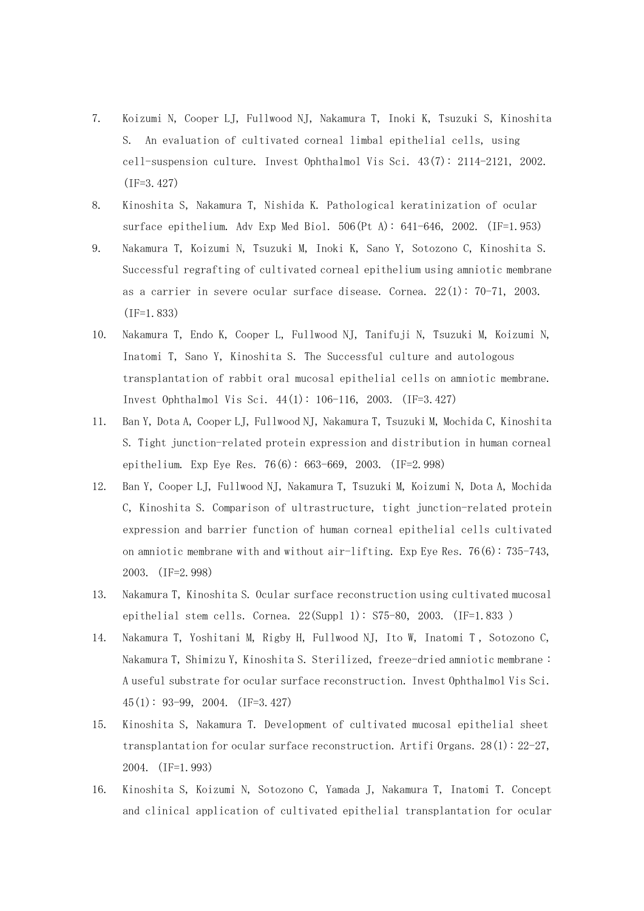7. Koizumi N, Cooper LJ, Fullwood NJ, Nakamura T, Inoki K, Tsuzuki S, Kinoshita S. An evaluation of cultivated corneal limbal epithelial cells, using cell-suspension culture. Invest Ophthalmol Vis Sci. 43(7): 2114-2121, 2002. (IF=3.427)
8. Kinoshita S, Nakamura T, Nishida K. Pathological keratinization of ocular surface epithelium. Adv Exp Med Biol. 506(Pt A): 641-646, 2002. (IF=1.953)
9. Nakamura T, Koizumi N, Tsuzuki M, Inoki K, Sano Y, Sotozono C, Kinoshita S. Successful regrafting of cultivated corneal epithelium using amniotic membrane as a carrier in severe ocular surface disease. Cornea. 22(1): 70-71, 2003. (IF=1.833)
10. Nakamura T, Endo K, Cooper L, Fullwood NJ, Tanifuji N, Tsuzuki M, Koizumi N, Inatomi T, Sano Y, Kinoshita S. The Successful culture and autologous transplantation of rabbit oral mucosal epithelial cells on amniotic membrane. Invest Ophthalmol Vis Sci. 44(1): 106-116, 2003. (IF=3.427)
11. Ban Y, Dota A, Cooper LJ, Fullwood NJ, Nakamura T, Tsuzuki M, Mochida C, Kinoshita S. Tight junction-related protein expression and distribution in human corneal epithelium. Exp Eye Res. 76(6): 663-669, 2003. (IF=2.998)
12. Ban Y, Cooper LJ, Fullwood NJ, Nakamura T, Tsuzuki M, Koizumi N, Dota A, Mochida C, Kinoshita S. Comparison of ultrastructure, tight junction-related protein expression and barrier function of human corneal epithelial cells cultivated on amniotic membrane with and without air-lifting. Exp Eye Res. 76(6): 735-743, 2003. (IF=2.998)
13. Nakamura T, Kinoshita S. Ocular surface reconstruction using cultivated mucosal epithelial stem cells. Cornea. 22(Suppl 1): S75-80, 2003. (IF=1.833 )
14. Nakamura T, Yoshitani M, Rigby H, Fullwood NJ, Ito W, Inatomi T , Sotozono C, Nakamura T, Shimizu Y, Kinoshita S. Sterilized, freeze-dried amniotic membrane : A useful substrate for ocular surface reconstruction. Invest Ophthalmol Vis Sci. 45(1): 93-99, 2004. (IF=3.427)
15. Kinoshita S, Nakamura T. Development of cultivated mucosal epithelial sheet transplantation for ocular surface reconstruction. Artifi Organs. 28(1): 22-27, 2004. (IF=1.993)
16. Kinoshita S, Koizumi N, Sotozono C, Yamada J, Nakamura T, Inatomi T. Concept and clinical application of cultivated epithelial transplantation for ocular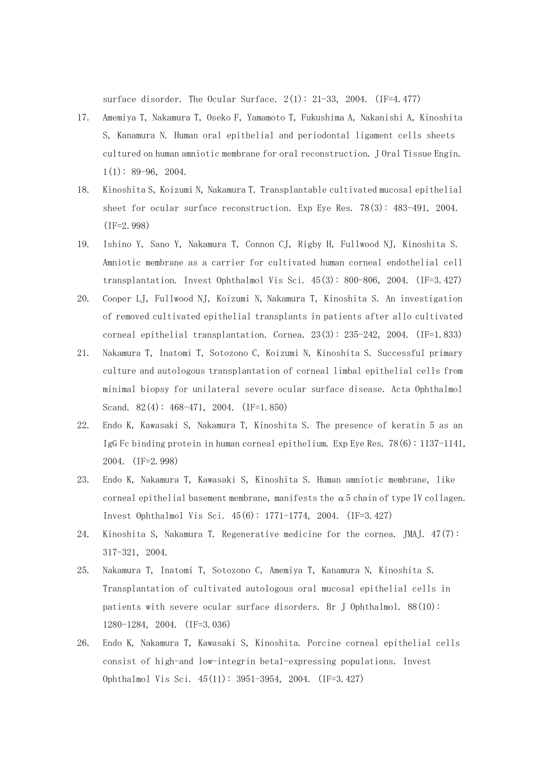surface disorder. The Ocular Surface. 2(1): 21-33, 2004. (IF=4.477)

17. Amemiya T, Nakamura T, Oseko F, Yamamoto T, Fukushima A, Nakanishi A, Kinoshita S, Kanamura N. Human oral epithelial and periodontal ligament cells sheets cultured on human amniotic membrane for oral reconstruction. J Oral Tissue Engin. 1(1): 89-96, 2004.
18. Kinoshita S, Koizumi N, Nakamura T. Transplantable cultivated mucosal epithelial sheet for ocular surface reconstruction. Exp Eye Res. 78(3): 483-491, 2004. (IF=2.998)
19. Ishino Y, Sano Y, Nakamura T, Connon CJ, Rigby H, Fullwood NJ, Kinoshita S. Amniotic membrane as a carrier for cultivated human corneal endothelial cell transplantation. Invest Ophthalmol Vis Sci. 45(3): 800-806, 2004. (IF=3.427)
20. Cooper LJ, Fullwood NJ, Koizumi N, Nakamura T, Kinoshita S. An investigation of removed cultivated epithelial transplants in patients after allo cultivated corneal epithelial transplantation. Cornea. 23(3): 235-242, 2004. (IF=1.833)
21. Nakamura T, Inatomi T, Sotozono C, Koizumi N, Kinoshita S. Successful primary culture and autologous transplantation of corneal limbal epithelial cells from minimal biopsy for unilateral severe ocular surface disease. Acta Ophthalmol Scand. 82(4): 468-471, 2004. (IF=1.850)
22. Endo K, Kawasaki S, Nakamura T, Kinoshita S. The presence of keratin 5 as an IgG Fc binding protein in human corneal epithelium. Exp Eye Res. 78(6): 1137-1141, 2004. (IF=2.998)
23. Endo K, Nakamura T, Kawasaki S, Kinoshita S. Human amniotic membrane, like corneal epithelial basement membrane, manifests the α5 chain of type IV collagen. Invest Ophthalmol Vis Sci. 45(6): 1771-1774, 2004. (IF=3.427)
24. Kinoshita S, Nakamura T. Regenerative medicine for the cornea. JMAJ. 47(7): 317-321, 2004.
25. Nakamura T, Inatomi T, Sotozono C, Amemiya T, Kanamura N, Kinoshita S. Transplantation of cultivated autologous oral mucosal epithelial cells in patients with severe ocular surface disorders. Br J Ophthalmol. 88(10): 1280-1284, 2004. (IF=3.036)
26. Endo K, Nakamura T, Kawasaki S, Kinoshita. Porcine corneal epithelial cells consist of high-and low-integrin beta1-expressing populations. Invest Ophthalmol Vis Sci. 45(11): 3951-3954, 2004. (IF=3.427)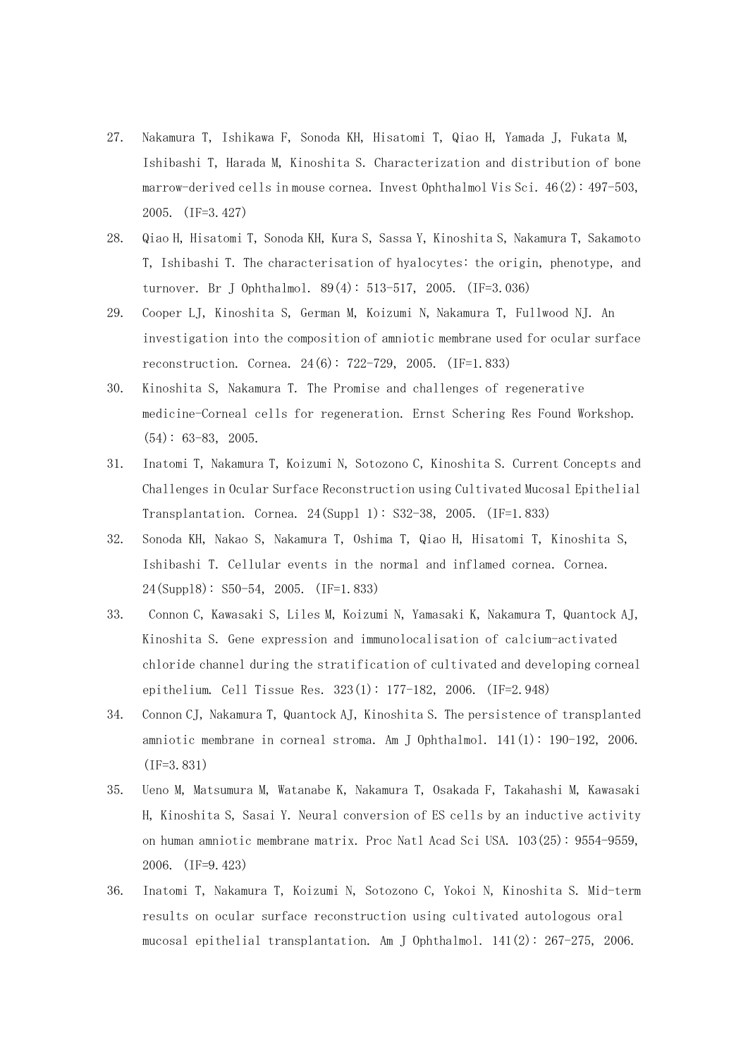27. Nakamura T, Ishikawa F, Sonoda KH, Hisatomi T, Qiao H, Yamada J, Fukata M, Ishibashi T, Harada M, Kinoshita S. Characterization and distribution of bone marrow-derived cells in mouse cornea. Invest Ophthalmol Vis Sci. 46(2): 497-503, 2005. (IF=3.427)
28. Qiao H, Hisatomi T, Sonoda KH, Kura S, Sassa Y, Kinoshita S, Nakamura T, Sakamoto T, Ishibashi T. The characterisation of hyalocytes: the origin, phenotype, and turnover. Br J Ophthalmol. 89(4): 513-517, 2005. (IF=3.036)
29. Cooper LJ, Kinoshita S, German M, Koizumi N, Nakamura T, Fullwood NJ. An investigation into the composition of amniotic membrane used for ocular surface reconstruction. Cornea. 24(6): 722-729, 2005. (IF=1.833)
30. Kinoshita S, Nakamura T. The Promise and challenges of regenerative medicine-Corneal cells for regeneration. Ernst Schering Res Found Workshop. (54): 63-83, 2005.
31. Inatomi T, Nakamura T, Koizumi N, Sotozono C, Kinoshita S. Current Concepts and Challenges in Ocular Surface Reconstruction using Cultivated Mucosal Epithelial Transplantation. Cornea. 24(Suppl 1): S32-38, 2005. (IF=1.833)
32. Sonoda KH, Nakao S, Nakamura T, Oshima T, Qiao H, Hisatomi T, Kinoshita S, Ishibashi T. Cellular events in the normal and inflamed cornea. Cornea. 24(Suppl8): S50-54, 2005. (IF=1.833)
33. Connon C, Kawasaki S, Liles M, Koizumi N, Yamasaki K, Nakamura T, Quantock AJ, Kinoshita S. Gene expression and immunolocalisation of calcium-activated chloride channel during the stratification of cultivated and developing corneal epithelium. Cell Tissue Res. 323(1): 177-182, 2006. (IF=2.948)
34. Connon CJ, Nakamura T, Quantock AJ, Kinoshita S. The persistence of transplanted amniotic membrane in corneal stroma. Am J Ophthalmol. 141(1): 190-192, 2006. (IF=3.831)
35. Ueno M, Matsumura M, Watanabe K, Nakamura T, Osakada F, Takahashi M, Kawasaki H, Kinoshita S, Sasai Y. Neural conversion of ES cells by an inductive activity on human amniotic membrane matrix. Proc Natl Acad Sci USA. 103(25): 9554-9559, 2006. (IF=9.423)
36. Inatomi T, Nakamura T, Koizumi N, Sotozono C, Yokoi N, Kinoshita S. Mid-term results on ocular surface reconstruction using cultivated autologous oral mucosal epithelial transplantation. Am J Ophthalmol. 141(2): 267-275, 2006.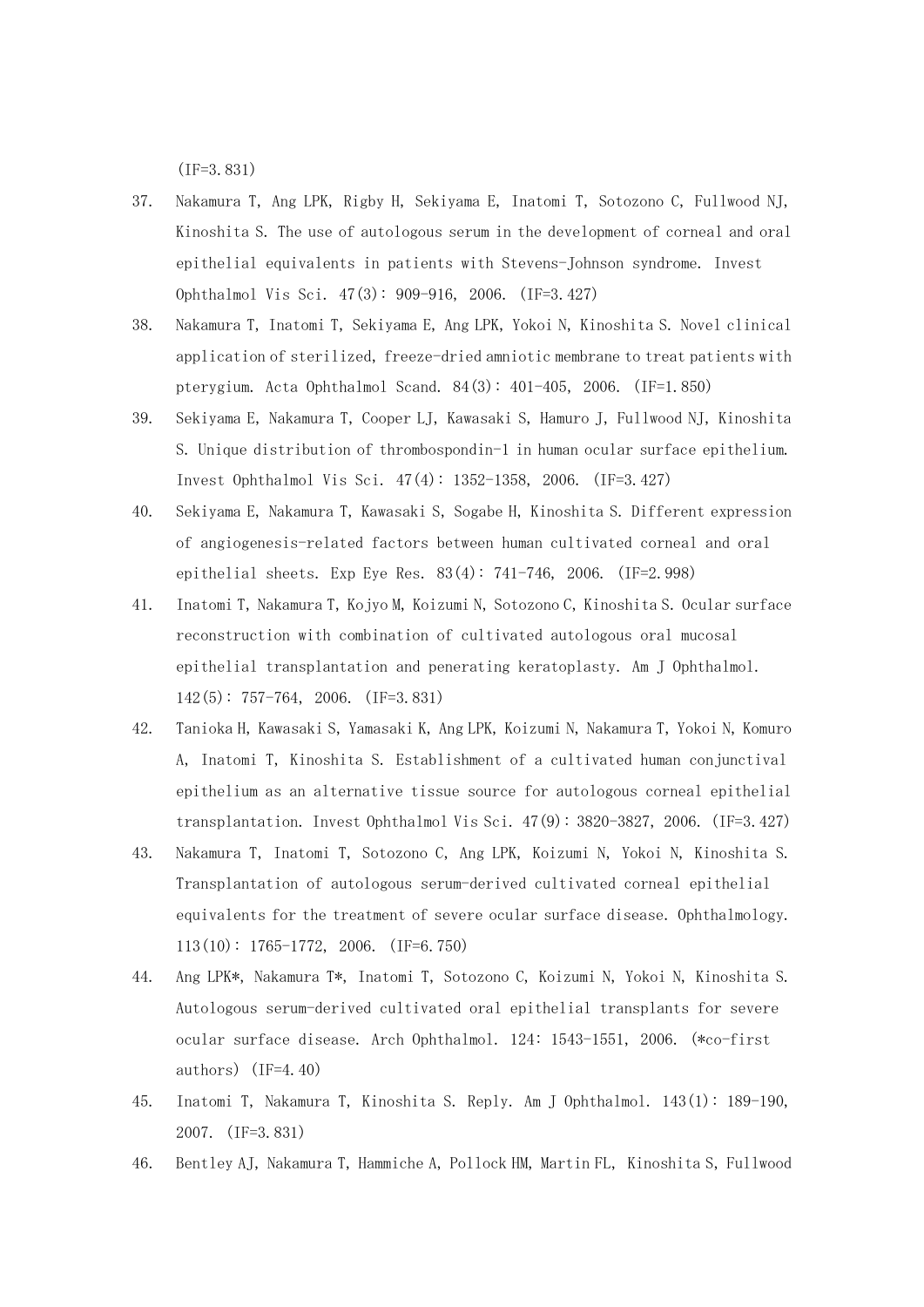(IF=3.831)

37. Nakamura T, Ang LPK, Rigby H, Sekiyama E, Inatomi T, Sotozono C, Fullwood NJ, Kinoshita S. The use of autologous serum in the development of corneal and oral epithelial equivalents in patients with Stevens-Johnson syndrome. Invest Ophthalmol Vis Sci. 47(3): 909-916, 2006. (IF=3.427)
38. Nakamura T, Inatomi T, Sekiyama E, Ang LPK, Yokoi N, Kinoshita S. Novel clinical application of sterilized, freeze-dried amniotic membrane to treat patients with pterygium. Acta Ophthalmol Scand. 84(3): 401-405, 2006. (IF=1.850)
39. Sekiyama E, Nakamura T, Cooper LJ, Kawasaki S, Hamuro J, Fullwood NJ, Kinoshita S. Unique distribution of thrombospondin-1 in human ocular surface epithelium. Invest Ophthalmol Vis Sci. 47(4): 1352-1358, 2006. (IF=3.427)
40. Sekiyama E, Nakamura T, Kawasaki S, Sogabe H, Kinoshita S. Different expression of angiogenesis-related factors between human cultivated corneal and oral epithelial sheets. Exp Eye Res. 83(4): 741-746, 2006. (IF=2.998)
41. Inatomi T, Nakamura T, Kojyo M, Koizumi N, Sotozono C, Kinoshita S. Ocular surface reconstruction with combination of cultivated autologous oral mucosal epithelial transplantation and penerating keratoplasty. Am J Ophthalmol. 142(5): 757-764, 2006. (IF=3.831)
42. Tanioka H, Kawasaki S, Yamasaki K, Ang LPK, Koizumi N, Nakamura T, Yokoi N, Komuro A, Inatomi T, Kinoshita S. Establishment of a cultivated human conjunctival epithelium as an alternative tissue source for autologous corneal epithelial transplantation. Invest Ophthalmol Vis Sci. 47(9): 3820-3827, 2006. (IF=3.427)
43. Nakamura T, Inatomi T, Sotozono C, Ang LPK, Koizumi N, Yokoi N, Kinoshita S. Transplantation of autologous serum-derived cultivated corneal epithelial equivalents for the treatment of severe ocular surface disease. Ophthalmology. 113(10): 1765-1772, 2006. (IF=6.750)
44. Ang LPK*, Nakamura T*, Inatomi T, Sotozono C, Koizumi N, Yokoi N, Kinoshita S. Autologous serum-derived cultivated oral epithelial transplants for severe ocular surface disease. Arch Ophthalmol. 124: 1543-1551, 2006. (*co-first authors) (IF=4.40)
45. Inatomi T, Nakamura T, Kinoshita S. Reply. Am J Ophthalmol. 143(1): 189-190, 2007. (IF=3.831)
46. Bentley AJ, Nakamura T, Hammiche A, Pollock HM, Martin FL, Kinoshita S, Fullwood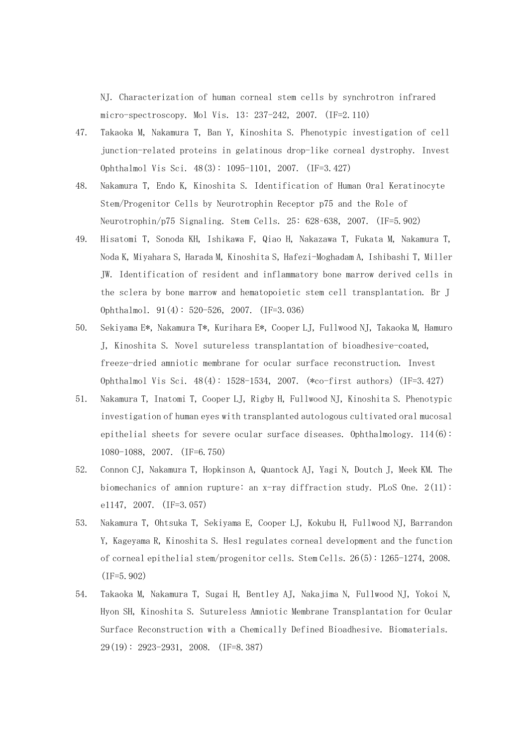NJ. Characterization of human corneal stem cells by synchrotron infrared micro-spectroscopy. Mol Vis. 13: 237-242, 2007. (IF=2.110)

47. Takaoka M, Nakamura T, Ban Y, Kinoshita S. Phenotypic investigation of cell junction-related proteins in gelatinous drop-like corneal dystrophy. Invest Ophthalmol Vis Sci. 48(3): 1095-1101, 2007. (IF=3.427)

48. Nakamura T, Endo K, Kinoshita S. Identification of Human Oral Keratinocyte Stem/Progenitor Cells by Neurotrophin Receptor p75 and the Role of Neurotrophin/p75 Signaling. Stem Cells. 25: 628-638, 2007. (IF=5.902)

49. Hisatomi T, Sonoda KH, Ishikawa F, Qiao H, Nakazawa T, Fukata M, Nakamura T, Noda K, Miyahara S, Harada M, Kinoshita S, Hafezi-Moghadam A, Ishibashi T, Miller JW. Identification of resident and inflammatory bone marrow derived cells in the sclera by bone marrow and hematopoietic stem cell transplantation. Br J Ophthalmol. 91(4): 520-526, 2007. (IF=3.036)

50. Sekiyama E*, Nakamura T*, Kurihara E*, Cooper LJ, Fullwood NJ, Takaoka M, Hamuro J, Kinoshita S. Novel sutureless transplantation of bioadhesive-coated, freeze-dried amniotic membrane for ocular surface reconstruction. Invest Ophthalmol Vis Sci. 48(4): 1528-1534, 2007. (*co-first authors) (IF=3.427)

51. Nakamura T, Inatomi T, Cooper LJ, Rigby H, Fullwood NJ, Kinoshita S. Phenotypic investigation of human eyes with transplanted autologous cultivated oral mucosal epithelial sheets for severe ocular surface diseases. Ophthalmology. 114(6): 1080-1088, 2007. (IF=6.750)

52. Connon CJ, Nakamura T, Hopkinson A, Quantock AJ, Yagi N, Doutch J, Meek KM. The biomechanics of amnion rupture: an x-ray diffraction study. PLoS One. 2(11): e1147, 2007. (IF=3.057)

53. Nakamura T, Ohtsuka T, Sekiyama E, Cooper LJ, Kokubu H, Fullwood NJ, Barrandon Y, Kageyama R, Kinoshita S. Hes1 regulates corneal development and the function of corneal epithelial stem/progenitor cells. Stem Cells. 26(5): 1265-1274, 2008. (IF=5.902)

54. Takaoka M, Nakamura T, Sugai H, Bentley AJ, Nakajima N, Fullwood NJ, Yokoi N, Hyon SH, Kinoshita S. Sutureless Amniotic Membrane Transplantation for Ocular Surface Reconstruction with a Chemically Defined Bioadhesive. Biomaterials. 29(19): 2923-2931, 2008. (IF=8.387)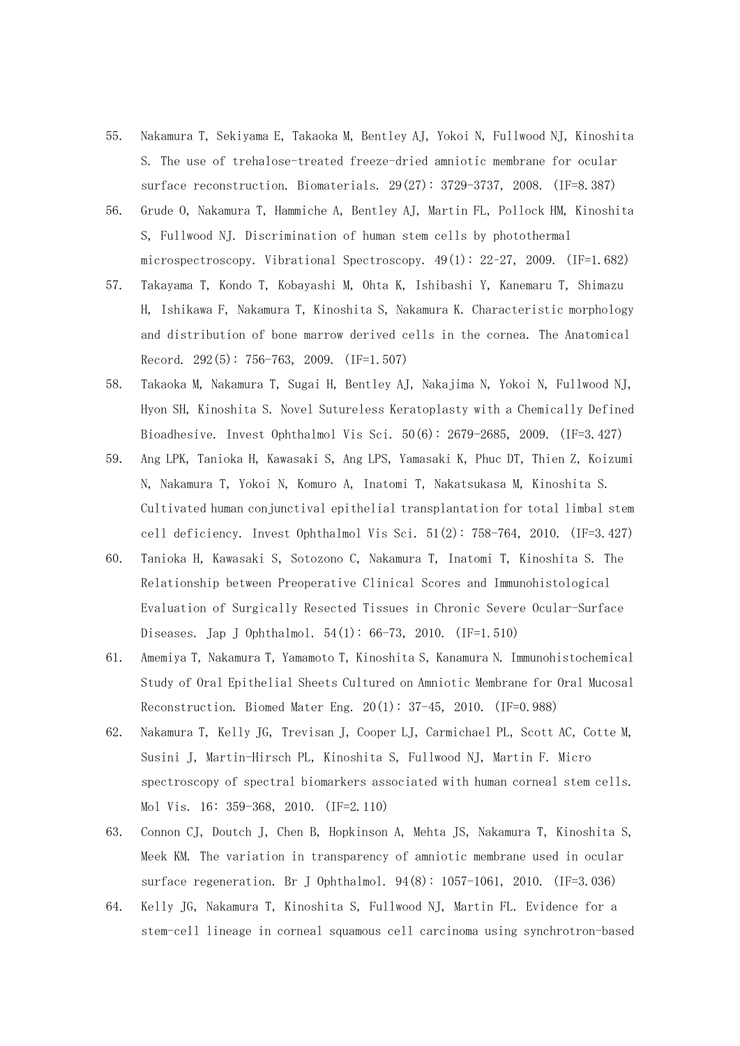55. Nakamura T, Sekiyama E, Takaoka M, Bentley AJ, Yokoi N, Fullwood NJ, Kinoshita S. The use of trehalose-treated freeze-dried amniotic membrane for ocular surface reconstruction. Biomaterials. 29(27): 3729-3737, 2008. (IF=8.387)
56. Grude O, Nakamura T, Hammiche A, Bentley AJ, Martin FL, Pollock HM, Kinoshita S, Fullwood NJ. Discrimination of human stem cells by photothermal microspectroscopy. Vibrational Spectroscopy. 49(1): 22-27, 2009. (IF=1.682)
57. Takayama T, Kondo T, Kobayashi M, Ohta K, Ishibashi Y, Kanemaru T, Shimazu H, Ishikawa F, Nakamura T, Kinoshita S, Nakamura K. Characteristic morphology and distribution of bone marrow derived cells in the cornea. The Anatomical Record. 292(5): 756-763, 2009. (IF=1.507)
58. Takaoka M, Nakamura T, Sugai H, Bentley AJ, Nakajima N, Yokoi N, Fullwood NJ, Hyon SH, Kinoshita S. Novel Sutureless Keratoplasty with a Chemically Defined Bioadhesive. Invest Ophthalmol Vis Sci. 50(6): 2679-2685, 2009. (IF=3.427)
59. Ang LPK, Tanioka H, Kawasaki S, Ang LPS, Yamasaki K, Phuc DT, Thien Z, Koizumi N, Nakamura T, Yokoi N, Komuro A, Inatomi T, Nakatsukasa M, Kinoshita S. Cultivated human conjunctival epithelial transplantation for total limbal stem cell deficiency. Invest Ophthalmol Vis Sci. 51(2): 758-764, 2010. (IF=3.427)
60. Tanioka H, Kawasaki S, Sotozono C, Nakamura T, Inatomi T, Kinoshita S. The Relationship between Preoperative Clinical Scores and Immunohistological Evaluation of Surgically Resected Tissues in Chronic Severe Ocular-Surface Diseases. Jap J Ophthalmol. 54(1): 66-73, 2010. (IF=1.510)
61. Amemiya T, Nakamura T, Yamamoto T, Kinoshita S, Kanamura N. Immunohistochemical Study of Oral Epithelial Sheets Cultured on Amniotic Membrane for Oral Mucosal Reconstruction. Biomed Mater Eng. 20(1): 37-45, 2010. (IF=0.988)
62. Nakamura T, Kelly JG, Trevisan J, Cooper LJ, Carmichael PL, Scott AC, Cotte M, Susini J, Martin-Hirsch PL, Kinoshita S, Fullwood NJ, Martin F. Micro spectroscopy of spectral biomarkers associated with human corneal stem cells. Mol Vis. 16: 359-368, 2010. (IF=2.110)
63. Connon CJ, Doutch J, Chen B, Hopkinson A, Mehta JS, Nakamura T, Kinoshita S, Meek KM. The variation in transparency of amniotic membrane used in ocular surface regeneration. Br J Ophthalmol. 94(8): 1057-1061, 2010. (IF=3.036)
64. Kelly JG, Nakamura T, Kinoshita S, Fullwood NJ, Martin FL. Evidence for a stem-cell lineage in corneal squamous cell carcinoma using synchrotron-based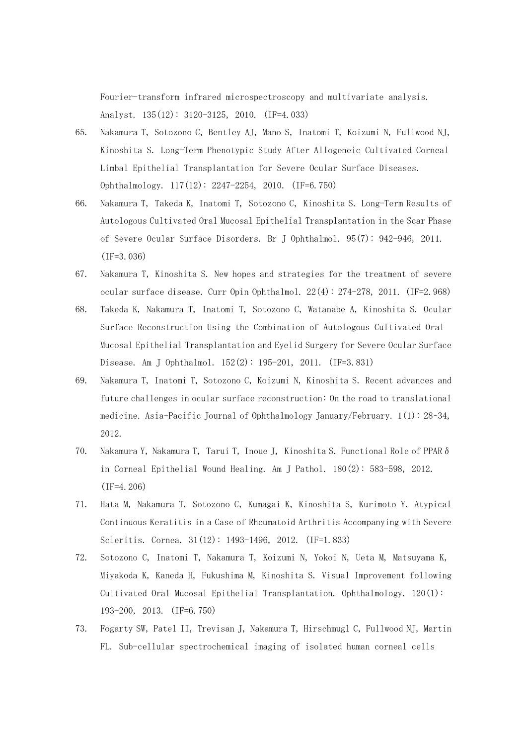Fourier-transform infrared microspectroscopy and multivariate analysis. Analyst. 135(12): 3120-3125, 2010. (IF=4.033)

65. Nakamura T, Sotozono C, Bentley AJ, Mano S, Inatomi T, Koizumi N, Fullwood NJ, Kinoshita S. Long-Term Phenotypic Study After Allogeneic Cultivated Corneal Limbal Epithelial Transplantation for Severe Ocular Surface Diseases. Ophthalmology. 117(12): 2247-2254, 2010. (IF=6.750)

66. Nakamura T, Takeda K, Inatomi T, Sotozono C, Kinoshita S. Long-Term Results of Autologous Cultivated Oral Mucosal Epithelial Transplantation in the Scar Phase of Severe Ocular Surface Disorders. Br J Ophthalmol. 95(7): 942-946, 2011. (IF=3.036)

67. Nakamura T, Kinoshita S. New hopes and strategies for the treatment of severe ocular surface disease. Curr Opin Ophthalmol. 22(4): 274-278, 2011. (IF=2.968)

68. Takeda K, Nakamura T, Inatomi T, Sotozono C, Watanabe A, Kinoshita S. Ocular Surface Reconstruction Using the Combination of Autologous Cultivated Oral Mucosal Epithelial Transplantation and Eyelid Surgery for Severe Ocular Surface Disease. Am J Ophthalmol. 152(2): 195-201, 2011. (IF=3.831)

69. Nakamura T, Inatomi T, Sotozono C, Koizumi N, Kinoshita S. Recent advances and future challenges in ocular surface reconstruction: On the road to translational medicine. Asia-Pacific Journal of Ophthalmology January/February. 1(1): 28-34, 2012.

70. Nakamura Y, Nakamura T, Tarui T, Inoue J, Kinoshita S. Functional Role of PPARδ in Corneal Epithelial Wound Healing. Am J Pathol. 180(2): 583-598, 2012. (IF=4.206)

71. Hata M, Nakamura T, Sotozono C, Kumagai K, Kinoshita S, Kurimoto Y. Atypical Continuous Keratitis in a Case of Rheumatoid Arthritis Accompanying with Severe Scleritis. Cornea. 31(12): 1493-1496, 2012. (IF=1.833)

72. Sotozono C, Inatomi T, Nakamura T, Koizumi N, Yokoi N, Ueta M, Matsuyama K, Miyakoda K, Kaneda H, Fukushima M, Kinoshita S. Visual Improvement following Cultivated Oral Mucosal Epithelial Transplantation. Ophthalmology. 120(1): 193-200, 2013. (IF=6.750)

73. Fogarty SW, Patel II, Trevisan J, Nakamura T, Hirschmugl C, Fullwood NJ, Martin FL. Sub-cellular spectrochemical imaging of isolated human corneal cells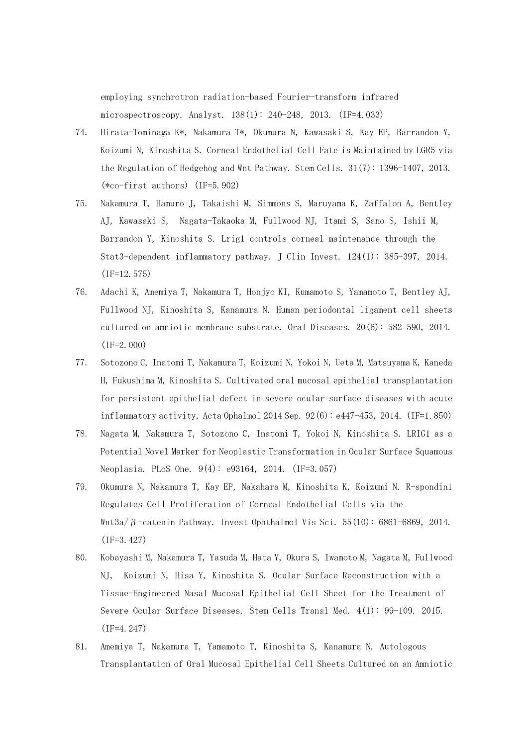employing synchrotron radiation-based Fourier-transform infrared microspectroscopy. Analyst. 138(1): 240-248, 2013. (IF=4.033)

74. Hirata-Tominaga K*, Nakamura T*, Okumura N, Kawasaki S, Kay EP, Barrandon Y, Koizumi N, Kinoshita S. Corneal Endothelial Cell Fate is Maintained by LGR5 via the Regulation of Hedgehog and Wnt Pathway. Stem Cells. 31(7): 1396-1407, 2013. (*co-first authors) (IF=5.902)
75. Nakamura T, Hamuro J, Takaishi M, Simmons S, Maruyama K, Zaffalon A, Bentley AJ, Kawasaki S, Nagata-Takaoka M, Fullwood NJ, Itami S, Sano S, Ishii M, Barrandon Y, Kinoshita S. Lrig1 controls corneal maintenance through the Stat3-dependent inflammatory pathway. J Clin Invest. 124(1): 385-397, 2014. (IF=12.575)
76. Adachi K, Amemiya T, Nakamura T, Honjyo KI, Kumamoto S, Yamamoto T, Bentley AJ, Fullwood NJ, Kinoshita S, Kanamura N. Human periodontal ligament cell sheets cultured on amniotic membrane substrate. Oral Diseases. 20(6): 582-590, 2014. (IF=2.000)
77. Sotozono C, Inatomi T, Nakamura T, Koizumi N, Yokoi N, Ueta M, Matsuyama K, Kaneda H, Fukushima M, Kinoshita S. Cultivated oral mucosal epithelial transplantation for persistent epithelial defect in severe ocular surface diseases with acute inflammatory activity. Acta Ophalmol 2014 Sep. 92(6): e447-453, 2014. (IF=1.850)
78. Nagata M, Nakamura T, Sotozono C, Inatomi T, Yokoi N, Kinoshita S. LRIG1 as a Potential Novel Marker for Neoplastic Transformation in Ocular Surface Squamous Neoplasia. PLoS One. 9(4): e93164, 2014. (IF=3.057)
79. Okumura N, Nakamura T, Kay EP, Nakahara M, Kinoshita K, Koizumi N. R-spondin1 Regulates Cell Proliferation of Corneal Endothelial Cells via the Wnt3a/β-catenin Pathway. Invest Ophthalmol Vis Sci. 55(10): 6861-6869, 2014. (IF=3.427)
80. Kobayashi M, Nakamura T, Yasuda M, Hata Y, Okura S, Iwamoto M, Nagata M, Fullwood NJ, Koizumi N, Hisa Y, Kinoshita S. Ocular Surface Reconstruction with a Tissue-Engineered Nasal Mucosal Epithelial Cell Sheet for the Treatment of Severe Ocular Surface Diseases. Stem Cells Transl Med. 4(1): 99-109. 2015. (IF=4.247)
81. Amemiya T, Nakamura T, Yamamoto T, Kinoshita S, Kanamura N. Autologous Transplantation of Oral Mucosal Epithelial Cell Sheets Cultured on an Amniotic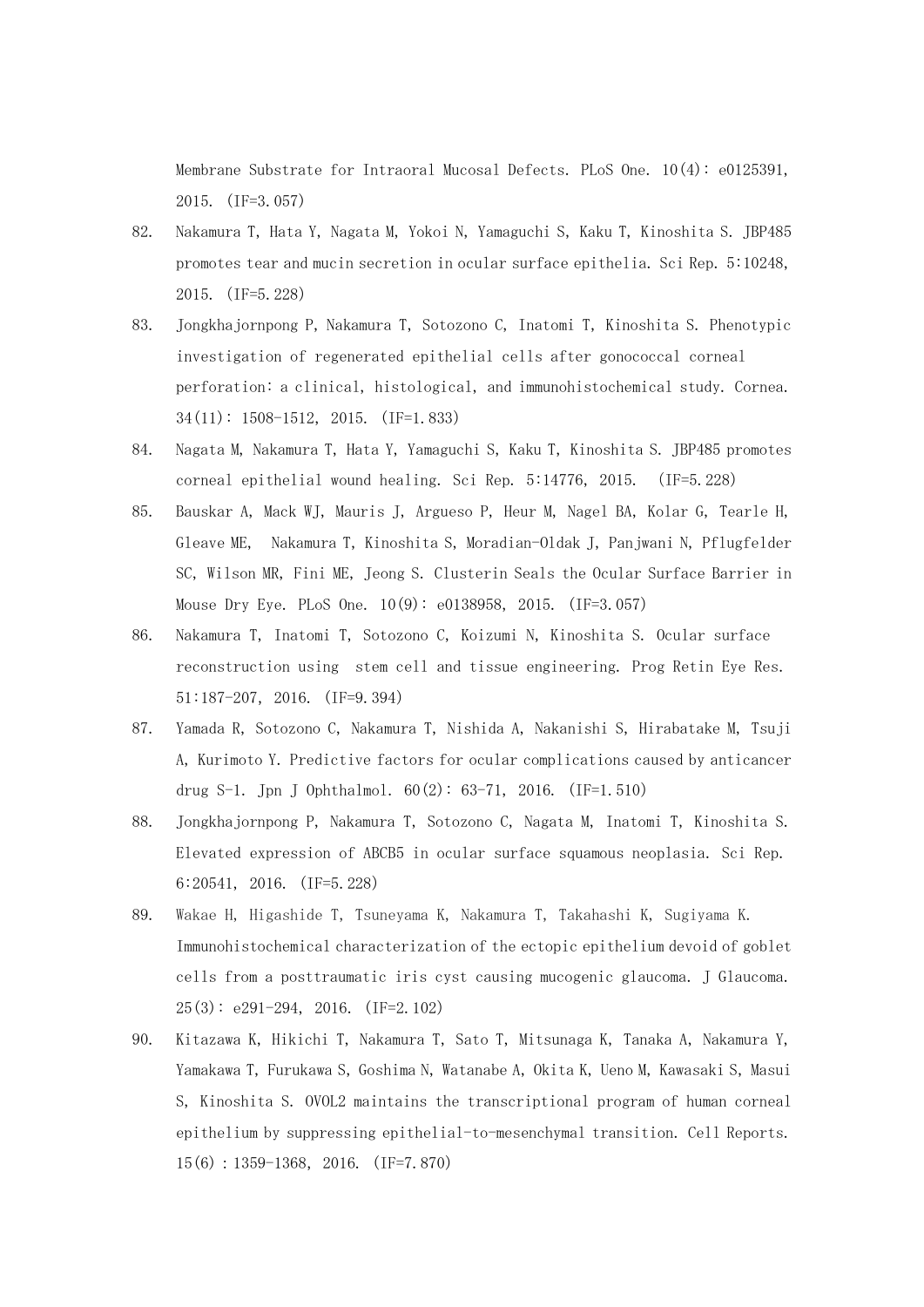Membrane Substrate for Intraoral Mucosal Defects. PLoS One. 10(4): e0125391, 2015. (IF=3.057)

82. Nakamura T, Hata Y, Nagata M, Yokoi N, Yamaguchi S, Kaku T, Kinoshita S. JBP485 promotes tear and mucin secretion in ocular surface epithelia. Sci Rep. 5:10248, 2015. (IF=5.228)

83. Jongkhajornpong P, Nakamura T, Sotozono C, Inatomi T, Kinoshita S. Phenotypic investigation of regenerated epithelial cells after gonococcal corneal perforation: a clinical, histological, and immunohistochemical study. Cornea. 34(11): 1508-1512, 2015. (IF=1.833)

84. Nagata M, Nakamura T, Hata Y, Yamaguchi S, Kaku T, Kinoshita S. JBP485 promotes corneal epithelial wound healing. Sci Rep. 5:14776, 2015. (IF=5.228)

85. Bauskar A, Mack WJ, Mauris J, Argueso P, Heur M, Nagel BA, Kolar G, Tearle H, Gleave ME, Nakamura T, Kinoshita S, Moradian-Oldak J, Panjwani N, Pflugfelder SC, Wilson MR, Fini ME, Jeong S. Clusterin Seals the Ocular Surface Barrier in Mouse Dry Eye. PLoS One. 10(9): e0138958, 2015. (IF=3.057)

86. Nakamura T, Inatomi T, Sotozono C, Koizumi N, Kinoshita S. Ocular surface reconstruction using stem cell and tissue engineering. Prog Retin Eye Res. 51:187-207, 2016. (IF=9.394)

87. Yamada R, Sotozono C, Nakamura T, Nishida A, Nakanishi S, Hirabatake M, Tsuji A, Kurimoto Y. Predictive factors for ocular complications caused by anticancer drug S-1. Jpn J Ophthalmol. 60(2): 63-71, 2016. (IF=1.510)

88. Jongkhajornpong P, Nakamura T, Sotozono C, Nagata M, Inatomi T, Kinoshita S. Elevated expression of ABCB5 in ocular surface squamous neoplasia. Sci Rep. 6:20541, 2016. (IF=5.228)

89. Wakae H, Higashide T, Tsuneyama K, Nakamura T, Takahashi K, Sugiyama K. Immunohistochemical characterization of the ectopic epithelium devoid of goblet cells from a posttraumatic iris cyst causing mucogenic glaucoma. J Glaucoma. 25(3): e291-294, 2016. (IF=2.102)

90. Kitazawa K, Hikichi T, Nakamura T, Sato T, Mitsunaga K, Tanaka A, Nakamura Y, Yamakawa T, Furukawa S, Goshima N, Watanabe A, Okita K, Ueno M, Kawasaki S, Masui S, Kinoshita S. OVOL2 maintains the transcriptional program of human corneal epithelium by suppressing epithelial-to-mesenchymal transition. Cell Reports. 15(6) : 1359-1368, 2016. (IF=7.870)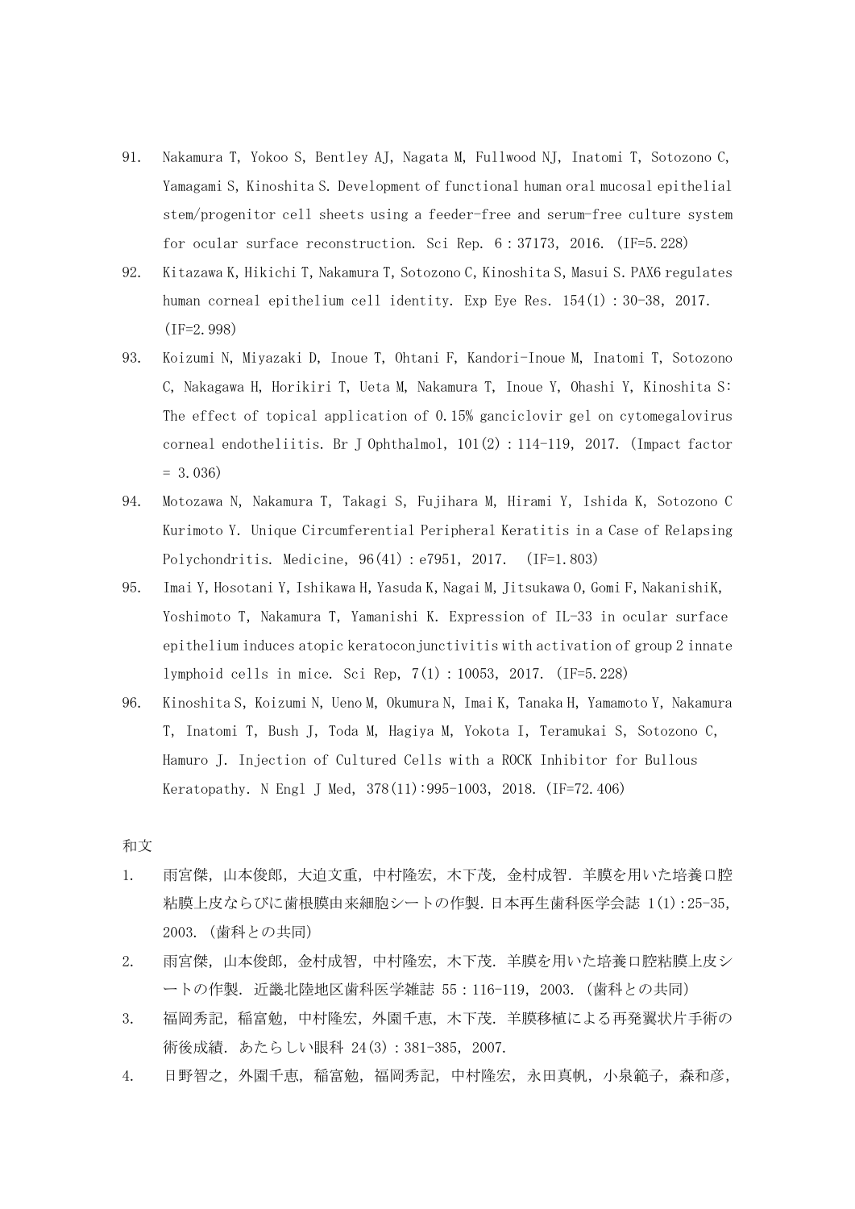91. Nakamura T, Yokoo S, Bentley AJ, Nagata M, Fullwood NJ, Inatomi T, Sotozono C, Yamagami S, Kinoshita S. Development of functional human oral mucosal epithelial stem/progenitor cell sheets using a feeder-free and serum-free culture system for ocular surface reconstruction. Sci Rep. 6：37173, 2016. (IF=5.228)
92. Kitazawa K, Hikichi T, Nakamura T, Sotozono C, Kinoshita S, Masui S. PAX6 regulates human corneal epithelium cell identity. Exp Eye Res. 154(1)：30-38, 2017. (IF=2.998)
93. Koizumi N, Miyazaki D, Inoue T, Ohtani F, Kandori-Inoue M, Inatomi T, Sotozono C, Nakagawa H, Horikiri T, Ueta M, Nakamura T, Inoue Y, Ohashi Y, Kinoshita S: The effect of topical application of 0.15% ganciclovir gel on cytomegalovirus corneal endotheliitis. Br J Ophthalmol, 101(2)：114-119, 2017. (Impact factor = 3.036)
94. Motozawa N, Nakamura T, Takagi S, Fujihara M, Hirami Y, Ishida K, Sotozono C Kurimoto Y. Unique Circumferential Peripheral Keratitis in a Case of Relapsing Polychondritis. Medicine, 96(41)：e7951, 2017. (IF=1.803)
95. Imai Y, Hosotani Y, Ishikawa H, Yasuda K, Nagai M, Jitsukawa O, Gomi F, NakanishiK, Yoshimoto T, Nakamura T, Yamanishi K. Expression of IL-33 in ocular surface epithelium induces atopic keratoconjunctivitis with activation of group 2 innate lymphoid cells in mice. Sci Rep, 7(1)：10053, 2017. (IF=5.228)
96. Kinoshita S, Koizumi N, Ueno M, Okumura N, Imai K, Tanaka H, Yamamoto Y, Nakamura T, Inatomi T, Bush J, Toda M, Hagiya M, Yokota I, Teramukai S, Sotozono C, Hamuro J. Injection of Cultured Cells with a ROCK Inhibitor for Bullous Keratopathy. N Engl J Med, 378(11):995-1003, 2018. (IF=72.406)

和文

1. 雨宮傑，山本俊郎，大迫文重，中村隆宏，木下茂，金村成智．羊膜を用いた培養口腔粘膜上皮ならびに歯根膜由来細胞シートの作製．日本再生歯科医学会誌 1(1):25-35, 2003. (歯科との共同)
2. 雨宮傑，山本俊郎，金村成智，中村隆宏，木下茂．羊膜を用いた培養口腔粘膜上皮シートの作製．近畿北陸地区歯科医学雑誌 55：116-119, 2003. (歯科との共同)
3. 福岡秀記，稲富勉，中村隆宏，外園千恵，木下茂．羊膜移植による再発翼状片手術の術後成績．あたらしい眼科 24(3)：381-385, 2007.
4. 日野智之，外園千恵，稲富勉，福岡秀記，中村隆宏，永田真帆，小泉範子，森和彦，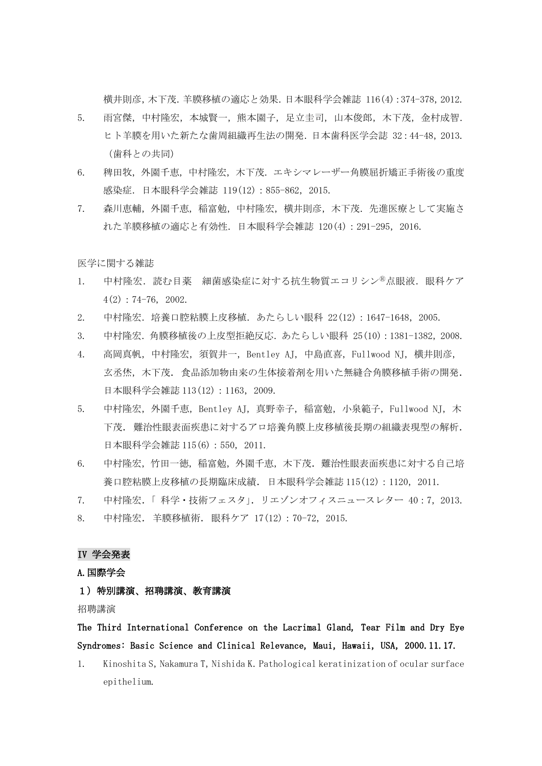横井則彦, 木下茂. 羊膜移植の適応と効果. 日本眼科学会雑誌 116(4):374-378, 2012.

5. 雨宮傑, 中村隆宏, 本城賢一, 熊本園子, 足立圭司, 山本俊郎, 木下茂, 金村成智. ヒト羊膜を用いた新たな歯周組織再生法の開発. 日本歯科医学会誌 32:44-48, 2013.（歯科との共同）
6. 稗田牧, 外園千恵, 中村隆宏, 木下茂. エキシマレーザー角膜屈折矯正手術後の重度感染症. 日本眼科学会雑誌 119(12):855-862, 2015.
7. 森川恵輔, 外園千恵, 稲富勉, 中村隆宏, 横井則彦, 木下茂. 先進医療として実施された羊膜移植の適応と有効性. 日本眼科学会雑誌 120(4):291-295, 2016.

医学に関する雑誌

1. 中村隆宏. 読む目薬　細菌感染症に対する抗生物質エコリシン®点眼液. 眼科ケア 4(2):74-76, 2002.
2. 中村隆宏. 培養口腔粘膜上皮移植. あたらしい眼科 22(12):1647-1648, 2005.
3. 中村隆宏. 角膜移植後の上皮型拒絶反応. あたらしい眼科 25(10):1381-1382, 2008.
4. 高岡真帆, 中村隆宏, 須賀井一, Bentley AJ, 中島直喜, Fullwood NJ, 横井則彦, 玄丞烋, 木下茂. 食品添加物由来の生体接着剤を用いた無縫合角膜移植手術の開発. 日本眼科学会雑誌 113(12):1163, 2009.
5. 中村隆宏, 外園千恵, Bentley AJ, 真野幸子, 稲富勉, 小泉範子, Fullwood NJ, 木下茂. 難治性眼表面疾患に対するアロ培養角膜上皮移植後長期の組織表現型の解析. 日本眼科学会雑誌 115(6):550, 2011.
6. 中村隆宏, 竹田一徳, 稲富勉, 外園千恵, 木下茂. 難治性眼表面疾患に対する自己培養口腔粘膜上皮移植の長期臨床成績. 日本眼科学会雑誌 115(12):1120, 2011.
7. 中村隆宏.「 科学・技術フェスタ」. リエゾンオフィスニュースレター 40:7, 2013.
8. 中村隆宏. 羊膜移植術. 眼科ケア 17(12):70-72, 2015.

## IV 学会発表

### A. 国際学会

#### １）特別講演、招聘講演、教育講演

招聘講演

**The Third International Conference on the Lacrimal Gland, Tear Film and Dry Eye Syndromes: Basic Science and Clinical Relevance, Maui, Hawaii, USA, 2000.11.17.**

1. Kinoshita S, Nakamura T, Nishida K. Pathological keratinization of ocular surface epithelium.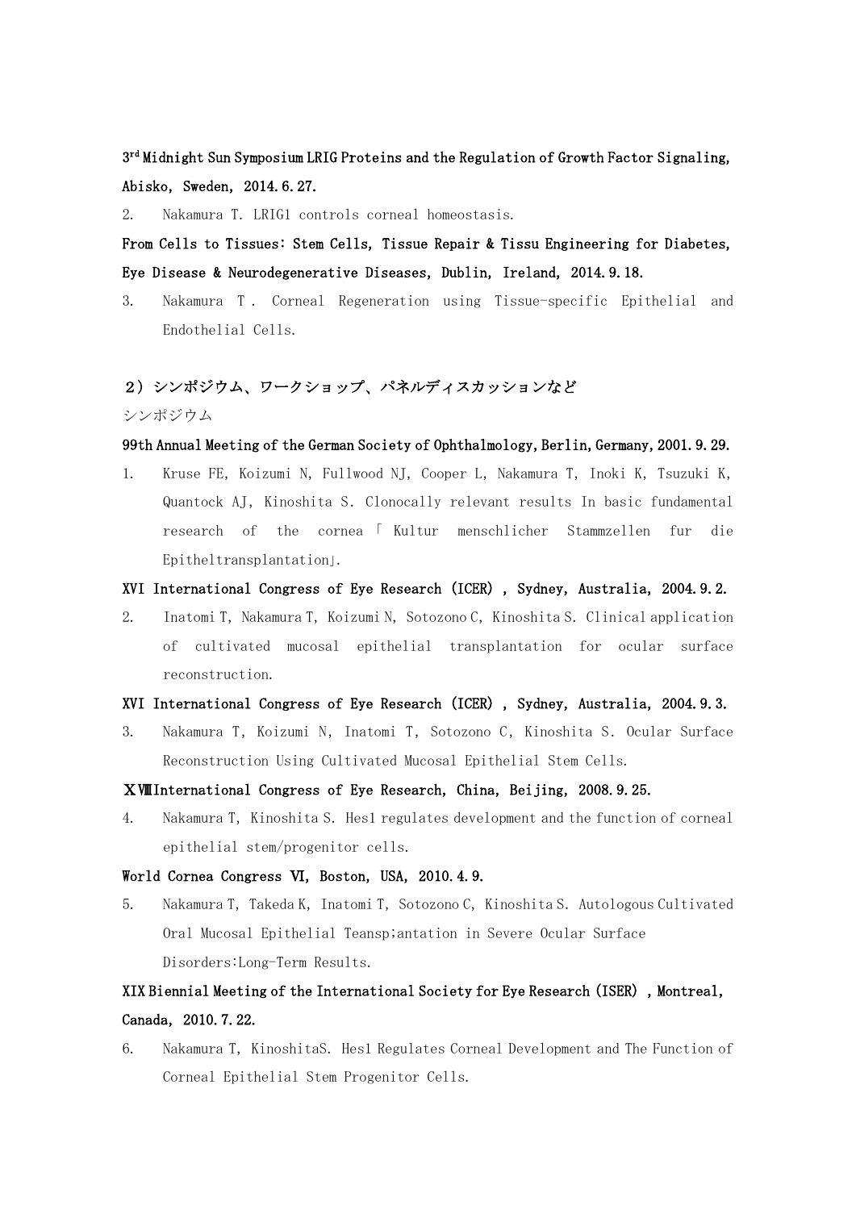**3rd Midnight Sun Symposium LRIG Proteins and the Regulation of Growth Factor Signaling, Abisko, Sweden, 2014.6.27.**

2. Nakamura T. LRIG1 controls corneal homeostasis.

**From Cells to Tissues: Stem Cells, Tissue Repair & Tissu Engineering for Diabetes, Eye Disease & Neurodegenerative Diseases, Dublin, Ireland, 2014.9.18.**

3. Nakamura T. Corneal Regeneration using Tissue-specific Epithelial and Endothelial Cells.

## ２）シンポジウム、ワークショップ、パネルディスカッションなど

シンポジウム

**99th Annual Meeting of the German Society of Ophthalmology, Berlin, Germany, 2001.9.29.**

1. Kruse FE, Koizumi N, Fullwood NJ, Cooper L, Nakamura T, Inoki K, Tsuzuki K, Quantock AJ, Kinoshita S. Clonocally relevant results In basic fundamental research of the cornea「Kultur menschlicher Stammzellen fur die Epitheltransplantation」.

**XVI International Congress of Eye Research (ICER), Sydney, Australia, 2004.9.2.**

2. Inatomi T, Nakamura T, Koizumi N, Sotozono C, Kinoshita S. Clinical application of cultivated mucosal epithelial transplantation for ocular surface reconstruction.

**XVI International Congress of Eye Research (ICER), Sydney, Australia, 2004.9.3.**

3. Nakamura T, Koizumi N, Inatomi T, Sotozono C, Kinoshita S. Ocular Surface Reconstruction Using Cultivated Mucosal Epithelial Stem Cells.

**ⅩⅧInternational Congress of Eye Research, China, Beijing, 2008.9.25.**

4. Nakamura T, Kinoshita S. Hes1 regulates development and the function of corneal epithelial stem/progenitor cells.

**World Cornea Congress Ⅵ, Boston, USA, 2010.4.9.**

5. Nakamura T, Takeda K, Inatomi T, Sotozono C, Kinoshita S. Autologous Cultivated Oral Mucosal Epithelial Teansp;antation in Severe Ocular Surface Disorders:Long-Term Results.

**XIX Biennial Meeting of the International Society for Eye Research (ISER), Montreal, Canada, 2010.7.22.**

6. Nakamura T, KinoshitaS. Hes1 Regulates Corneal Development and The Function of Corneal Epithelial Stem Progenitor Cells.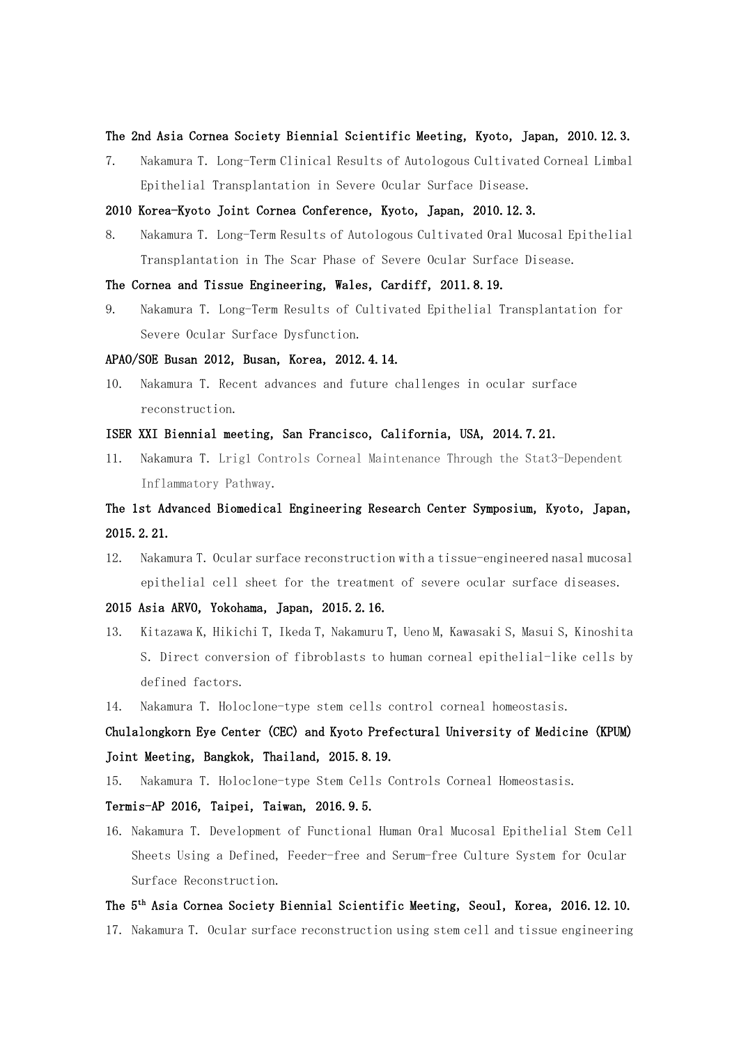**The 2nd Asia Cornea Society Biennial Scientific Meeting, Kyoto, Japan, 2010.12.3.**

7. Nakamura T. Long-Term Clinical Results of Autologous Cultivated Corneal Limbal Epithelial Transplantation in Severe Ocular Surface Disease.

**2010 Korea-Kyoto Joint Cornea Conference, Kyoto, Japan, 2010.12.3.**

8. Nakamura T. Long-Term Results of Autologous Cultivated Oral Mucosal Epithelial Transplantation in The Scar Phase of Severe Ocular Surface Disease.

**The Cornea and Tissue Engineering, Wales, Cardiff, 2011.8.19.**

9. Nakamura T. Long-Term Results of Cultivated Epithelial Transplantation for Severe Ocular Surface Dysfunction.

**APAO/SOE Busan 2012, Busan, Korea, 2012.4.14.**

10. Nakamura T. Recent advances and future challenges in ocular surface reconstruction.

**ISER XXI Biennial meeting, San Francisco, California, USA, 2014.7.21.**

11. Nakamura T. Lrig1 Controls Corneal Maintenance Through the Stat3-Dependent Inflammatory Pathway.

**The 1st Advanced Biomedical Engineering Research Center Symposium, Kyoto, Japan, 2015.2.21.**

12. Nakamura T. Ocular surface reconstruction with a tissue-engineered nasal mucosal epithelial cell sheet for the treatment of severe ocular surface diseases.

**2015 Asia ARVO, Yokohama, Japan, 2015.2.16.**

13. Kitazawa K, Hikichi T, Ikeda T, Nakamuru T, Ueno M, Kawasaki S, Masui S, Kinoshita S. Direct conversion of fibroblasts to human corneal epithelial-like cells by defined factors.

14. Nakamura T. Holoclone-type stem cells control corneal homeostasis.

**Chulalongkorn Eye Center (CEC) and Kyoto Prefectural University of Medicine (KPUM) Joint Meeting, Bangkok, Thailand, 2015.8.19.**

15. Nakamura T. Holoclone-type Stem Cells Controls Corneal Homeostasis.

**Termis-AP 2016, Taipei, Taiwan, 2016.9.5.**

16. Nakamura T. Development of Functional Human Oral Mucosal Epithelial Stem Cell Sheets Using a Defined, Feeder-free and Serum-free Culture System for Ocular Surface Reconstruction.

**The 5th Asia Cornea Society Biennial Scientific Meeting, Seoul, Korea, 2016.12.10.**

17. Nakamura T. Ocular surface reconstruction using stem cell and tissue engineering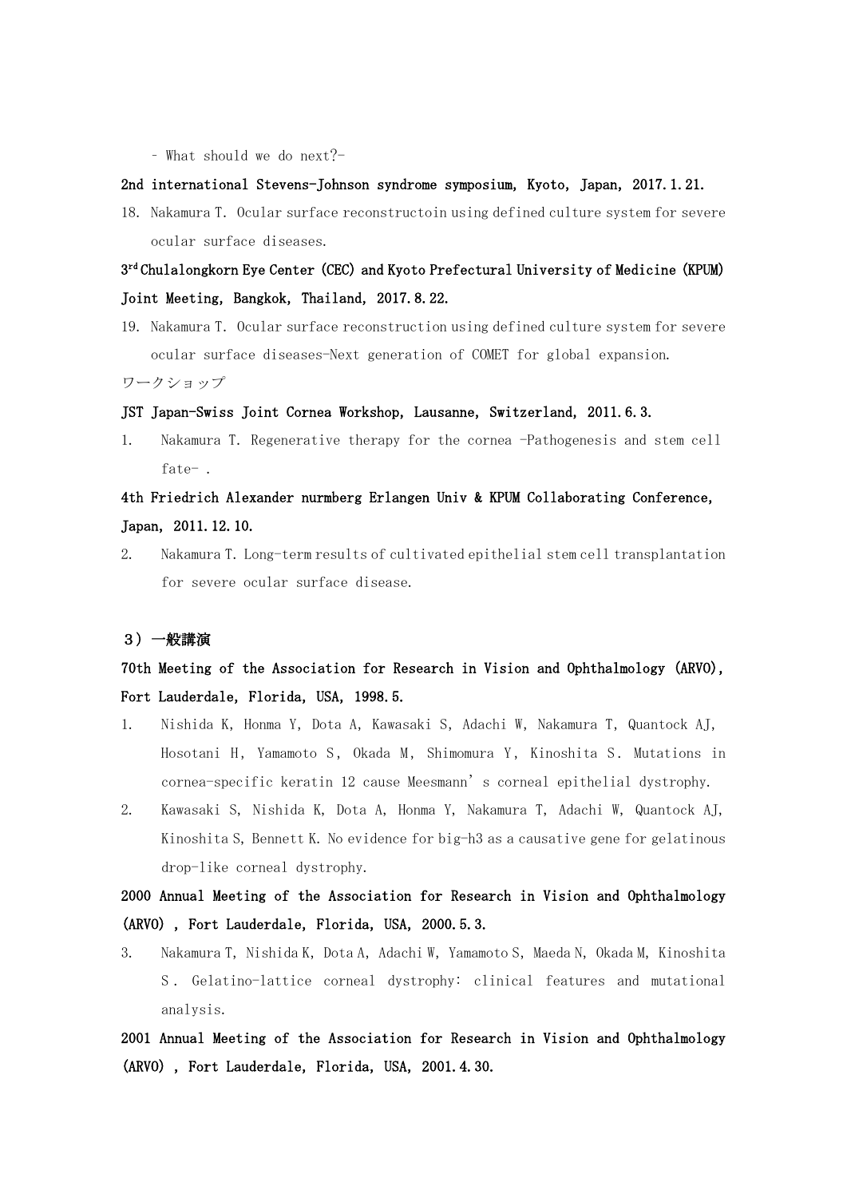– What should we do next?-

**2nd international Stevens-Johnson syndrome symposium, Kyoto, Japan, 2017.1.21.**

18. Nakamura T. Ocular surface reconstructoin using defined culture system for severe ocular surface diseases.

**3rd Chulalongkorn Eye Center (CEC) and Kyoto Prefectural University of Medicine (KPUM) Joint Meeting, Bangkok, Thailand, 2017.8.22.**

19. Nakamura T. Ocular surface reconstruction using defined culture system for severe ocular surface diseases-Next generation of COMET for global expansion.

ワークショップ

**JST Japan-Swiss Joint Cornea Workshop, Lausanne, Switzerland, 2011.6.3.**

1. Nakamura T. Regenerative therapy for the cornea -Pathogenesis and stem cell fate- .

**4th Friedrich Alexander nurmberg Erlangen Univ & KPUM Collaborating Conference, Japan, 2011.12.10.**

2. Nakamura T. Long-term results of cultivated epithelial stem cell transplantation for severe ocular surface disease.

## ３）一般講演

**70th Meeting of the Association for Research in Vision and Ophthalmology (ARVO), Fort Lauderdale, Florida, USA, 1998.5.**

1. Nishida K, Honma Y, Dota A, Kawasaki S, Adachi W, Nakamura T, Quantock AJ, Hosotani H, Yamamoto S, Okada M, Shimomura Y, Kinoshita S. Mutations in cornea-specific keratin 12 cause Meesmann's corneal epithelial dystrophy.
2. Kawasaki S, Nishida K, Dota A, Honma Y, Nakamura T, Adachi W, Quantock AJ, Kinoshita S, Bennett K. No evidence for big-h3 as a causative gene for gelatinous drop-like corneal dystrophy.

**2000 Annual Meeting of the Association for Research in Vision and Ophthalmology (ARVO) , Fort Lauderdale, Florida, USA, 2000.5.3.**

3. Nakamura T, Nishida K, Dota A, Adachi W, Yamamoto S, Maeda N, Okada M, Kinoshita S. Gelatino-lattice corneal dystrophy: clinical features and mutational analysis.

**2001 Annual Meeting of the Association for Research in Vision and Ophthalmology (ARVO) , Fort Lauderdale, Florida, USA, 2001.4.30.**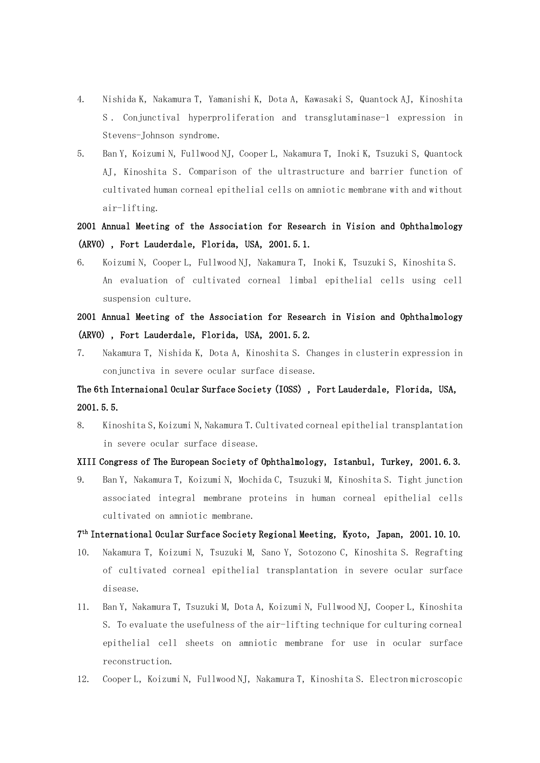4. Nishida K, Nakamura T, Yamanishi K, Dota A, Kawasaki S, Quantock AJ, Kinoshita S. Conjunctival hyperproliferation and transglutaminase-1 expression in Stevens-Johnson syndrome.
5. Ban Y, Koizumi N, Fullwood NJ, Cooper L, Nakamura T, Inoki K, Tsuzuki S, Quantock AJ, Kinoshita S. Comparison of the ultrastructure and barrier function of cultivated human corneal epithelial cells on amniotic membrane with and without air-lifting.

**2001 Annual Meeting of the Association for Research in Vision and Ophthalmology (ARVO), Fort Lauderdale, Florida, USA, 2001.5.1.**

6. Koizumi N, Cooper L, Fullwood NJ, Nakamura T, Inoki K, Tsuzuki S, Kinoshita S. An evaluation of cultivated corneal limbal epithelial cells using cell suspension culture.

**2001 Annual Meeting of the Association for Research in Vision and Ophthalmology (ARVO), Fort Lauderdale, Florida, USA, 2001.5.2.**

7. Nakamura T, Nishida K, Dota A, Kinoshita S. Changes in clusterin expression in conjunctiva in severe ocular surface disease.

**The 6th Internaional Ocular Surface Society (IOSS), Fort Lauderdale, Florida, USA, 2001.5.5.**

8. Kinoshita S, Koizumi N, Nakamura T. Cultivated corneal epithelial transplantation in severe ocular surface disease.

**XIII Congress of The European Society of Ophthalmology, Istanbul, Turkey, 2001.6.3.**

9. Ban Y, Nakamura T, Koizumi N, Mochida C, Tsuzuki M, Kinoshita S. Tight junction associated integral membrane proteins in human corneal epithelial cells cultivated on amniotic membrane.

**7th International Ocular Surface Society Regional Meeting, Kyoto, Japan, 2001.10.10.**

10. Nakamura T, Koizumi N, Tsuzuki M, Sano Y, Sotozono C, Kinoshita S. Regrafting of cultivated corneal epithelial transplantation in severe ocular surface disease.
11. Ban Y, Nakamura T, Tsuzuki M, Dota A, Koizumi N, Fullwood NJ, Cooper L, Kinoshita S. To evaluate the usefulness of the air-lifting technique for culturing corneal epithelial cell sheets on amniotic membrane for use in ocular surface reconstruction.
12. Cooper L, Koizumi N, Fullwood NJ, Nakamura T, Kinoshita S. Electron microscopic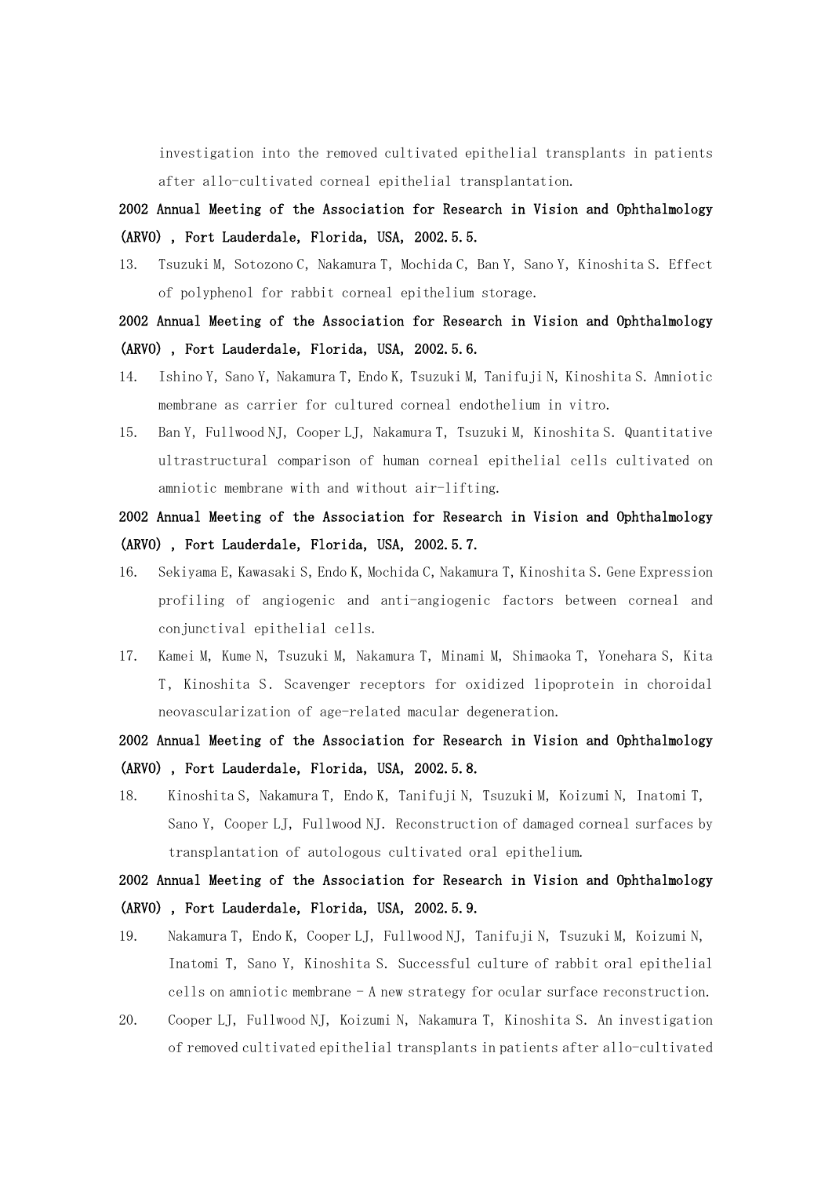investigation into the removed cultivated epithelial transplants in patients after allo-cultivated corneal epithelial transplantation.

**2002 Annual Meeting of the Association for Research in Vision and Ophthalmology (ARVO) , Fort Lauderdale, Florida, USA, 2002.5.5.**

13. Tsuzuki M, Sotozono C, Nakamura T, Mochida C, Ban Y, Sano Y, Kinoshita S. Effect of polyphenol for rabbit corneal epithelium storage.

**2002 Annual Meeting of the Association for Research in Vision and Ophthalmology (ARVO) , Fort Lauderdale, Florida, USA, 2002.5.6.**

14. Ishino Y, Sano Y, Nakamura T, Endo K, Tsuzuki M, Tanifuji N, Kinoshita S. Amniotic membrane as carrier for cultured corneal endothelium in vitro.
15. Ban Y, Fullwood NJ, Cooper LJ, Nakamura T, Tsuzuki M, Kinoshita S. Quantitative ultrastructural comparison of human corneal epithelial cells cultivated on amniotic membrane with and without air-lifting.

**2002 Annual Meeting of the Association for Research in Vision and Ophthalmology (ARVO) , Fort Lauderdale, Florida, USA, 2002.5.7.**

16. Sekiyama E, Kawasaki S, Endo K, Mochida C, Nakamura T, Kinoshita S. Gene Expression profiling of angiogenic and anti-angiogenic factors between corneal and conjunctival epithelial cells.
17. Kamei M, Kume N, Tsuzuki M, Nakamura T, Minami M, Shimaoka T, Yonehara S, Kita T, Kinoshita S. Scavenger receptors for oxidized lipoprotein in choroidal neovascularization of age-related macular degeneration.

**2002 Annual Meeting of the Association for Research in Vision and Ophthalmology (ARVO) , Fort Lauderdale, Florida, USA, 2002.5.8.**

18. Kinoshita S, Nakamura T, Endo K, Tanifuji N, Tsuzuki M, Koizumi N, Inatomi T, Sano Y, Cooper LJ, Fullwood NJ. Reconstruction of damaged corneal surfaces by transplantation of autologous cultivated oral epithelium.

**2002 Annual Meeting of the Association for Research in Vision and Ophthalmology (ARVO) , Fort Lauderdale, Florida, USA, 2002.5.9.**

19. Nakamura T, Endo K, Cooper LJ, Fullwood NJ, Tanifuji N, Tsuzuki M, Koizumi N, Inatomi T, Sano Y, Kinoshita S. Successful culture of rabbit oral epithelial cells on amniotic membrane - A new strategy for ocular surface reconstruction.
20. Cooper LJ, Fullwood NJ, Koizumi N, Nakamura T, Kinoshita S. An investigation of removed cultivated epithelial transplants in patients after allo-cultivated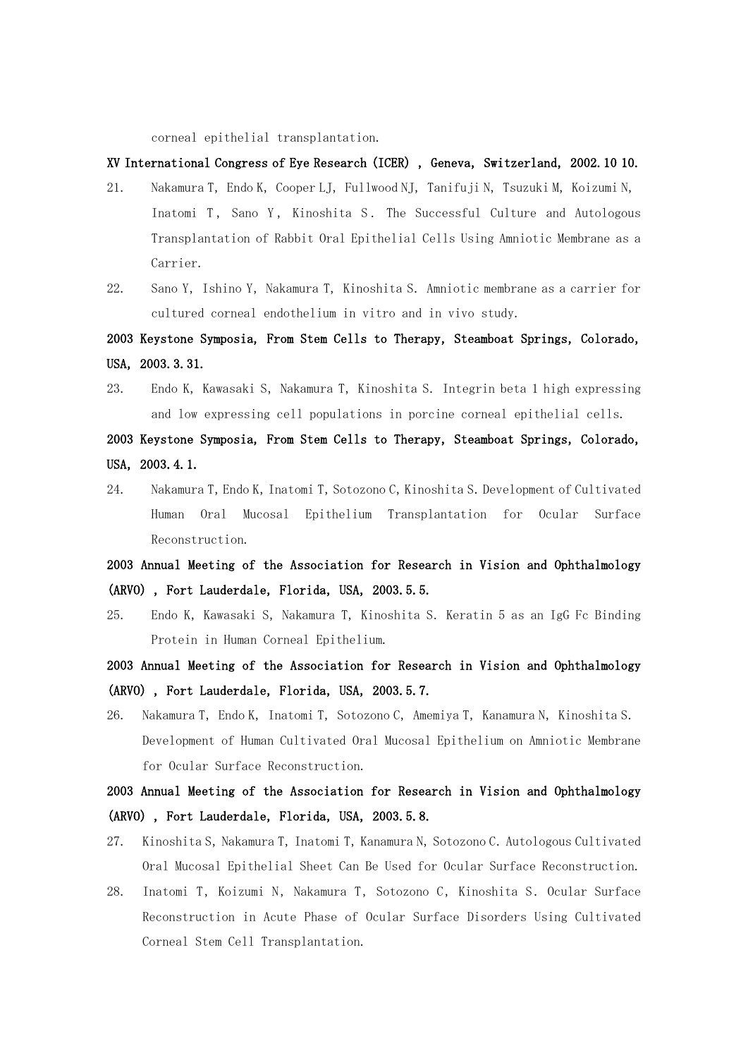corneal epithelial transplantation.

**XV International Congress of Eye Research (ICER) , Geneva, Switzerland, 2002.10 10.**

21. Nakamura T, Endo K, Cooper LJ, Fullwood NJ, Tanifuji N, Tsuzuki M, Koizumi N, Inatomi T, Sano Y, Kinoshita S. The Successful Culture and Autologous Transplantation of Rabbit Oral Epithelial Cells Using Amniotic Membrane as a Carrier.
22. Sano Y, Ishino Y, Nakamura T, Kinoshita S. Amniotic membrane as a carrier for cultured corneal endothelium in vitro and in vivo study.

**2003 Keystone Symposia, From Stem Cells to Therapy, Steamboat Springs, Colorado, USA, 2003.3.31.**

23. Endo K, Kawasaki S, Nakamura T, Kinoshita S. Integrin beta 1 high expressing and low expressing cell populations in porcine corneal epithelial cells.

**2003 Keystone Symposia, From Stem Cells to Therapy, Steamboat Springs, Colorado, USA, 2003.4.1.**

24. Nakamura T, Endo K, Inatomi T, Sotozono C, Kinoshita S. Development of Cultivated Human Oral Mucosal Epithelium Transplantation for Ocular Surface Reconstruction.

**2003 Annual Meeting of the Association for Research in Vision and Ophthalmology (ARVO) , Fort Lauderdale, Florida, USA, 2003.5.5.**

25. Endo K, Kawasaki S, Nakamura T, Kinoshita S. Keratin 5 as an IgG Fc Binding Protein in Human Corneal Epithelium.

**2003 Annual Meeting of the Association for Research in Vision and Ophthalmology (ARVO) , Fort Lauderdale, Florida, USA, 2003.5.7.**

26. Nakamura T, Endo K, Inatomi T, Sotozono C, Amemiya T, Kanamura N, Kinoshita S. Development of Human Cultivated Oral Mucosal Epithelium on Amniotic Membrane for Ocular Surface Reconstruction.

**2003 Annual Meeting of the Association for Research in Vision and Ophthalmology (ARVO) , Fort Lauderdale, Florida, USA, 2003.5.8.**

27. Kinoshita S, Nakamura T, Inatomi T, Kanamura N, Sotozono C. Autologous Cultivated Oral Mucosal Epithelial Sheet Can Be Used for Ocular Surface Reconstruction.
28. Inatomi T, Koizumi N, Nakamura T, Sotozono C, Kinoshita S. Ocular Surface Reconstruction in Acute Phase of Ocular Surface Disorders Using Cultivated Corneal Stem Cell Transplantation.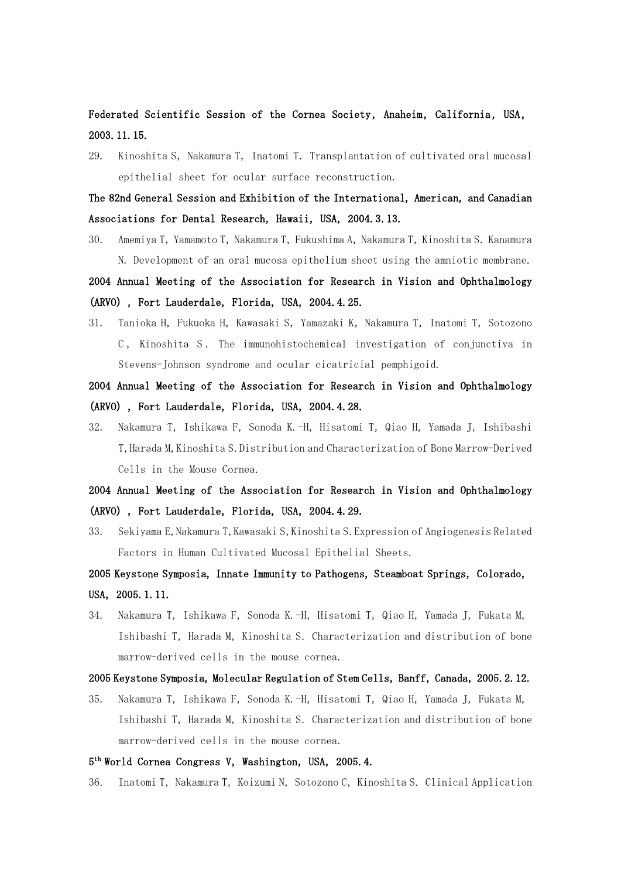**Federated Scientific Session of the Cornea Society, Anaheim, California, USA, 2003.11.15.**

29. Kinoshita S, Nakamura T, Inatomi T. Transplantation of cultivated oral mucosal epithelial sheet for ocular surface reconstruction.

**The 82nd General Session and Exhibition of the International, American, and Canadian Associations for Dental Research, Hawaii, USA, 2004.3.13.**

30. Amemiya T, Yamamoto T, Nakamura T, Fukushima A, Nakamura T, Kinoshita S. Kanamura N. Development of an oral mucosa epithelium sheet using the amniotic membrane.

**2004 Annual Meeting of the Association for Research in Vision and Ophthalmology (ARVO), Fort Lauderdale, Florida, USA, 2004.4.25.**

31. Tanioka H, Fukuoka H, Kawasaki S, Yamazaki K, Nakamura T, Inatomi T, Sotozono C, Kinoshita S. The immunohistochemical investigation of conjunctiva in Stevens-Johnson syndrome and ocular cicatricial pemphigoid.

**2004 Annual Meeting of the Association for Research in Vision and Ophthalmology (ARVO), Fort Lauderdale, Florida, USA, 2004.4.28.**

32. Nakamura T, Ishikawa F, Sonoda K.-H, Hisatomi T, Qiao H, Yamada J, Ishibashi T, Harada M, Kinoshita S. Distribution and Characterization of Bone Marrow-Derived Cells in the Mouse Cornea.

**2004 Annual Meeting of the Association for Research in Vision and Ophthalmology (ARVO), Fort Lauderdale, Florida, USA, 2004.4.29.**

33. Sekiyama E, Nakamura T, Kawasaki S, Kinoshita S. Expression of Angiogenesis Related Factors in Human Cultivated Mucosal Epithelial Sheets.

**2005 Keystone Symposia, Innate Immunity to Pathogens, Steamboat Springs, Colorado, USA, 2005.1.11.**

34. Nakamura T, Ishikawa F, Sonoda K.-H, Hisatomi T, Qiao H, Yamada J, Fukata M, Ishibashi T, Harada M, Kinoshita S. Characterization and distribution of bone marrow-derived cells in the mouse cornea.

**2005 Keystone Symposia, Molecular Regulation of Stem Cells, Banff, Canada, 2005.2.12.**

35. Nakamura T, Ishikawa F, Sonoda K.-H, Hisatomi T, Qiao H, Yamada J, Fukata M, Ishibashi T, Harada M, Kinoshita S. Characterization and distribution of bone marrow-derived cells in the mouse cornea.

**5th World Cornea Congress V, Washington, USA, 2005.4.**

36. Inatomi T, Nakamura T, Koizumi N, Sotozono C, Kinoshita S. Clinical Application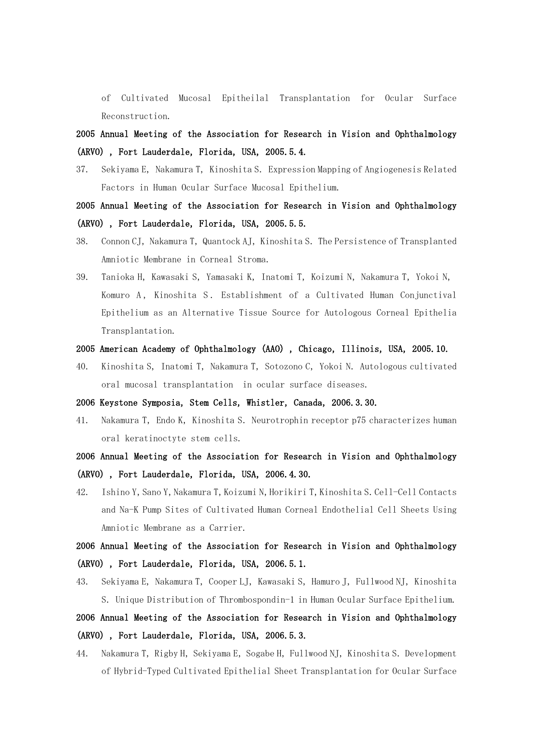of Cultivated Mucosal Epitheilal Transplantation for Ocular Surface Reconstruction.

**2005 Annual Meeting of the Association for Research in Vision and Ophthalmology (ARVO) , Fort Lauderdale, Florida, USA, 2005.5.4.**

37. Sekiyama E, Nakamura T, Kinoshita S. Expression Mapping of Angiogenesis Related Factors in Human Ocular Surface Mucosal Epithelium.

**2005 Annual Meeting of the Association for Research in Vision and Ophthalmology (ARVO) , Fort Lauderdale, Florida, USA, 2005.5.5.**

38. Connon CJ, Nakamura T, Quantock AJ, Kinoshita S. The Persistence of Transplanted Amniotic Membrane in Corneal Stroma.
39. Tanioka H, Kawasaki S, Yamasaki K, Inatomi T, Koizumi N, Nakamura T, Yokoi N, Komuro A, Kinoshita S. Establishment of a Cultivated Human Conjunctival Epithelium as an Alternative Tissue Source for Autologous Corneal Epithelia Transplantation.

**2005 American Academy of Ophthalmology (AAO) , Chicago, Illinois, USA, 2005.10.**

40. Kinoshita S, Inatomi T, Nakamura T, Sotozono C, Yokoi N. Autologous cultivated oral mucosal transplantation in ocular surface diseases.

**2006 Keystone Symposia, Stem Cells, Whistler, Canada, 2006.3.30.**

41. Nakamura T, Endo K, Kinoshita S. Neurotrophin receptor p75 characterizes human oral keratinoctyte stem cells.

**2006 Annual Meeting of the Association for Research in Vision and Ophthalmology (ARVO) , Fort Lauderdale, Florida, USA, 2006.4.30.**

42. Ishino Y, Sano Y, Nakamura T, Koizumi N, Horikiri T, Kinoshita S. Cell-Cell Contacts and Na-K Pump Sites of Cultivated Human Corneal Endothelial Cell Sheets Using Amniotic Membrane as a Carrier.

**2006 Annual Meeting of the Association for Research in Vision and Ophthalmology (ARVO) , Fort Lauderdale, Florida, USA, 2006.5.1.**

43. Sekiyama E, Nakamura T, Cooper LJ, Kawasaki S, Hamuro J, Fullwood NJ, Kinoshita S. Unique Distribution of Thrombospondin-1 in Human Ocular Surface Epithelium.

**2006 Annual Meeting of the Association for Research in Vision and Ophthalmology (ARVO) , Fort Lauderdale, Florida, USA, 2006.5.3.**

44. Nakamura T, Rigby H, Sekiyama E, Sogabe H, Fullwood NJ, Kinoshita S. Development of Hybrid-Typed Cultivated Epithelial Sheet Transplantation for Ocular Surface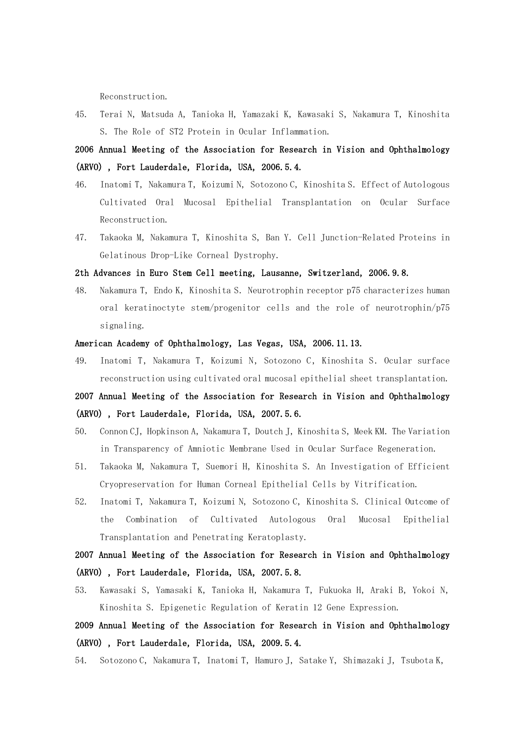Reconstruction.

45. Terai N, Matsuda A, Tanioka H, Yamazaki K, Kawasaki S, Nakamura T, Kinoshita S. The Role of ST2 Protein in Ocular Inflammation.

**2006 Annual Meeting of the Association for Research in Vision and Ophthalmology (ARVO) , Fort Lauderdale, Florida, USA, 2006.5.4.**

46. Inatomi T, Nakamura T, Koizumi N, Sotozono C, Kinoshita S. Effect of Autologous Cultivated Oral Mucosal Epithelial Transplantation on Ocular Surface Reconstruction.

47. Takaoka M, Nakamura T, Kinoshita S, Ban Y. Cell Junction-Related Proteins in Gelatinous Drop-Like Corneal Dystrophy.

**2th Advances in Euro Stem Cell meeting, Lausanne, Switzerland, 2006.9.8.**

48. Nakamura T, Endo K, Kinoshita S. Neurotrophin receptor p75 characterizes human oral keratinoctyte stem/progenitor cells and the role of neurotrophin/p75 signaling.

**American Academy of Ophthalmology, Las Vegas, USA, 2006.11.13.**

49. Inatomi T, Nakamura T, Koizumi N, Sotozono C, Kinoshita S. Ocular surface reconstruction using cultivated oral mucosal epithelial sheet transplantation.

**2007 Annual Meeting of the Association for Research in Vision and Ophthalmology (ARVO) , Fort Lauderdale, Florida, USA, 2007.5.6.**

50. Connon CJ, Hopkinson A, Nakamura T, Doutch J, Kinoshita S, Meek KM. The Variation in Transparency of Amniotic Membrane Used in Ocular Surface Regeneration.

51. Takaoka M, Nakamura T, Suemori H, Kinoshita S. An Investigation of Efficient Cryopreservation for Human Corneal Epithelial Cells by Vitrification.

52. Inatomi T, Nakamura T, Koizumi N, Sotozono C, Kinoshita S. Clinical Outcome of the Combination of Cultivated Autologous Oral Mucosal Epithelial Transplantation and Penetrating Keratoplasty.

**2007 Annual Meeting of the Association for Research in Vision and Ophthalmology (ARVO) , Fort Lauderdale, Florida, USA, 2007.5.8.**

53. Kawasaki S, Yamasaki K, Tanioka H, Nakamura T, Fukuoka H, Araki B, Yokoi N, Kinoshita S. Epigenetic Regulation of Keratin 12 Gene Expression.

**2009 Annual Meeting of the Association for Research in Vision and Ophthalmology (ARVO) , Fort Lauderdale, Florida, USA, 2009.5.4.**

54. Sotozono C, Nakamura T, Inatomi T, Hamuro J, Satake Y, Shimazaki J, Tsubota K,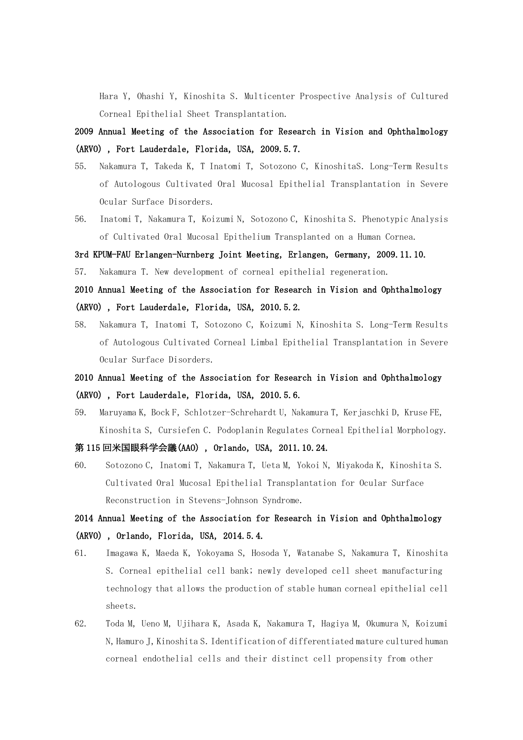Hara Y, Ohashi Y, Kinoshita S. Multicenter Prospective Analysis of Cultured Corneal Epithelial Sheet Transplantation.

**2009 Annual Meeting of the Association for Research in Vision and Ophthalmology (ARVO) , Fort Lauderdale, Florida, USA, 2009.5.7.**

55. Nakamura T, Takeda K, T Inatomi T, Sotozono C, KinoshitaS. Long-Term Results of Autologous Cultivated Oral Mucosal Epithelial Transplantation in Severe Ocular Surface Disorders.
56. Inatomi T, Nakamura T, Koizumi N, Sotozono C, Kinoshita S. Phenotypic Analysis of Cultivated Oral Mucosal Epithelium Transplanted on a Human Cornea.

**3rd KPUM-FAU Erlangen-Nurnberg Joint Meeting, Erlangen, Germany, 2009.11.10.**

57. Nakamura T. New development of corneal epithelial regeneration.

**2010 Annual Meeting of the Association for Research in Vision and Ophthalmology (ARVO) , Fort Lauderdale, Florida, USA, 2010.5.2.**

58. Nakamura T, Inatomi T, Sotozono C, Koizumi N, Kinoshita S. Long-Term Results of Autologous Cultivated Corneal Limbal Epithelial Transplantation in Severe Ocular Surface Disorders.

**2010 Annual Meeting of the Association for Research in Vision and Ophthalmology (ARVO) , Fort Lauderdale, Florida, USA, 2010.5.6.**

59. Maruyama K, Bock F, Schlotzer-Schrehardt U, Nakamura T, Kerjaschki D, Kruse FE, Kinoshita S, Cursiefen C. Podoplanin Regulates Corneal Epithelial Morphology.

**第115回米国眼科学会議(AAO) , Orlando, USA, 2011.10.24.**

60. Sotozono C, Inatomi T, Nakamura T, Ueta M, Yokoi N, Miyakoda K, Kinoshita S. Cultivated Oral Mucosal Epithelial Transplantation for Ocular Surface Reconstruction in Stevens-Johnson Syndrome.

**2014 Annual Meeting of the Association for Research in Vision and Ophthalmology (ARVO) , Orlando, Florida, USA, 2014.5.4.**

61. Imagawa K, Maeda K, Yokoyama S, Hosoda Y, Watanabe S, Nakamura T, Kinoshita S. Corneal epithelial cell bank; newly developed cell sheet manufacturing technology that allows the production of stable human corneal epithelial cell sheets.
62. Toda M, Ueno M, Ujihara K, Asada K, Nakamura T, Hagiya M, Okumura N, Koizumi N, Hamuro J, Kinoshita S. Identification of differentiated mature cultured human corneal endothelial cells and their distinct cell propensity from other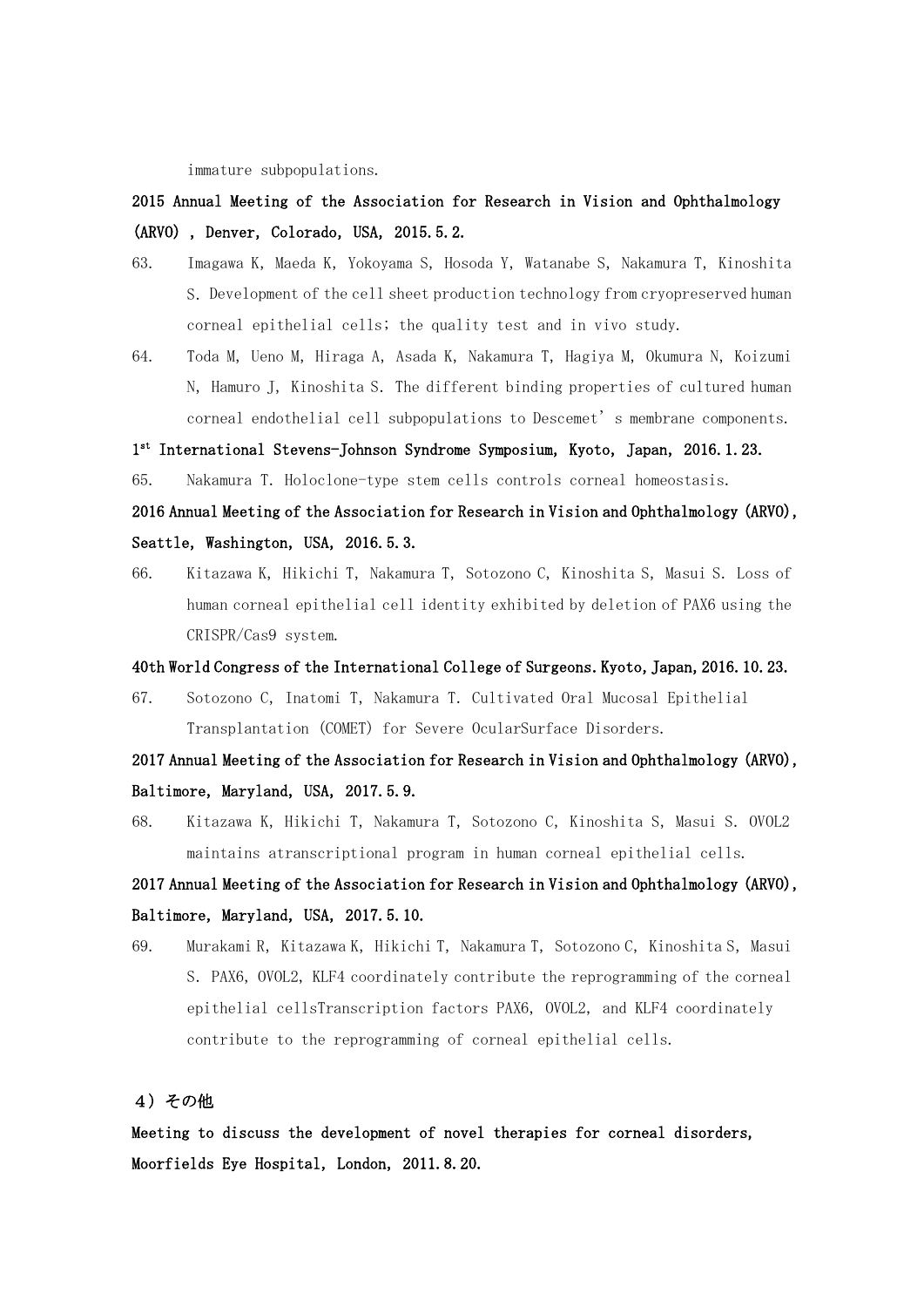immature subpopulations.

**2015 Annual Meeting of the Association for Research in Vision and Ophthalmology (ARVO) , Denver, Colorado, USA, 2015.5.2.**

63. Imagawa K, Maeda K, Yokoyama S, Hosoda Y, Watanabe S, Nakamura T, Kinoshita S. Development of the cell sheet production technology from cryopreserved human corneal epithelial cells; the quality test and in vivo study.

64. Toda M, Ueno M, Hiraga A, Asada K, Nakamura T, Hagiya M, Okumura N, Koizumi N, Hamuro J, Kinoshita S. The different binding properties of cultured human corneal endothelial cell subpopulations to Descemet's membrane components.

**1st International Stevens-Johnson Syndrome Symposium, Kyoto, Japan, 2016.1.23.**

65. Nakamura T. Holoclone-type stem cells controls corneal homeostasis.

**2016 Annual Meeting of the Association for Research in Vision and Ophthalmology (ARVO), Seattle, Washington, USA, 2016.5.3.**

66. Kitazawa K, Hikichi T, Nakamura T, Sotozono C, Kinoshita S, Masui S. Loss of human corneal epithelial cell identity exhibited by deletion of PAX6 using the CRISPR/Cas9 system.

**40th World Congress of the International College of Surgeons. Kyoto, Japan, 2016.10.23.**

67. Sotozono C, Inatomi T, Nakamura T. Cultivated Oral Mucosal Epithelial Transplantation (COMET) for Severe OcularSurface Disorders.

**2017 Annual Meeting of the Association for Research in Vision and Ophthalmology (ARVO), Baltimore, Maryland, USA, 2017.5.9.**

68. Kitazawa K, Hikichi T, Nakamura T, Sotozono C, Kinoshita S, Masui S. OVOL2 maintains atranscriptional program in human corneal epithelial cells.

**2017 Annual Meeting of the Association for Research in Vision and Ophthalmology (ARVO), Baltimore, Maryland, USA, 2017.5.10.**

69. Murakami R, Kitazawa K, Hikichi T, Nakamura T, Sotozono C, Kinoshita S, Masui S. PAX6, OVOL2, KLF4 coordinately contribute the reprogramming of the corneal epithelial cellsTranscription factors PAX6, OVOL2, and KLF4 coordinately contribute to the reprogramming of corneal epithelial cells.

**４）その他**

**Meeting to discuss the development of novel therapies for corneal disorders, Moorfields Eye Hospital, London, 2011.8.20.**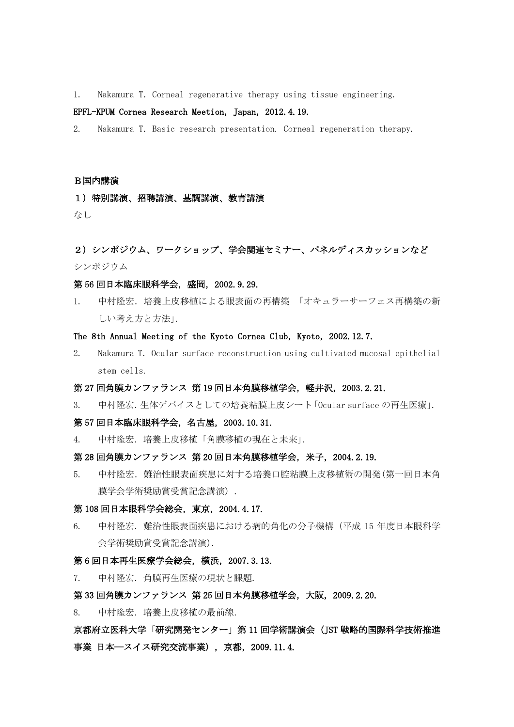1. Nakamura T. Corneal regenerative therapy using tissue engineering.

**EPFL-KPUM Cornea Research Meetion, Japan, 2012.4.19.**

2. Nakamura T. Basic research presentation. Corneal regeneration therapy.

**B国内講演**

**1）特別講演、招聘講演、基調講演、教育講演**

なし

**2）シンポジウム、ワークショップ、学会関連セミナー、パネルディスカッションなど**

シンポジウム

**第56回日本臨床眼科学会，盛岡，2002.9.29.**

1. 中村隆宏．培養上皮移植による眼表面の再構築　「オキュラーサーフェス再構築の新しい考え方と方法」．

**The 8th Annual Meeting of the Kyoto Cornea Club, Kyoto, 2002.12.7.**

2. Nakamura T. Ocular surface reconstruction using cultivated mucosal epithelial stem cells.

**第27回角膜カンファランス 第19回日本角膜移植学会，軽井沢，2003.2.21.**

3. 中村隆宏．生体デバイスとしての培養粘膜上皮シート「Ocular surfaceの再生医療」．

**第57回日本臨床眼科学会，名古屋，2003.10.31.**

4. 中村隆宏．培養上皮移植「角膜移植の現在と未来」．

**第28回角膜カンファランス 第20回日本角膜移植学会，米子，2004.2.19.**

5. 中村隆宏．難治性眼表面疾患に対する培養口腔粘膜上皮移植術の開発(第一回日本角膜学会学術奨励賞受賞記念講演）．

**第108回日本眼科学会総会，東京，2004.4.17.**

6. 中村隆宏．難治性眼表面疾患における病的角化の分子機構（平成15年度日本眼科学会学術奨励賞受賞記念講演)．

**第6回日本再生医療学会総会，横浜，2007.3.13.**

7. 中村隆宏．角膜再生医療の現状と課題．

**第33回角膜カンファランス 第25回日本角膜移植学会，大阪，2009.2.20.**

8. 中村隆宏．培養上皮移植の最前線．

**京都府立医科大学「研究開発センター」第11回学術講演会（JST戦略的国際科学技術推進事業 日本―スイス研究交流事業），京都，2009.11.4.**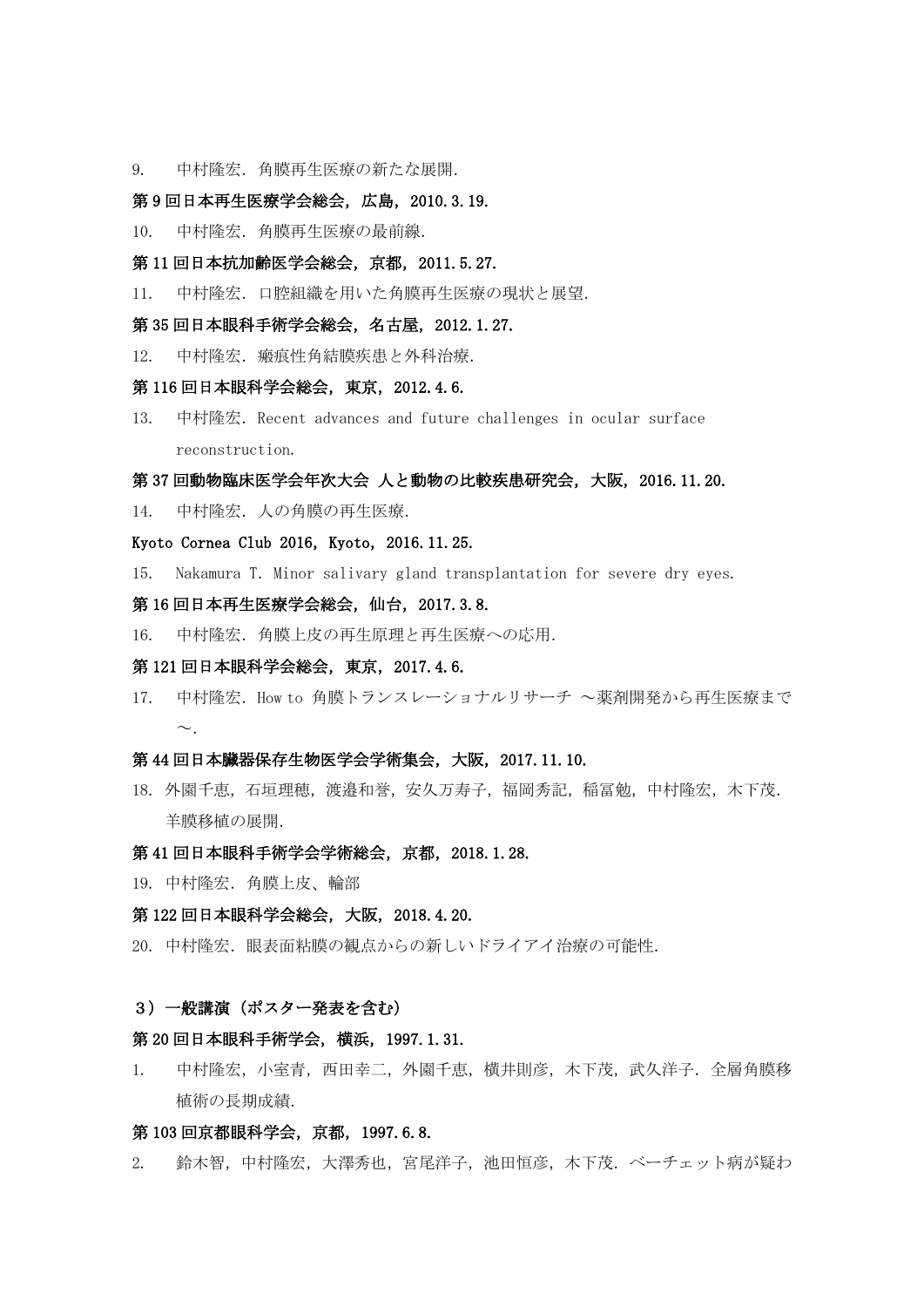9. 中村隆宏. 角膜再生医療の新たな展開.

**第 9 回日本再生医療学会総会, 広島, 2010. 3. 19.**

10. 中村隆宏. 角膜再生医療の最前線.

**第 11 回日本抗加齢医学会総会, 京都, 2011. 5. 27.**

11. 中村隆宏. 口腔組織を用いた角膜再生医療の現状と展望.

**第 35 回日本眼科手術学会総会, 名古屋, 2012. 1. 27.**

12. 中村隆宏. 瘢痕性角結膜疾患と外科治療.

**第 116 回日本眼科学会総会, 東京, 2012. 4. 6.**

13. 中村隆宏. Recent advances and future challenges in ocular surface reconstruction.

**第 37 回動物臨床医学会年次大会 人と動物の比較疾患研究会, 大阪, 2016. 11. 20.**

14. 中村隆宏. 人の角膜の再生医療.

**Kyoto Cornea Club 2016, Kyoto, 2016. 11. 25.**

15. Nakamura T. Minor salivary gland transplantation for severe dry eyes.

**第 16 回日本再生医療学会総会, 仙台, 2017. 3. 8.**

16. 中村隆宏. 角膜上皮の再生原理と再生医療への応用.

**第 121 回日本眼科学会総会, 東京, 2017. 4. 6.**

17. 中村隆宏. How to 角膜トランスレーショナルリサーチ ～薬剤開発から再生医療まで～.

**第 44 回日本臓器保存生物医学会学術集会, 大阪, 2017. 11. 10.**

18. 外園千恵, 石垣理穂, 渡邉和誉, 安久万寿子, 福岡秀記, 稲富勉, 中村隆宏, 木下茂. 羊膜移植の展開.

**第 41 回日本眼科手術学会学術総会, 京都, 2018. 1. 28.**

19. 中村隆宏. 角膜上皮、輪部

**第 122 回日本眼科学会総会, 大阪, 2018. 4. 20.**

20. 中村隆宏. 眼表面粘膜の観点からの新しいドライアイ治療の可能性.

### ３）一般講演（ポスター発表を含む）

**第 20 回日本眼科手術学会, 横浜, 1997. 1. 31.**

1. 中村隆宏, 小室青, 西田幸二, 外園千恵, 横井則彦, 木下茂, 武久洋子. 全層角膜移植術の長期成績.

**第 103 回京都眼科学会, 京都, 1997. 6. 8.**

2. 鈴木智, 中村隆宏, 大澤秀也, 宮尾洋子, 池田恒彦, 木下茂. ベーチェット病が疑わ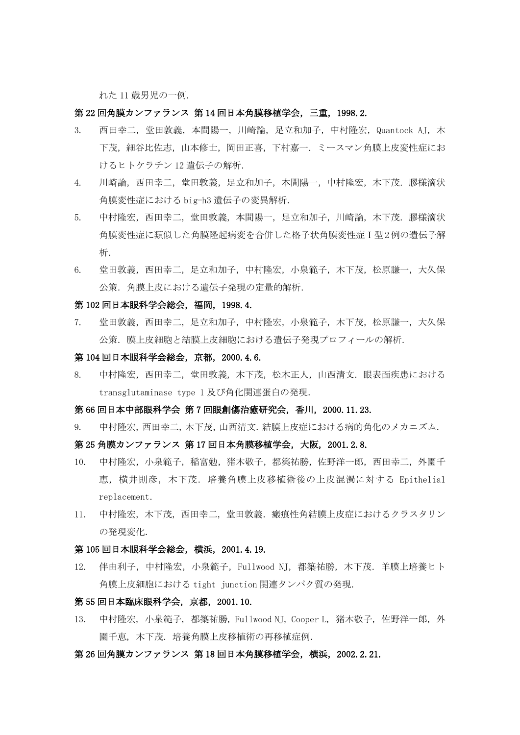れた 11 歳男児の一例.

**第 22 回角膜カンファランス 第 14 回日本角膜移植学会，三重，1998.2.**

3. 西田幸二，堂田敦義，本間陽一，川崎論，足立和加子，中村隆宏，Quantock AJ，木下茂，細谷比佐志，山本修士，岡田正喜，下村嘉一．ミースマン角膜上皮変性症におけるヒトケラチン 12 遺伝子の解析.
4. 川崎論，西田幸二，堂田敦義，足立和加子，本間陽一，中村隆宏，木下茂．膠様滴状角膜変性症における big-h3 遺伝子の変異解析.
5. 中村隆宏，西田幸二，堂田敦義，本間陽一，足立和加子，川崎論，木下茂．膠様滴状角膜変性症に類似した角膜隆起病変を合併した格子状角膜変性症 I 型 2 例の遺伝子解析.
6. 堂田敦義，西田幸二，足立和加子，中村隆宏，小泉範子，木下茂，松原謙一，大久保公策．角膜上皮における遺伝子発現の定量的解析.

**第 102 回日本眼科学会総会，福岡，1998.4.**

7. 堂田敦義，西田幸二，足立和加子，中村隆宏，小泉範子，木下茂，松原謙一，大久保公策．膜上皮細胞と結膜上皮細胞における遺伝子発現プロフィールの解析.

**第 104 回日本眼科学会総会，京都，2000.4.6.**

8. 中村隆宏，西田幸二，堂田敦義，木下茂，松木正人，山西清文．眼表面疾患における transglutaminase type 1 及び角化関連蛋白の発現.

**第 66 回日本中部眼科学会 第 7 回眼創傷治癒研究会，香川，2000.11.23.**

9. 中村隆宏，西田幸二，木下茂，山西清文．結膜上皮症における病的角化のメカニズム.

**第 25 角膜カンファランス 第 17 回日本角膜移植学会，大阪，2001.2.8.**

10. 中村隆宏，小泉範子，稲富勉，猪木敬子，都築祐勝，佐野洋一郎，西田幸二，外園千恵，横井則彦，木下茂．培養角膜上皮移植術後の上皮混濁に対する Epithelial replacement.
11. 中村隆宏，木下茂，西田幸二，堂田敦義．瘢痕性角結膜上皮症におけるクラスタリンの発現変化.

**第 105 回日本眼科学会総会，横浜，2001.4.19.**

12. 伴由利子，中村隆宏，小泉範子，Fullwood NJ，都築祐勝，木下茂．羊膜上培養ヒト角膜上皮細胞における tight junction 関連タンパク質の発現.

**第 55 回日本臨床眼科学会，京都，2001.10.**

13. 中村隆宏，小泉範子，都築祐勝，Fullwood NJ，Cooper L，猪木敬子，佐野洋一郎，外園千恵，木下茂．培養角膜上皮移植術の再移植症例.

**第 26 回角膜カンファランス 第 18 回日本角膜移植学会，横浜，2002.2.21.**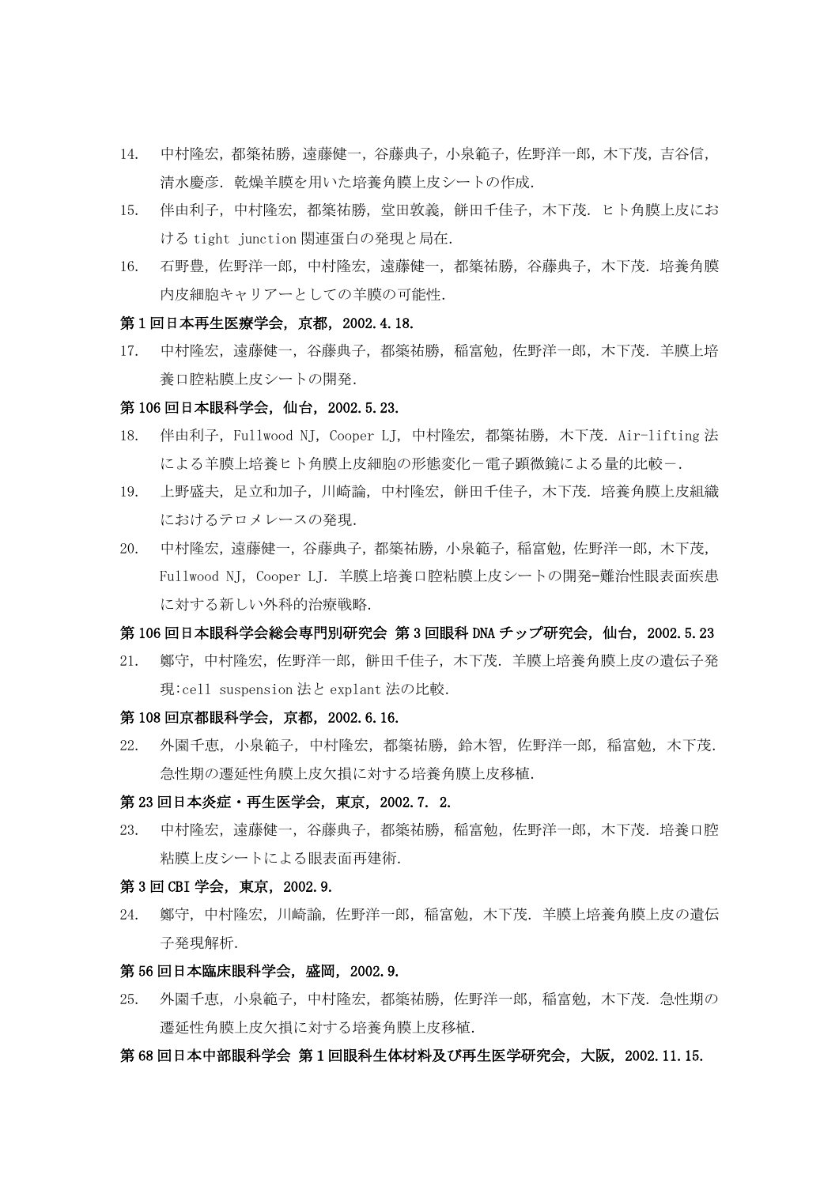14. 中村隆宏，都築祐勝，遠藤健一，谷藤典子，小泉範子，佐野洋一郎，木下茂，吉谷信，清水慶彦．乾燥羊膜を用いた培養角膜上皮シートの作成.
15. 伴由利子，中村隆宏，都築祐勝，堂田敦義，餅田千佳子，木下茂．ヒト角膜上皮における tight junction 関連蛋白の発現と局在.
16. 石野豊，佐野洋一郎，中村隆宏，遠藤健一，都築祐勝，谷藤典子，木下茂．培養角膜内皮細胞キャリアーとしての羊膜の可能性.

**第 1 回日本再生医療学会，京都，2002.4.18.**

17. 中村隆宏，遠藤健一，谷藤典子，都築祐勝，稲富勉，佐野洋一郎，木下茂．羊膜上培養口腔粘膜上皮シートの開発.

**第 106 回日本眼科学会，仙台，2002.5.23.**

18. 伴由利子，Fullwood NJ，Cooper LJ，中村隆宏，都築祐勝，木下茂．Air-lifting 法による羊膜上培養ヒト角膜上皮細胞の形態変化－電子顕微鏡による量的比較－.
19. 上野盛夫，足立和加子，川崎諭，中村隆宏，餅田千佳子，木下茂．培養角膜上皮組織におけるテロメレースの発現.
20. 中村隆宏，遠藤健一，谷藤典子，都築祐勝，小泉範子，稲富勉，佐野洋一郎，木下茂，Fullwood NJ，Cooper LJ．羊膜上培養口腔粘膜上皮シートの開発-難治性眼表面疾患に対する新しい外科的治療戦略.

**第 106 回日本眼科学会総会専門別研究会 第 3 回眼科 DNA チップ研究会，仙台，2002.5.23**

21. 鄭守，中村隆宏，佐野洋一郎，餅田千佳子，木下茂．羊膜上培養角膜上皮の遺伝子発現:cell suspension 法と explant 法の比較.

**第 108 回京都眼科学会，京都，2002.6.16.**

22. 外園千恵，小泉範子，中村隆宏，都築祐勝，鈴木智，佐野洋一郎，稲富勉，木下茂．急性期の遷延性角膜上皮欠損に対する培養角膜上皮移植.

**第 23 回日本炎症・再生医学会，東京，2002.7. 2.**

23. 中村隆宏，遠藤健一，谷藤典子，都築祐勝，稲富勉，佐野洋一郎，木下茂．培養口腔粘膜上皮シートによる眼表面再建術.

**第 3 回 CBI 学会，東京，2002.9.**

24. 鄭守，中村隆宏，川崎諭，佐野洋一郎，稲富勉，木下茂．羊膜上培養角膜上皮の遺伝子発現解析.

**第 56 回日本臨床眼科学会，盛岡，2002.9.**

25. 外園千恵，小泉範子，中村隆宏，都築祐勝，佐野洋一郎，稲富勉，木下茂．急性期の遷延性角膜上皮欠損に対する培養角膜上皮移植.

**第 68 回日本中部眼科学会 第 1 回眼科生体材料及び再生医学研究会，大阪，2002.11.15.**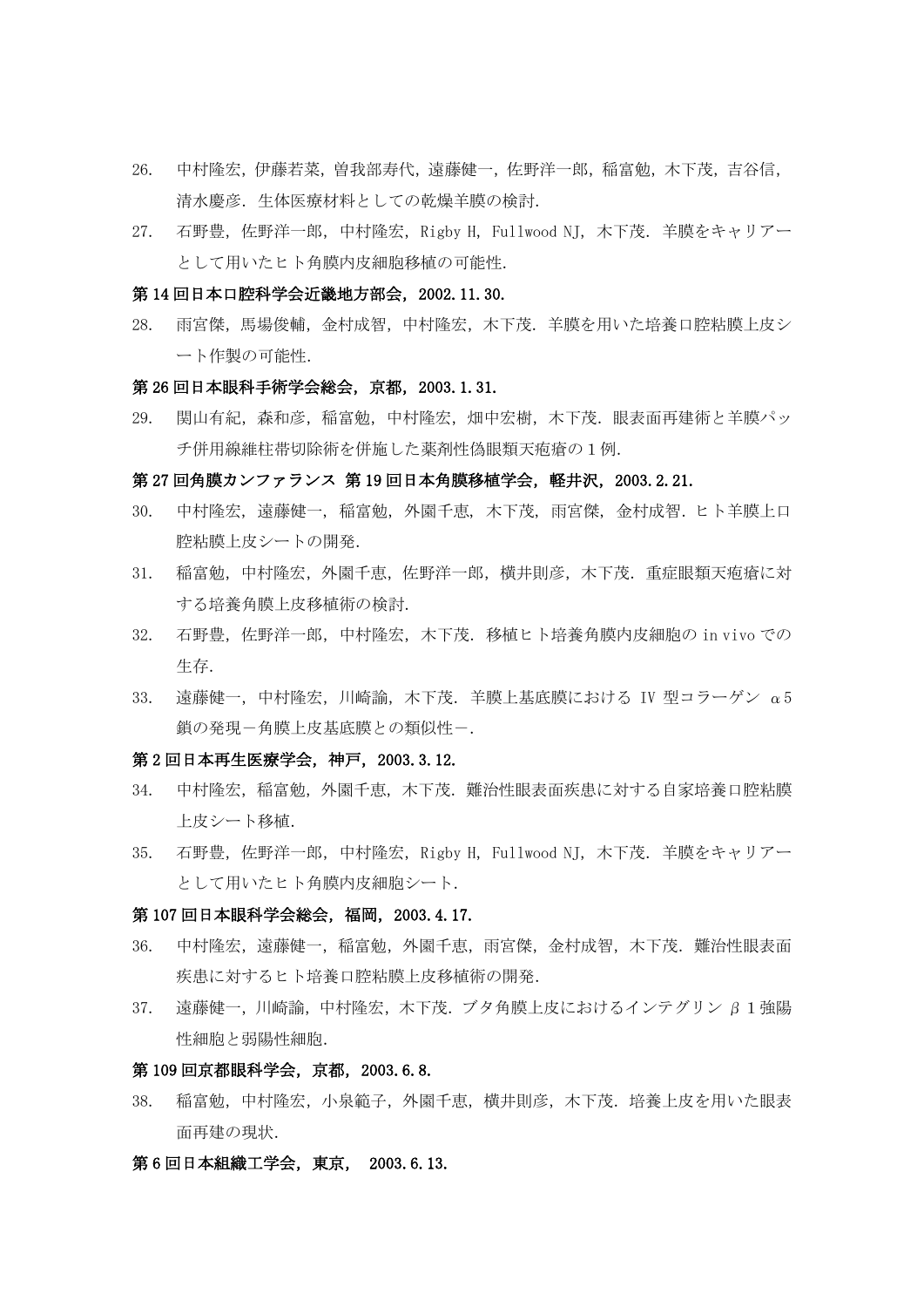26. 中村隆宏，伊藤若菜，曽我部寿代，遠藤健一，佐野洋一郎，稲富勉，木下茂，吉谷信，清水慶彦．生体医療材料としての乾燥羊膜の検討.
27. 石野豊，佐野洋一郎，中村隆宏，Rigby H，Fullwood NJ，木下茂．羊膜をキャリアーとして用いたヒト角膜内皮細胞移植の可能性.

**第 14 回日本口腔科学会近畿地方部会，2002.11.30.**

28. 雨宮傑，馬場俊輔，金村成智，中村隆宏，木下茂．羊膜を用いた培養口腔粘膜上皮シート作製の可能性.

**第 26 回日本眼科手術学会総会，京都，2003.1.31.**

29. 関山有紀，森和彦，稲富勉，中村隆宏，畑中宏樹，木下茂．眼表面再建術と羊膜パッチ併用線維柱帯切除術を併施した薬剤性偽眼類天疱瘡の１例.

**第 27 回角膜カンファランス 第 19 回日本角膜移植学会，軽井沢，2003.2.21.**

30. 中村隆宏，遠藤健一，稲富勉，外園千恵，木下茂，雨宮傑，金村成智．ヒト羊膜上口腔粘膜上皮シートの開発.
31. 稲富勉，中村隆宏，外園千恵，佐野洋一郎，横井則彦，木下茂．重症眼類天疱瘡に対する培養角膜上皮移植術の検討.
32. 石野豊，佐野洋一郎，中村隆宏，木下茂．移植ヒト培養角膜内皮細胞の in vivo での生存.
33. 遠藤健一，中村隆宏，川崎諭，木下茂．羊膜上基底膜における IV 型コラーゲン α5 鎖の発現－角膜上皮基底膜との類似性－.

**第 2 回日本再生医療学会，神戸，2003.3.12.**

34. 中村隆宏，稲富勉，外園千恵，木下茂．難治性眼表面疾患に対する自家培養口腔粘膜上皮シート移植.
35. 石野豊，佐野洋一郎，中村隆宏，Rigby H，Fullwood NJ，木下茂．羊膜をキャリアーとして用いたヒト角膜内皮細胞シート.

**第 107 回日本眼科学会総会，福岡，2003.4.17.**

36. 中村隆宏，遠藤健一，稲富勉，外園千恵，雨宮傑，金村成智，木下茂．難治性眼表面疾患に対するヒト培養口腔粘膜上皮移植術の開発.
37. 遠藤健一，川崎諭，中村隆宏，木下茂．ブタ角膜上皮におけるインテグリン β１強陽性細胞と弱陽性細胞.

**第 109 回京都眼科学会，京都，2003.6.8.**

38. 稲富勉，中村隆宏，小泉範子，外園千恵，横井則彦，木下茂．培養上皮を用いた眼表面再建の現状.

**第 6 回日本組織工学会，東京， 2003.6.13.**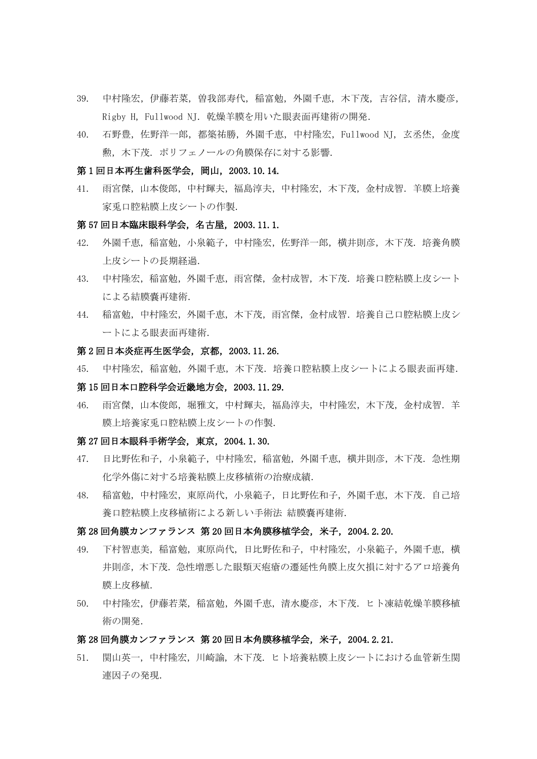39. 中村隆宏，伊藤若菜，曽我部寿代，稲富勉，外園千恵，木下茂，吉谷信，清水慶彦，Rigby H，Fullwood NJ．乾燥羊膜を用いた眼表面再建術の開発．

40. 石野豊，佐野洋一郎，都築祐勝，外園千恵，中村隆宏，Fullwood NJ，玄丞烋，金度勲，木下茂．ポリフェノールの角膜保存に対する影響．

**第1回日本再生歯科医学会，岡山，2003.10.14.**

41. 雨宮傑，山本俊郎，中村輝夫，福島淳夫，中村隆宏，木下茂，金村成智．羊膜上培養家兎口腔粘膜上皮シートの作製．

**第57回日本臨床眼科学会，名古屋，2003.11.1.**

42. 外園千恵，稲富勉，小泉範子，中村隆宏，佐野洋一郎，横井則彦，木下茂．培養角膜上皮シートの長期経過．

43. 中村隆宏，稲富勉，外園千恵，雨宮傑，金村成智，木下茂．培養口腔粘膜上皮シートによる結膜嚢再建術．

44. 稲富勉，中村隆宏，外園千恵，木下茂，雨宮傑，金村成智．培養自己口腔粘膜上皮シートによる眼表面再建術．

**第2回日本炎症再生医学会，京都，2003.11.26.**

45. 中村隆宏，稲富勉，外園千恵，木下茂．培養口腔粘膜上皮シートによる眼表面再建．

**第15回日本口腔科学会近畿地方会，2003.11.29.**

46. 雨宮傑，山本俊郎，堀雅文，中村輝夫，福島淳夫，中村隆宏，木下茂，金村成智．羊膜上培養家兎口腔粘膜上皮シートの作製．

**第27回日本眼科手術学会，東京，2004.1.30.**

47. 日比野佐和子，小泉範子，中村隆宏，稲富勉，外園千恵，横井則彦，木下茂．急性期化学外傷に対する培養粘膜上皮移植術の治療成績．

48. 稲富勉，中村隆宏，東原尚代，小泉範子，日比野佐和子，外園千恵，木下茂．自己培養口腔粘膜上皮移植術による新しい手術法 結膜嚢再建術．

**第28回角膜カンファランス 第20回日本角膜移植学会，米子，2004.2.20.**

49. 下村智恵美，稲富勉，東原尚代，日比野佐和子，中村隆宏，小泉範子，外園千恵，横井則彦，木下茂．急性増悪した眼類天疱瘡の遷延性角膜上皮欠損に対するアロ培養角膜上皮移植．

50. 中村隆宏，伊藤若菜，稲富勉，外園千恵，清水慶彦，木下茂．ヒト凍結乾燥羊膜移植術の開発．

**第28回角膜カンファランス 第20回日本角膜移植学会，米子，2004.2.21.**

51. 関山英一，中村隆宏，川崎諭，木下茂．ヒト培養粘膜上皮シートにおける血管新生関連因子の発現．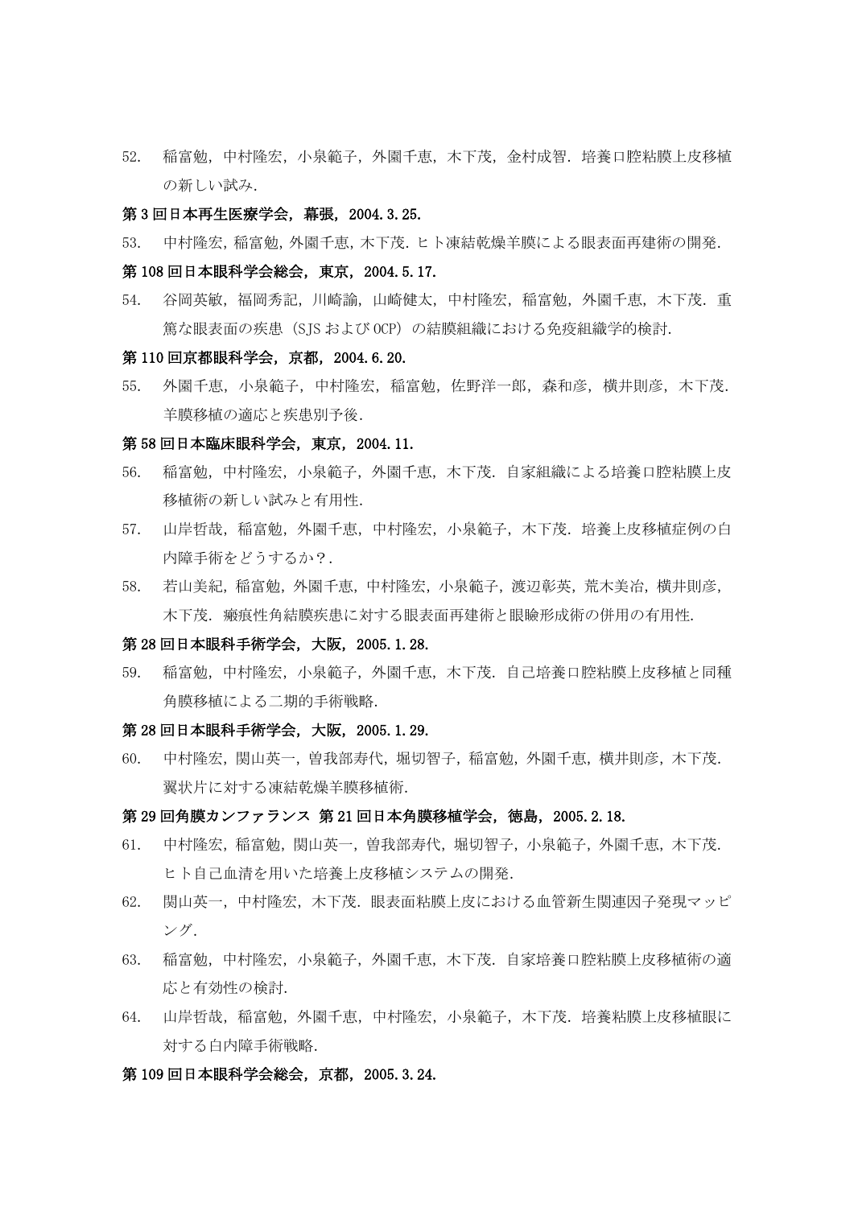52. 稲富勉，中村隆宏，小泉範子，外園千恵，木下茂，金村成智．培養口腔粘膜上皮移植の新しい試み．

**第 3 回日本再生医療学会，幕張，2004.3.25.**

53. 中村隆宏，稲富勉，外園千恵，木下茂．ヒト凍結乾燥羊膜による眼表面再建術の開発．

**第 108 回日本眼科学会総会，東京，2004.5.17.**

54. 谷岡英敏，福岡秀記，川崎諭，山崎健太，中村隆宏，稲富勉，外園千恵，木下茂．重篤な眼表面の疾患（SJS および OCP）の結膜組織における免疫組織学的検討．

**第 110 回京都眼科学会，京都，2004.6.20.**

55. 外園千恵，小泉範子，中村隆宏，稲富勉，佐野洋一郎，森和彦，横井則彦，木下茂．羊膜移植の適応と疾患別予後．

**第 58 回日本臨床眼科学会，東京，2004.11.**

56. 稲富勉，中村隆宏，小泉範子，外園千恵，木下茂．自家組織による培養口腔粘膜上皮移植術の新しい試みと有用性．
57. 山岸哲哉，稲富勉，外園千恵，中村隆宏，小泉範子，木下茂．培養上皮移植症例の白内障手術をどうするか？．
58. 若山美紀，稲富勉，外園千恵，中村隆宏，小泉範子，渡辺彰英，荒木美治，横井則彦，木下茂．瘢痕性角結膜疾患に対する眼表面再建術と眼瞼形成術の併用の有用性．

**第 28 回日本眼科手術学会，大阪，2005.1.28.**

59. 稲富勉，中村隆宏，小泉範子，外園千恵，木下茂．自己培養口腔粘膜上皮移植と同種角膜移植による二期的手術戦略．

**第 28 回日本眼科手術学会，大阪，2005.1.29.**

60. 中村隆宏，関山英一，曽我部寿代，堀切智子，稲富勉，外園千恵，横井則彦，木下茂．翼状片に対する凍結乾燥羊膜移植術．

**第 29 回角膜カンファランス 第 21 回日本角膜移植学会，徳島，2005.2.18.**

61. 中村隆宏，稲富勉，関山英一，曽我部寿代，堀切智子，小泉範子，外園千恵，木下茂．ヒト自己血清を用いた培養上皮移植システムの開発．
62. 関山英一，中村隆宏，木下茂．眼表面粘膜上皮における血管新生関連因子発現マッピング．
63. 稲富勉，中村隆宏，小泉範子，外園千恵，木下茂．自家培養口腔粘膜上皮移植術の適応と有効性の検討．
64. 山岸哲哉，稲富勉，外園千恵，中村隆宏，小泉範子，木下茂．培養粘膜上皮移植眼に対する白内障手術戦略．

**第 109 回日本眼科学会総会，京都，2005.3.24.**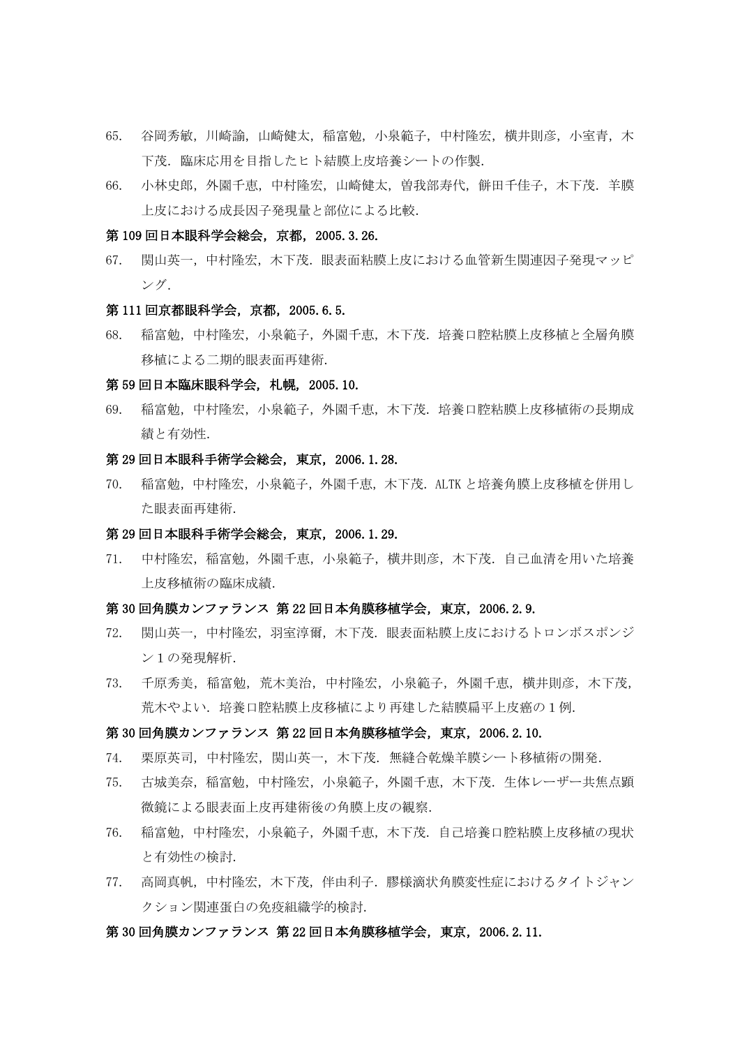65. 谷岡秀敏，川崎諭，山崎健太，稲富勉，小泉範子，中村隆宏，横井則彦，小室青，木下茂．臨床応用を目指したヒト結膜上皮培養シートの作製．

66. 小林史郎，外園千恵，中村隆宏，山崎健太，曽我部寿代，餅田千佳子，木下茂．羊膜上皮における成長因子発現量と部位による比較．

**第 109 回日本眼科学会総会，京都，2005.3.26.**

67. 関山英一，中村隆宏，木下茂．眼表面粘膜上皮における血管新生関連因子発現マッピング．

**第 111 回京都眼科学会，京都，2005.6.5.**

68. 稲富勉，中村隆宏，小泉範子，外園千恵，木下茂．培養口腔粘膜上皮移植と全層角膜移植による二期的眼表面再建術．

**第 59 回日本臨床眼科学会，札幌，2005.10.**

69. 稲富勉，中村隆宏，小泉範子，外園千恵，木下茂．培養口腔粘膜上皮移植術の長期成績と有効性．

**第 29 回日本眼科手術学会総会，東京，2006.1.28.**

70. 稲富勉，中村隆宏，小泉範子，外園千恵，木下茂．ALTK と培養角膜上皮移植を併用した眼表面再建術．

**第 29 回日本眼科手術学会総会，東京，2006.1.29.**

71. 中村隆宏，稲富勉，外園千恵，小泉範子，横井則彦，木下茂．自己血清を用いた培養上皮移植術の臨床成績．

**第 30 回角膜カンファランス 第 22 回日本角膜移植学会，東京，2006.2.9.**

72. 関山英一，中村隆宏，羽室淳爾，木下茂．眼表面粘膜上皮におけるトロンボスポンジン１の発現解析．

73. 千原秀美，稲富勉，荒木美治，中村隆宏，小泉範子，外園千恵，横井則彦，木下茂，荒木やよい．培養口腔粘膜上皮移植により再建した結膜扁平上皮癌の１例．

**第 30 回角膜カンファランス 第 22 回日本角膜移植学会，東京，2006.2.10.**

74. 栗原英司，中村隆宏，関山英一，木下茂．無縫合乾燥羊膜シート移植術の開発．

75. 古城美奈，稲富勉，中村隆宏，小泉範子，外園千恵，木下茂．生体レーザー共焦点顕微鏡による眼表面上皮再建術後の角膜上皮の観察．

76. 稲富勉，中村隆宏，小泉範子，外園千恵，木下茂．自己培養口腔粘膜上皮移植の現状と有効性の検討．

77. 高岡真帆，中村隆宏，木下茂，伴由利子．膠様滴状角膜変性症におけるタイトジャンクション関連蛋白の免疫組織学的検討．

**第 30 回角膜カンファランス 第 22 回日本角膜移植学会，東京，2006.2.11.**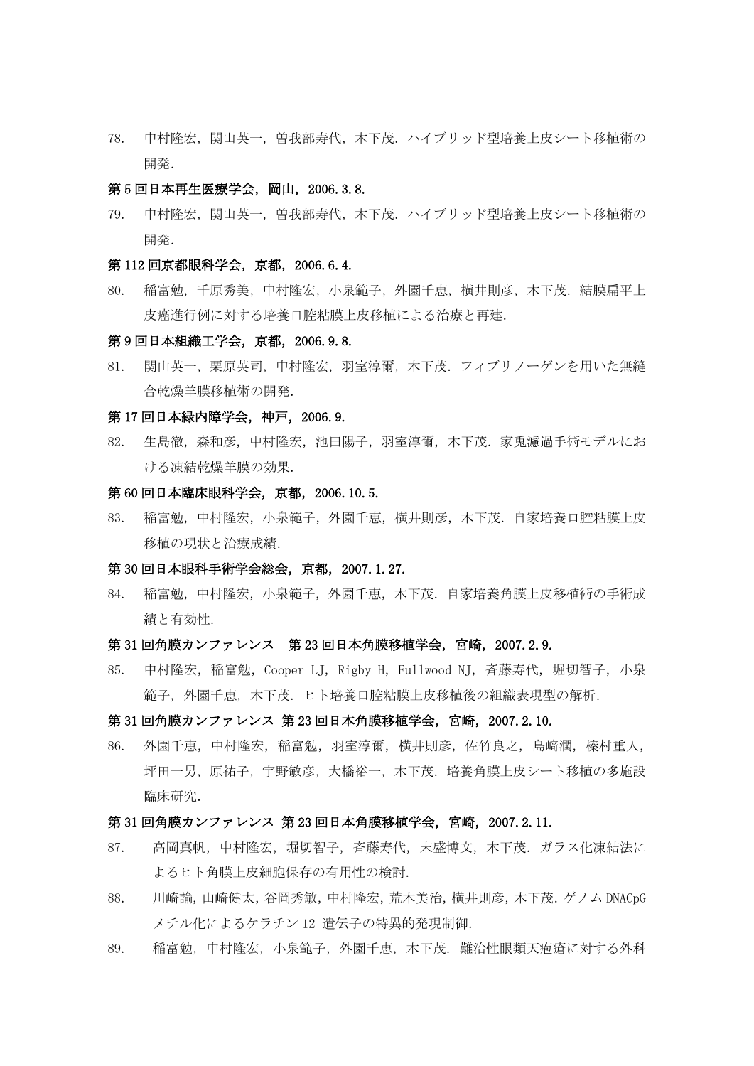78. 中村隆宏，関山英一，曽我部寿代，木下茂．ハイブリッド型培養上皮シート移植術の開発．

**第 5 回日本再生医療学会，岡山，2006.3.8.**

79. 中村隆宏，関山英一，曽我部寿代，木下茂．ハイブリッド型培養上皮シート移植術の開発．

**第 112 回京都眼科学会，京都，2006.6.4.**

80. 稲富勉，千原秀美，中村隆宏，小泉範子，外園千恵，横井則彦，木下茂．結膜扁平上皮癌進行例に対する培養口腔粘膜上皮移植による治療と再建．

**第 9 回日本組織工学会，京都，2006.9.8.**

81. 関山英一，栗原英司，中村隆宏，羽室淳爾，木下茂．フィブリノーゲンを用いた無縫合乾燥羊膜移植術の開発．

**第 17 回日本緑内障学会，神戸，2006.9.**

82. 生島徹，森和彦，中村隆宏，池田陽子，羽室淳爾，木下茂．家兎濾過手術モデルにおける凍結乾燥羊膜の効果．

**第 60 回日本臨床眼科学会，京都，2006.10.5.**

83. 稲富勉，中村隆宏，小泉範子，外園千恵，横井則彦，木下茂．自家培養口腔粘膜上皮移植の現状と治療成績．

**第 30 回日本眼科手術学会総会，京都，2007.1.27.**

84. 稲富勉，中村隆宏，小泉範子，外園千恵，木下茂．自家培養角膜上皮移植術の手術成績と有効性．

**第 31 回角膜カンファレンス　第 23 回日本角膜移植学会，宮崎，2007.2.9.**

85. 中村隆宏，稲富勉，Cooper LJ，Rigby H，Fullwood NJ，斉藤寿代，堀切智子，小泉範子，外園千恵，木下茂．ヒト培養口腔粘膜上皮移植後の組織表現型の解析．

**第 31 回角膜カンファレンス 第 23 回日本角膜移植学会，宮崎，2007.2.10.**

86. 外園千恵，中村隆宏，稲富勉，羽室淳爾，横井則彦，佐竹良之，島﨑潤，榛村重人，坪田一男，原祐子，宇野敏彦，大橋裕一，木下茂．培養角膜上皮シート移植の多施設臨床研究．

**第 31 回角膜カンファレンス 第 23 回日本角膜移植学会，宮崎，2007.2.11.**

87. 高岡真帆，中村隆宏，堀切智子，斉藤寿代，末盛博文，木下茂．ガラス化凍結法によるヒト角膜上皮細胞保存の有用性の検討．
88. 川崎諭，山崎健太，谷岡秀敏，中村隆宏，荒木美治，横井則彦，木下茂．ゲノム DNACpG メチル化によるケラチン 12 遺伝子の特異的発現制御．
89. 稲富勉，中村隆宏，小泉範子，外園千恵，木下茂．難治性眼類天疱瘡に対する外科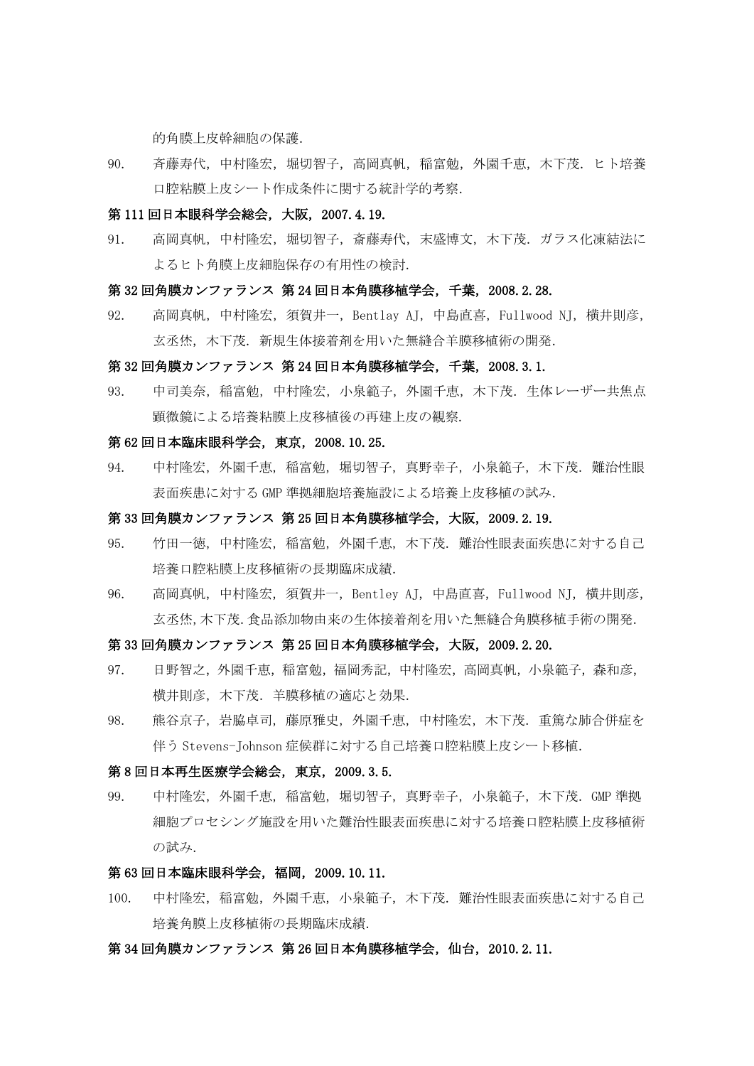的角膜上皮幹細胞の保護.

90. 斉藤寿代，中村隆宏，堀切智子，高岡真帆，稲富勉，外園千恵，木下茂. ヒト培養口腔粘膜上皮シート作成条件に関する統計学的考察.

**第 111 回日本眼科学会総会，大阪，2007.4.19.**

91. 高岡真帆，中村隆宏，堀切智子，斎藤寿代，末盛博文，木下茂. ガラス化凍結法によるヒト角膜上皮細胞保存の有用性の検討.

**第 32 回角膜カンファランス 第 24 回日本角膜移植学会，千葉，2008.2.28.**

92. 高岡真帆，中村隆宏，須賀井一，Bentlay AJ，中島直喜，Fullwood NJ，横井則彦，玄丞烋，木下茂. 新規生体接着剤を用いた無縫合羊膜移植術の開発.

**第 32 回角膜カンファランス 第 24 回日本角膜移植学会，千葉，2008.3.1.**

93. 中司美奈，稲富勉，中村隆宏，小泉範子，外園千恵，木下茂. 生体レーザー共焦点顕微鏡による培養粘膜上皮移植後の再建上皮の観察.

**第 62 回日本臨床眼科学会，東京，2008.10.25.**

94. 中村隆宏，外園千恵，稲富勉，堀切智子，真野幸子，小泉範子，木下茂. 難治性眼表面疾患に対する GMP 準拠細胞培養施設による培養上皮移植の試み.

**第 33 回角膜カンファランス 第 25 回日本角膜移植学会，大阪，2009.2.19.**

95. 竹田一徳，中村隆宏，稲富勉，外園千恵，木下茂. 難治性眼表面疾患に対する自己培養口腔粘膜上皮移植術の長期臨床成績.

96. 高岡真帆，中村隆宏，須賀井一，Bentley AJ，中島直喜，Fullwood NJ，横井則彦，玄丞烋,木下茂.食品添加物由来の生体接着剤を用いた無縫合角膜移植手術の開発.

**第 33 回角膜カンファランス 第 25 回日本角膜移植学会，大阪，2009.2.20.**

97. 日野智之，外園千恵，稲富勉，福岡秀記，中村隆宏，高岡真帆，小泉範子，森和彦，横井則彦，木下茂. 羊膜移植の適応と効果.

98. 熊谷京子，岩脇卓司，藤原雅史，外園千恵，中村隆宏，木下茂. 重篤な肺合併症を伴う Stevens-Johnson 症候群に対する自己培養口腔粘膜上皮シート移植.

**第 8 回日本再生医療学会総会，東京，2009.3.5.**

99. 中村隆宏，外園千恵，稲富勉，堀切智子，真野幸子，小泉範子，木下茂. GMP 準拠細胞プロセシング施設を用いた難治性眼表面疾患に対する培養口腔粘膜上皮移植術の試み.

**第 63 回日本臨床眼科学会，福岡，2009.10.11.**

100. 中村隆宏，稲富勉，外園千恵，小泉範子，木下茂. 難治性眼表面疾患に対する自己培養角膜上皮移植術の長期臨床成績.

**第 34 回角膜カンファランス 第 26 回日本角膜移植学会，仙台，2010.2.11.**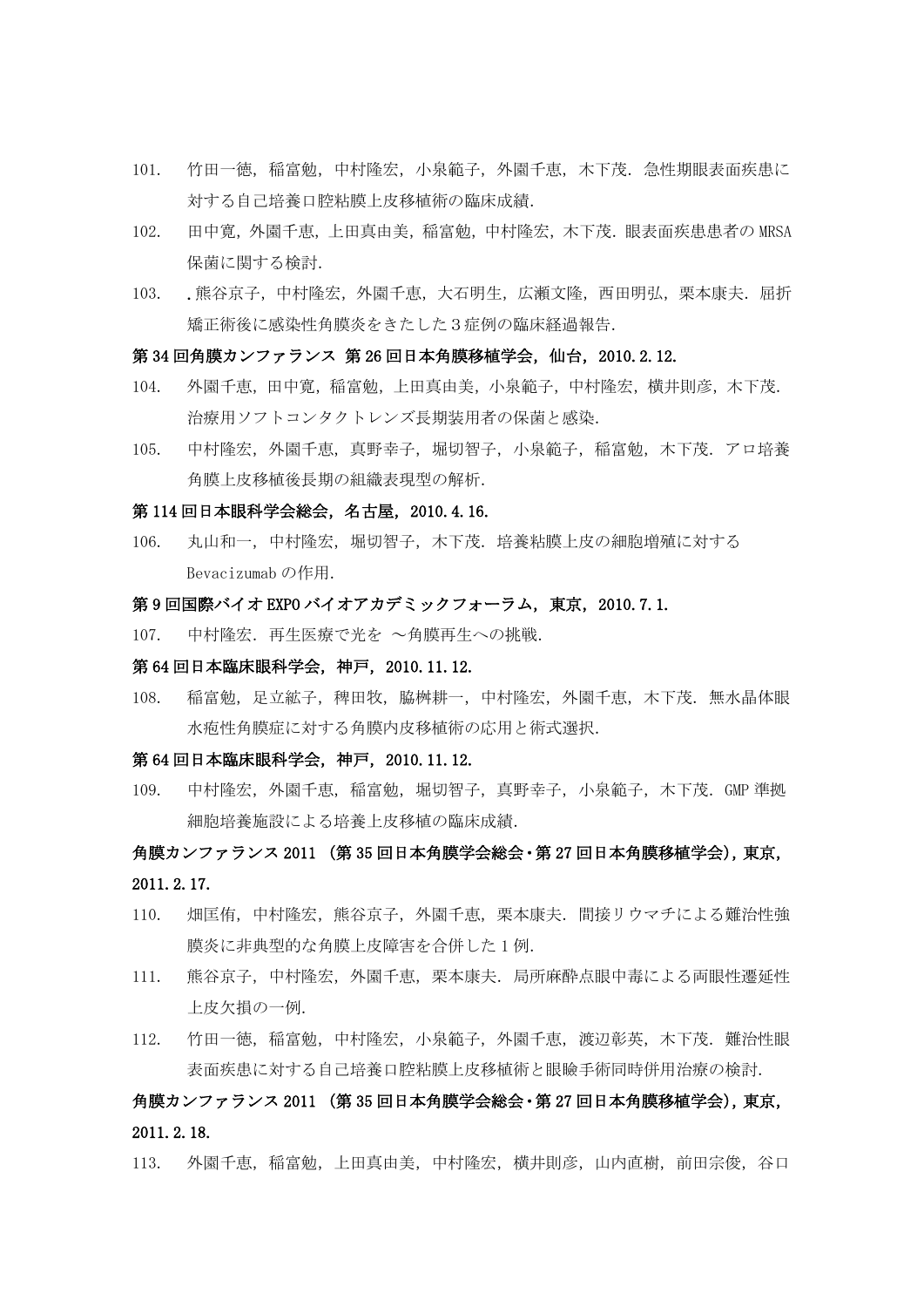101. 竹田一徳，稲富勉，中村隆宏，小泉範子，外園千恵，木下茂．急性期眼表面疾患に対する自己培養口腔粘膜上皮移植術の臨床成績.

102. 田中寛，外園千恵，上田真由美，稲富勉，中村隆宏，木下茂．眼表面疾患患者の MRSA 保菌に関する検討.

103. .熊谷京子，中村隆宏，外園千恵，大石明生，広瀬文隆，西田明弘，栗本康夫．屈折矯正術後に感染性角膜炎をきたした３症例の臨床経過報告.

**第 34 回角膜カンファランス 第 26 回日本角膜移植学会，仙台，2010.2.12.**

104. 外園千恵，田中寛，稲富勉，上田真由美，小泉範子，中村隆宏，横井則彦，木下茂．治療用ソフトコンタクトレンズ長期装用者の保菌と感染.

105. 中村隆宏，外園千恵，真野幸子，堀切智子，小泉範子，稲富勉，木下茂．アロ培養角膜上皮移植後長期の組織表現型の解析.

**第 114 回日本眼科学会総会，名古屋，2010.4.16.**

106. 丸山和一，中村隆宏，堀切智子，木下茂．培養粘膜上皮の細胞増殖に対する Bevacizumab の作用.

**第 9 回国際バイオ EXPO バイオアカデミックフォーラム，東京，2010.7.1.**

107. 中村隆宏．再生医療で光を ～角膜再生への挑戦.

**第 64 回日本臨床眼科学会，神戸，2010.11.12.**

108. 稲富勉，足立紘子，稗田牧，脇桝耕一，中村隆宏，外園千恵，木下茂．無水晶体眼水疱性角膜症に対する角膜内皮移植術の応用と術式選択.

**第 64 回日本臨床眼科学会，神戸，2010.11.12.**

109. 中村隆宏，外園千恵，稲富勉，堀切智子，真野幸子，小泉範子，木下茂．GMP 準拠細胞培養施設による培養上皮移植の臨床成績.

**角膜カンファランス 2011 （第 35 回日本角膜学会総会・第 27 回日本角膜移植学会），東京，2011.2.17.**

110. 畑匡侑，中村隆宏，熊谷京子，外園千恵，栗本康夫．間接リウマチによる難治性強膜炎に非典型的な角膜上皮障害を合併した 1 例.

111. 熊谷京子，中村隆宏，外園千恵，栗本康夫．局所麻酔点眼中毒による両眼性遷延性上皮欠損の一例.

112. 竹田一徳，稲富勉，中村隆宏，小泉範子，外園千恵，渡辺彰英，木下茂．難治性眼表面疾患に対する自己培養口腔粘膜上皮移植術と眼瞼手術同時併用治療の検討.

**角膜カンファランス 2011 （第 35 回日本角膜学会総会・第 27 回日本角膜移植学会），東京，2011.2.18.**

113. 外園千恵，稲富勉，上田真由美，中村隆宏，横井則彦，山内直樹，前田宗俊，谷口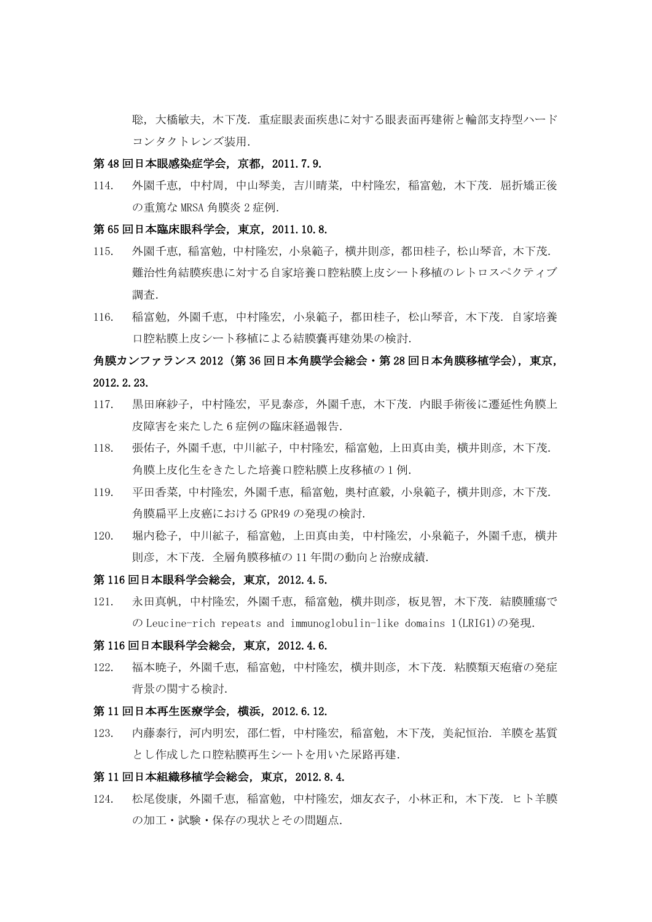聡，大橋敏夫，木下茂．重症眼表面疾患に対する眼表面再建術と輪部支持型ハードコンタクトレンズ装用.

**第 48 回日本眼感染症学会，京都，2011.7.9.**

114. 外園千恵，中村周，中山琴美，吉川晴菜，中村隆宏，稲富勉，木下茂．屈折矯正後の重篤な MRSA 角膜炎 2 症例.

**第 65 回日本臨床眼科学会，東京，2011.10.8.**

115. 外園千恵，稲富勉，中村隆宏，小泉範子，横井則彦，都田桂子，松山琴音，木下茂．難治性角結膜疾患に対する自家培養口腔粘膜上皮シート移植のレトロスペクティブ調査.
116. 稲富勉，外園千恵，中村隆宏，小泉範子，都田桂子，松山琴音，木下茂．自家培養口腔粘膜上皮シート移植による結膜嚢再建効果の検討.

**角膜カンファランス 2012（第 36 回日本角膜学会総会・第 28 回日本角膜移植学会），東京，2012.2.23.**

117. 黒田麻紗子，中村隆宏，平見泰彦，外園千恵，木下茂．内眼手術後に遷延性角膜上皮障害を来たした 6 症例の臨床経過報告.
118. 張佑子，外園千恵，中川紘子，中村隆宏，稲富勉，上田真由美，横井則彦，木下茂．角膜上皮化生をきたした培養口腔粘膜上皮移植の 1 例.
119. 平田香菜，中村隆宏，外園千恵，稲富勉，奥村直毅，小泉範子，横井則彦，木下茂．角膜扁平上皮癌における GPR49 の発現の検討.
120. 堀内稔子，中川紘子，稲富勉，上田真由美，中村隆宏，小泉範子，外園千恵，横井則彦，木下茂．全層角膜移植の 11 年間の動向と治療成績.

**第 116 回日本眼科学会総会，東京，2012.4.5.**

121. 永田真帆，中村隆宏，外園千恵，稲富勉，横井則彦，板見智，木下茂．結膜腫瘍での Leucine-rich repeats and immunoglobulin-like domains 1(LRIG1)の発現.

**第 116 回日本眼科学会総会，東京，2012.4.6.**

122. 福本暁子，外園千恵，稲富勉，中村隆宏，横井則彦，木下茂．粘膜類天疱瘡の発症背景の関する検討.

**第 11 回日本再生医療学会，横浜，2012.6.12.**

123. 内藤泰行，河内明宏，邵仁哲，中村隆宏，稲富勉，木下茂，美紀恒治．羊膜を基質とし作成した口腔粘膜再生シートを用いた尿路再建.

**第 11 回日本組織移植学会総会，東京，2012.8.4.**

124. 松尾俊康，外園千恵，稲富勉，中村隆宏，畑友衣子，小林正和，木下茂．ヒト羊膜の加工・試験・保存の現状とその問題点.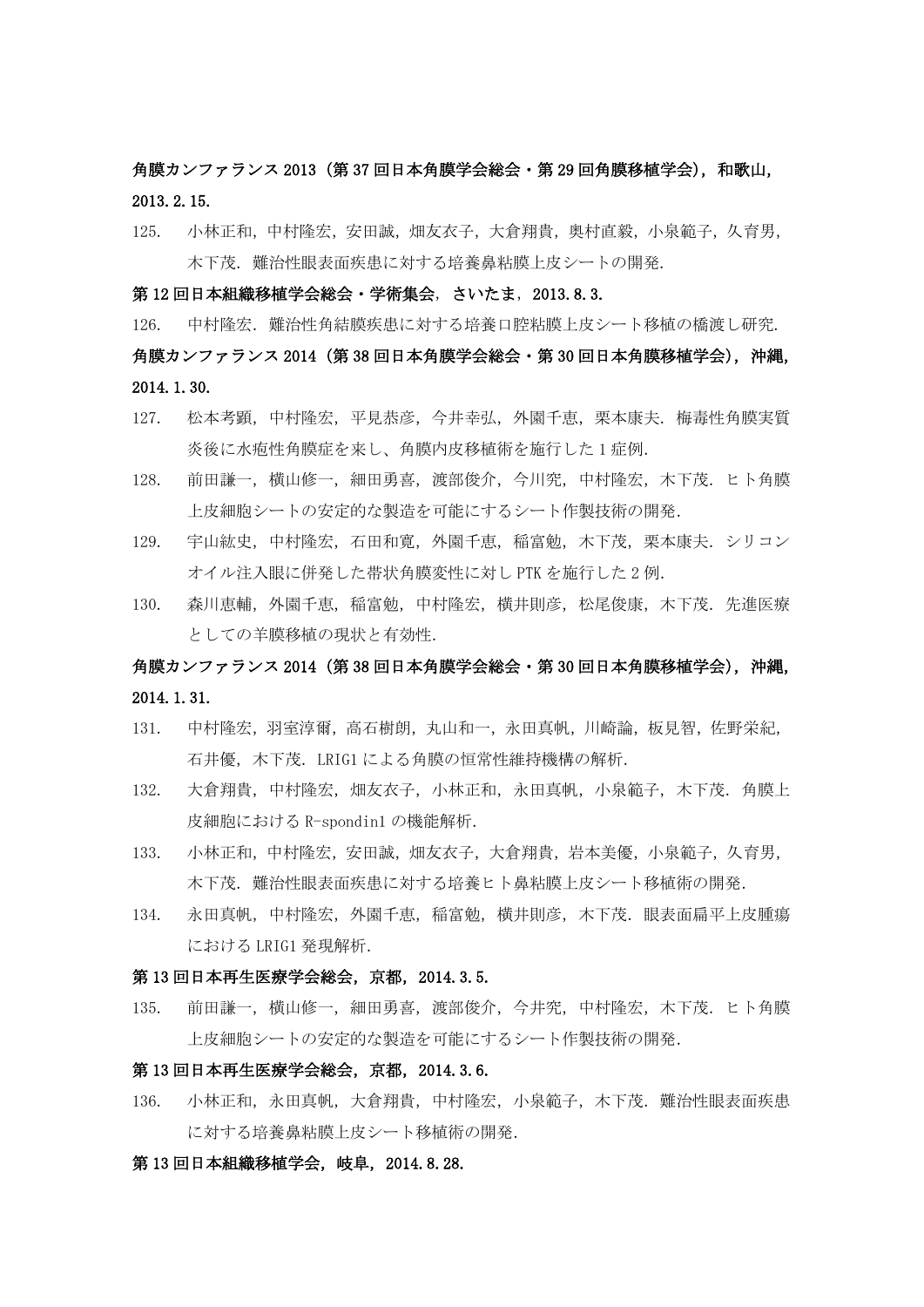**角膜カンファランス 2013（第 37 回日本角膜学会総会・第 29 回角膜移植学会），和歌山，2013. 2. 15.**

125.　小林正和，中村隆宏，安田誠，畑友衣子，大倉翔貴，奥村直毅，小泉範子，久育男，木下茂．難治性眼表面疾患に対する培養鼻粘膜上皮シートの開発．

**第 12 回日本組織移植学会総会・学術集会，さいたま，2013. 8. 3.**

126.　中村隆宏．難治性角結膜疾患に対する培養口腔粘膜上皮シート移植の橋渡し研究．

**角膜カンファランス 2014（第 38 回日本角膜学会総会・第 30 回日本角膜移植学会），沖縄，2014. 1. 30.**

127.　松本考顕，中村隆宏，平見恭彦，今井幸弘，外園千恵，栗本康夫．梅毒性角膜実質炎後に水疱性角膜症を来し、角膜内皮移植術を施行した 1 症例．

128.　前田謙一，横山修一，細田勇喜，渡部俊介，今川究，中村隆宏，木下茂．ヒト角膜上皮細胞シートの安定的な製造を可能にするシート作製技術の開発．

129.　宇山紘史，中村隆宏，石田和寛，外園千恵，稲富勉，木下茂，栗本康夫．シリコンオイル注入眼に併発した帯状角膜変性に対し PTK を施行した 2 例．

130.　森川恵輔，外園千恵，稲富勉，中村隆宏，横井則彦，松尾俊康，木下茂．先進医療としての羊膜移植の現状と有効性．

**角膜カンファランス 2014（第 38 回日本角膜学会総会・第 30 回日本角膜移植学会），沖縄，2014. 1. 31.**

131.　中村隆宏，羽室淳爾，高石樹朗，丸山和一，永田真帆，川崎論，板見智，佐野栄紀，石井優，木下茂．LRIG1 による角膜の恒常性維持機構の解析．

132.　大倉翔貴，中村隆宏，畑友衣子，小林正和，永田真帆，小泉範子，木下茂．角膜上皮細胞における R-spondin1 の機能解析．

133.　小林正和，中村隆宏，安田誠，畑友衣子，大倉翔貴，岩本美優，小泉範子，久育男，木下茂．難治性眼表面疾患に対する培養ヒト鼻粘膜上皮シート移植術の開発．

134.　永田真帆，中村隆宏，外園千恵，稲富勉，横井則彦，木下茂．眼表面扁平上皮腫瘍における LRIG1 発現解析．

**第 13 回日本再生医療学会総会，京都，2014. 3. 5.**

135.　前田謙一，横山修一，細田勇喜，渡部俊介，今井究，中村隆宏，木下茂．ヒト角膜上皮細胞シートの安定的な製造を可能にするシート作製技術の開発．

**第 13 回日本再生医療学会総会，京都，2014. 3. 6.**

136.　小林正和，永田真帆，大倉翔貴，中村隆宏，小泉範子，木下茂．難治性眼表面疾患に対する培養鼻粘膜上皮シート移植術の開発．

**第 13 回日本組織移植学会，岐阜，2014. 8. 28.**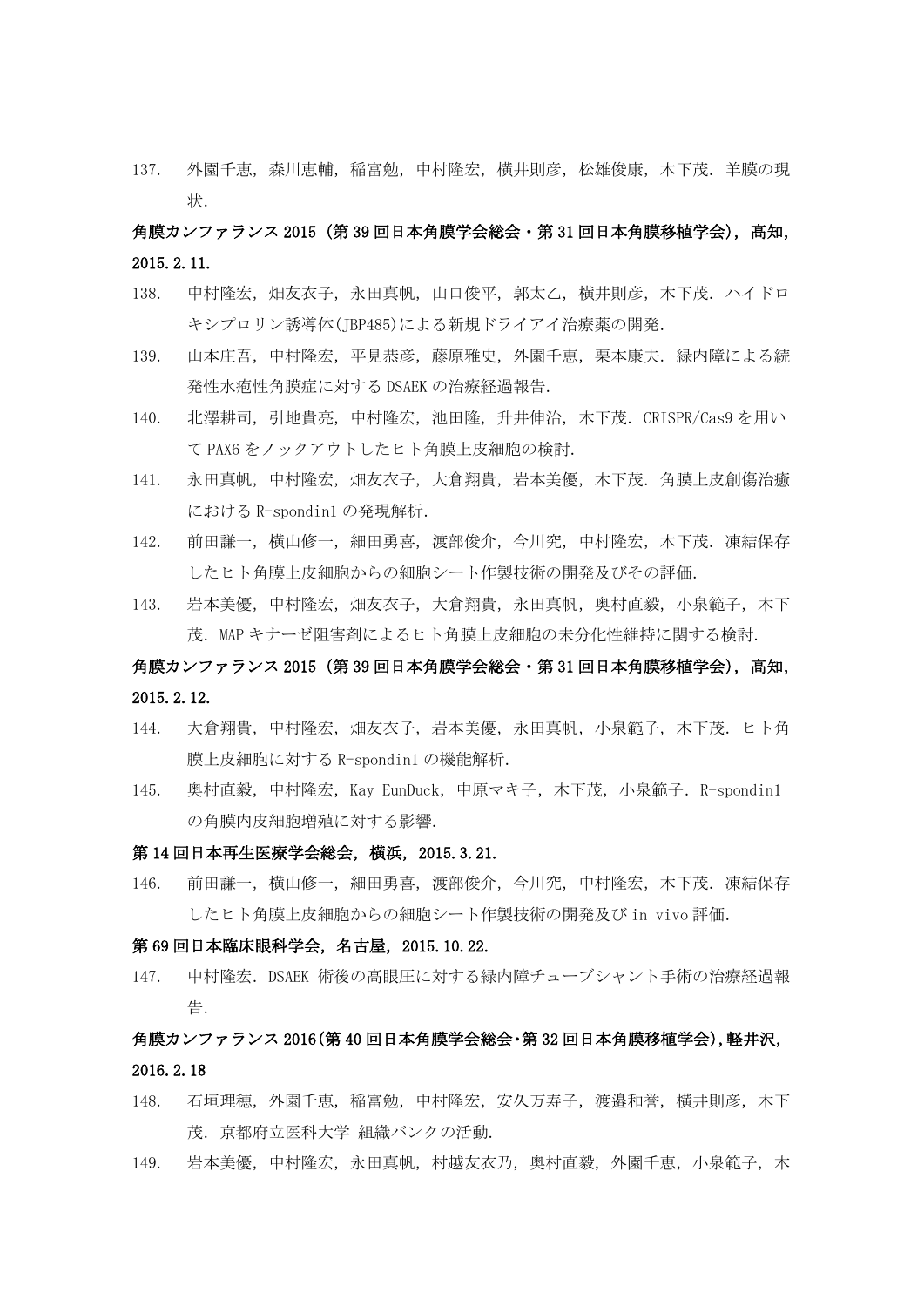137. 外園千恵，森川恵輔，稲富勉，中村隆宏，横井則彦，松雄俊康，木下茂．羊膜の現状.

**角膜カンファランス 2015（第 39 回日本角膜学会総会・第 31 回日本角膜移植学会），高知，2015.2.11.**

138. 中村隆宏，畑友衣子，永田真帆，山口俊平，郭太乙，横井則彦，木下茂．ハイドロキシプロリン誘導体(JBP485)による新規ドライアイ治療薬の開発.
139. 山本庄吾，中村隆宏，平見恭彦，藤原雅史，外園千恵，栗本康夫．緑内障による続発性水疱性角膜症に対する DSAEK の治療経過報告.
140. 北澤耕司，引地貴亮，中村隆宏，池田隆，升井伸治，木下茂．CRISPR/Cas9 を用いて PAX6 をノックアウトしたヒト角膜上皮細胞の検討.
141. 永田真帆，中村隆宏，畑友衣子，大倉翔貴，岩本美優，木下茂．角膜上皮創傷治癒における R-spondin1 の発現解析.
142. 前田謙一，横山修一，細田勇喜，渡部俊介，今川究，中村隆宏，木下茂．凍結保存したヒト角膜上皮細胞からの細胞シート作製技術の開発及びその評価.
143. 岩本美優，中村隆宏，畑友衣子，大倉翔貴，永田真帆，奥村直毅，小泉範子，木下茂．MAP キナーゼ阻害剤によるヒト角膜上皮細胞の未分化性維持に関する検討.

**角膜カンファランス 2015（第 39 回日本角膜学会総会・第 31 回日本角膜移植学会），高知，2015.2.12.**

144. 大倉翔貴，中村隆宏，畑友衣子，岩本美優，永田真帆，小泉範子，木下茂．ヒト角膜上皮細胞に対する R-spondin1 の機能解析.
145. 奥村直毅，中村隆宏，Kay EunDuck，中原マキ子，木下茂，小泉範子．R-spondin1 の角膜内皮細胞増殖に対する影響.

**第 14 回日本再生医療学会総会，横浜，2015.3.21.**

146. 前田謙一，横山修一，細田勇喜，渡部俊介，今川究，中村隆宏，木下茂．凍結保存したヒト角膜上皮細胞からの細胞シート作製技術の開発及び in vivo 評価.

**第 69 回日本臨床眼科学会，名古屋，2015.10.22.**

147. 中村隆宏．DSAEK 術後の高眼圧に対する緑内障チューブシャント手術の治療経過報告.

**角膜カンファランス 2016(第 40 回日本角膜学会総会･第 32 回日本角膜移植学会),軽井沢，2016.2.18**

148. 石垣理穂，外園千恵，稲富勉，中村隆宏，安久万寿子，渡邉和誉，横井則彦，木下茂．京都府立医科大学 組織バンクの活動.
149. 岩本美優，中村隆宏，永田真帆，村越友衣乃，奥村直毅，外園千恵，小泉範子，木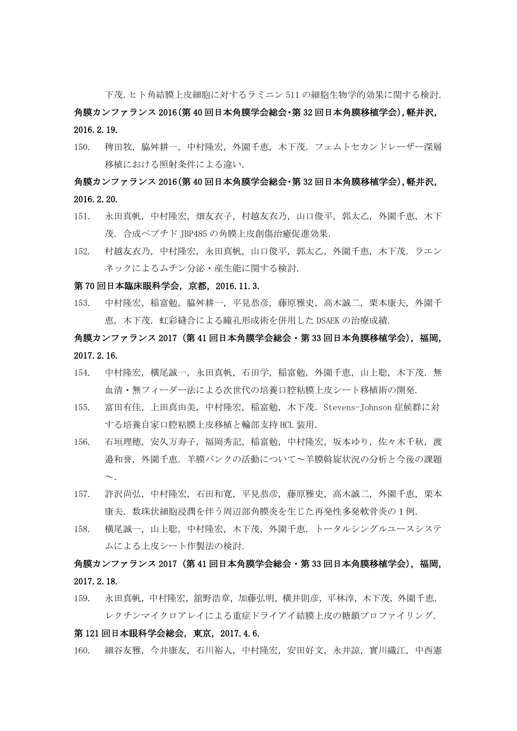下茂. ヒト角結膜上皮細胞に対するラミニン 511 の細胞生物学的効果に関する検討.

**角膜カンファランス 2016(第 40 回日本角膜学会総会･第 32 回日本角膜移植学会),軽井沢, 2016.2.19.**

150. 稗田牧, 脇舛耕一, 中村隆宏, 外園千恵, 木下茂. フェムトセカンドレーザー深層移植における照射条件による違い.

**角膜カンファランス 2016(第 40 回日本角膜学会総会･第 32 回日本角膜移植学会),軽井沢, 2016.2.20.**

151. 永田真帆, 中村隆宏, 畑友衣子, 村越友衣乃, 山口俊平, 郭太乙, 外園千恵, 木下茂. 合成ペプチド JBP485 の角膜上皮創傷治癒促進効果.
152. 村越友衣乃, 中村隆宏, 永田真帆, 山口俊平, 郭太乙, 外園千恵, 木下茂. ラエンネックによるムチン分泌・産生能に関する検討.

**第 70 回日本臨床眼科学会, 京都, 2016.11.3.**

153. 中村隆宏, 稲富勉, 脇舛耕一, 平見恭彦, 藤原雅史, 高木誠二, 栗本康夫, 外園千恵, 木下茂. 虹彩縫合による瞳孔形成術を併用した DSAEK の治療成績.

**角膜カンファランス 2017 (第 41 回日本角膜学会総会・第 33 回日本角膜移植学会), 福岡, 2017.2.16.**

154. 中村隆宏, 横尾誠一, 永田真帆, 石田学, 稲富勉, 外園千恵, 山上聡, 木下茂. 無血清・無フィーダー法による次世代の培養口腔粘膜上皮シート移植術の開発.
155. 富田有佳, 上田真由美, 中村隆宏, 稲富勉, 木下茂. Stevens-Johnson 症候群に対する培養自家口腔粘膜上皮移植と輪部支持 HCL 装用.
156. 石垣理穂, 安久万寿子, 福岡秀記, 稲富勉, 中村隆宏, 坂本ゆり, 佐々木千秋, 渡邉和誉, 外園千恵. 羊膜バンクの活動について～羊膜斡旋状況の分析と今後の課題～.
157. 許沢尚弘, 中村隆宏, 石田和寛, 平見恭彦, 藤原雅史, 高木誠二, 外園千恵, 栗本康夫. 数珠状細胞浸潤を伴う周辺部角膜炎を生じた再発性多発軟骨炎の 1 例.
158. 横尾誠一, 山上聡, 中村隆宏, 木下茂, 外園千恵. トータルシングルユースシステムによる上皮シート作製法の検討.

**角膜カンファランス 2017 (第 41 回日本角膜学会総会・第 33 回日本角膜移植学会), 福岡, 2017.2.18.**

159. 永田真帆, 中村隆宏, 舘野浩章, 加藤弘明, 横井則彦, 平林淳, 木下茂, 外園千恵. レクチンマイクロアレイによる重症ドライアイ結膜上皮の糖鎖プロファイリング.

**第 121 回日本眼科学会総会, 東京, 2017.4.6.**

160. 細谷友雅, 今井康友, 石川裕人, 中村隆宏, 安田好文, 永井諒, 實川織江, 中西憲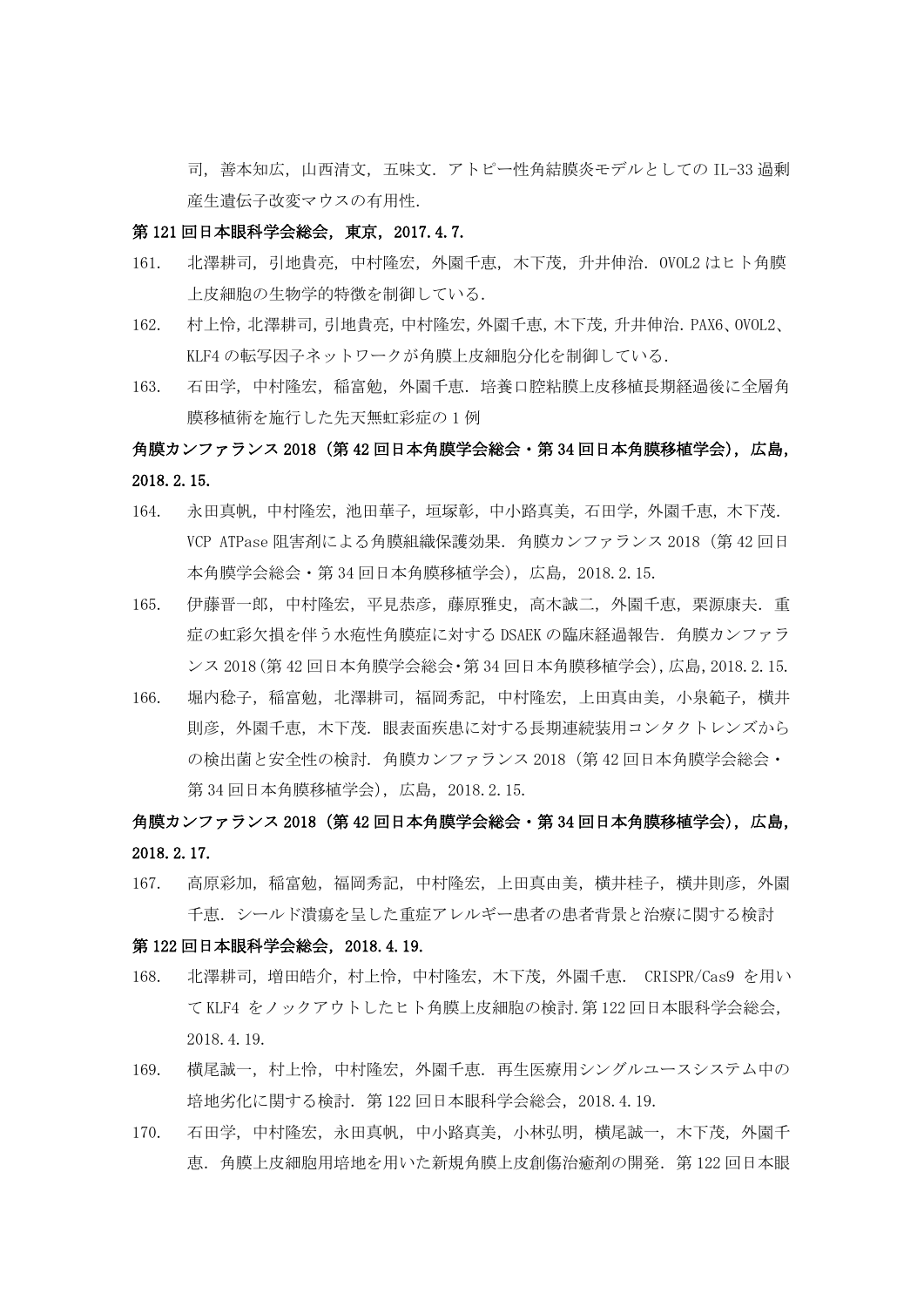司，善本知広，山西清文，五味文．アトピー性角結膜炎モデルとしての IL-33 過剰産生遺伝子改変マウスの有用性.

**第 121 回日本眼科学会総会，東京，2017.4.7.**

161. 北澤耕司，引地貴亮，中村隆宏，外園千恵，木下茂，升井伸治．OVOL2 はヒト角膜上皮細胞の生物学的特徴を制御している.
162. 村上怜，北澤耕司，引地貴亮，中村隆宏，外園千恵，木下茂，升井伸治．PAX6、OVOL2、KLF4 の転写因子ネットワークが角膜上皮細胞分化を制御している.
163. 石田学，中村隆宏，稲富勉，外園千恵．培養口腔粘膜上皮移植長期経過後に全層角膜移植術を施行した先天無虹彩症の 1 例

**角膜カンファランス 2018（第 42 回日本角膜学会総会・第 34 回日本角膜移植学会），広島，2018.2.15.**

164. 永田真帆，中村隆宏，池田華子，垣塚彰，中小路真美，石田学，外園千恵，木下茂．VCP ATPase 阻害剤による角膜組織保護効果．角膜カンファランス 2018（第 42 回日本角膜学会総会・第 34 回日本角膜移植学会），広島，2018.2.15.
165. 伊藤晋一郎，中村隆宏，平見恭彦，藤原雅史，高木誠二，外園千恵，栗源康夫．重症の虹彩欠損を伴う水疱性角膜症に対する DSAEK の臨床経過報告．角膜カンファランス 2018（第 42 回日本角膜学会総会・第 34 回日本角膜移植学会），広島，2018.2.15.
166. 堀内稔子，稲富勉，北澤耕司，福岡秀記，中村隆宏，上田真由美，小泉範子，横井則彦，外園千恵，木下茂．眼表面疾患に対する長期連続装用コンタクトレンズからの検出菌と安全性の検討．角膜カンファランス 2018（第 42 回日本角膜学会総会・第 34 回日本角膜移植学会），広島，2018.2.15.

**角膜カンファランス 2018（第 42 回日本角膜学会総会・第 34 回日本角膜移植学会），広島，2018.2.17.**

167. 高原彩加，稲富勉，福岡秀記，中村隆宏，上田真由美，横井桂子，横井則彦，外園千恵．シールド潰瘍を呈した重症アレルギー患者の患者背景と治療に関する検討

**第 122 回日本眼科学会総会，2018.4.19.**

168. 北澤耕司，増田皓介，村上怜，中村隆宏，木下茂，外園千恵． CRISPR/Cas9 を用いて KLF4 をノックアウトしたヒト角膜上皮細胞の検討.第 122 回日本眼科学会総会，2018.4.19.
169. 横尾誠一，村上怜，中村隆宏，外園千恵．再生医療用シングルユースシステム中の培地劣化に関する検討．第 122 回日本眼科学会総会，2018.4.19.
170. 石田学，中村隆宏，永田真帆，中小路真美，小林弘明，横尾誠一，木下茂，外園千恵．角膜上皮細胞用培地を用いた新規角膜上皮創傷治癒剤の開発．第 122 回日本眼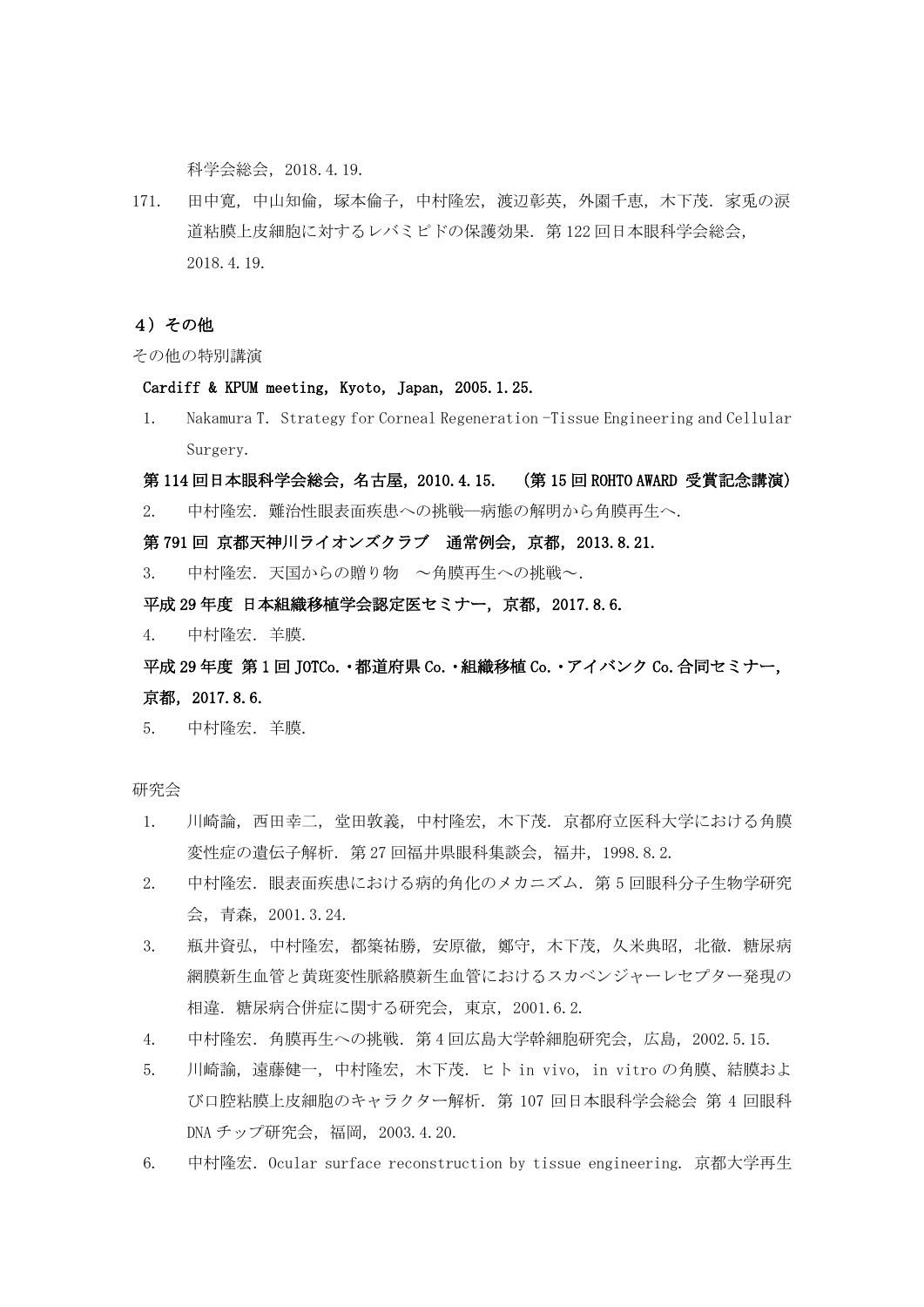科学会総会, 2018.4.19.

171. 田中寛, 中山知倫, 塚本倫子, 中村隆宏, 渡辺彰英, 外園千恵, 木下茂. 家兎の涙道粘膜上皮細胞に対するレバミピドの保護効果. 第122回日本眼科学会総会, 2018.4.19.

### 4）その他

その他の特別講演

**Cardiff & KPUM meeting, Kyoto, Japan, 2005.1.25.**

1. Nakamura T. Strategy for Corneal Regeneration -Tissue Engineering and Cellular Surgery.

**第114回日本眼科学会総会, 名古屋, 2010.4.15.　（第15回ROHTO AWARD 受賞記念講演）**

2. 中村隆宏. 難治性眼表面疾患への挑戦―病態の解明から角膜再生へ.

**第791回 京都天神川ライオンズクラブ　通常例会, 京都, 2013.8.21.**

3. 中村隆宏. 天国からの贈り物　～角膜再生への挑戦～.

**平成29年度 日本組織移植学会認定医セミナー, 京都, 2017.8.6.**

4. 中村隆宏. 羊膜.

**平成29年度 第1回JOTCo.・都道府県Co.・組織移植Co.・アイバンクCo.合同セミナー, 京都, 2017.8.6.**

5. 中村隆宏. 羊膜.

研究会

1. 川崎諭, 西田幸二, 堂田敦義, 中村隆宏, 木下茂. 京都府立医科大学における角膜変性症の遺伝子解析. 第27回福井県眼科集談会, 福井, 1998.8.2.
2. 中村隆宏. 眼表面疾患における病的角化のメカニズム. 第5回眼科分子生物学研究会, 青森, 2001.3.24.
3. 瓶井資弘, 中村隆宏, 都築祐勝, 安原徹, 鄭守, 木下茂, 久米典昭, 北徹. 糖尿病網膜新生血管と黄斑変性脈絡膜新生血管におけるスカベンジャーレセプター発現の相違. 糖尿病合併症に関する研究会, 東京, 2001.6.2.
4. 中村隆宏. 角膜再生への挑戦. 第4回広島大学幹細胞研究会, 広島, 2002.5.15.
5. 川崎諭, 遠藤健一, 中村隆宏, 木下茂. ヒト in vivo, in vitro の角膜、結膜および口腔粘膜上皮細胞のキャラクター解析. 第107回日本眼科学会総会 第4回眼科DNAチップ研究会, 福岡, 2003.4.20.
6. 中村隆宏. Ocular surface reconstruction by tissue engineering. 京都大学再生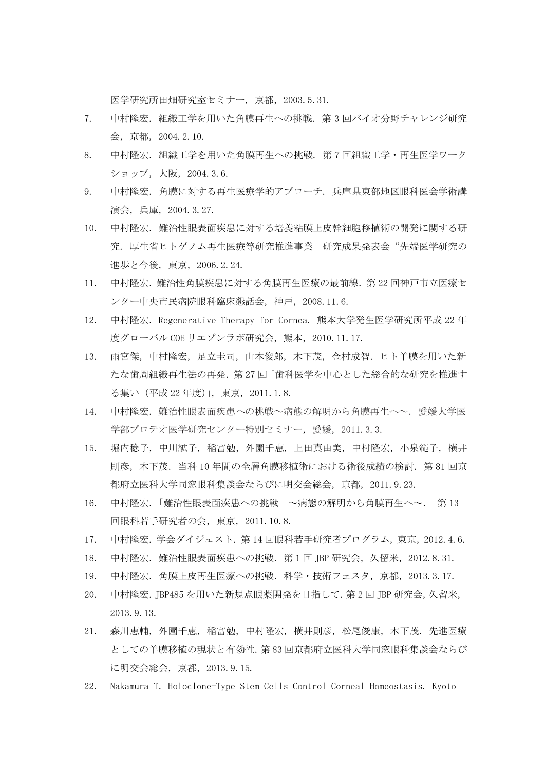医学研究所田畑研究室セミナー，京都，2003.5.31.

7. 中村隆宏．組織工学を用いた角膜再生への挑戦．第3回バイオ分野チャレンジ研究会，京都，2004.2.10.
8. 中村隆宏．組織工学を用いた角膜再生への挑戦．第7回組織工学・再生医学ワークショップ，大阪，2004.3.6.
9. 中村隆宏．角膜に対する再生医療学的アプローチ．兵庫県東部地区眼科医会学術講演会，兵庫，2004.3.27.
10. 中村隆宏．難治性眼表面疾患に対する培養粘膜上皮幹細胞移植術の開発に関する研究．厚生省ヒトゲノム再生医療等研究推進事業　研究成果発表会“先端医学研究の進歩と今後，東京，2006.2.24.
11. 中村隆宏．難治性角膜疾患に対する角膜再生医療の最前線．第22回神戸市立医療センター中央市民病院眼科臨床懇話会，神戸，2008.11.6.
12. 中村隆宏．Regenerative Therapy for Cornea．熊本大学発生医学研究所平成22年度グローバルCOEリエゾンラボ研究会，熊本，2010.11.17.
13. 雨宮傑，中村隆宏，足立圭司，山本俊郎，木下茂，金村成智．ヒト羊膜を用いた新たな歯周組織再生法の再発．第27回「歯科医学を中心とした総合的な研究を推進する集い（平成22年度)」，東京，2011.1.8.
14. 中村隆宏．難治性眼表面疾患への挑戦～病態の解明から角膜再生へ～．愛媛大学医学部プロテオ医学研究センター特別セミナー，愛媛，2011.3.3.
15. 堀内稔子，中川紘子，稲富勉，外園千恵，上田真由美，中村隆宏，小泉範子，横井則彦，木下茂．当科10年間の全層角膜移植術における術後成績の検討．第81回京都府立医科大学同窓眼科集談会ならびに明交会総会，京都，2011.9.23.
16. 中村隆宏．「難治性眼表面疾患への挑戦」～病態の解明から角膜再生へ～．　第13回眼科若手研究者の会，東京，2011.10.8.
17. 中村隆宏．学会ダイジェスト．第14回眼科若手研究者プログラム，東京，2012.4.6.
18. 中村隆宏．難治性眼表面疾患への挑戦．第1回JBP研究会，久留米，2012.8.31.
19. 中村隆宏．角膜上皮再生医療への挑戦．科学・技術フェスタ，京都，2013.3.17.
20. 中村隆宏．JBP485を用いた新規点眼薬開発を目指して．第2回JBP研究会，久留米，2013.9.13.
21. 森川恵輔，外園千恵，稲富勉，中村隆宏，横井則彦，松尾俊康，木下茂．先進医療としての羊膜移植の現状と有効性．第83回京都府立医科大学同窓眼科集談会ならびに明交会総会，京都，2013.9.15.
22. Nakamura T. Holoclone-Type Stem Cells Control Corneal Homeostasis. Kyoto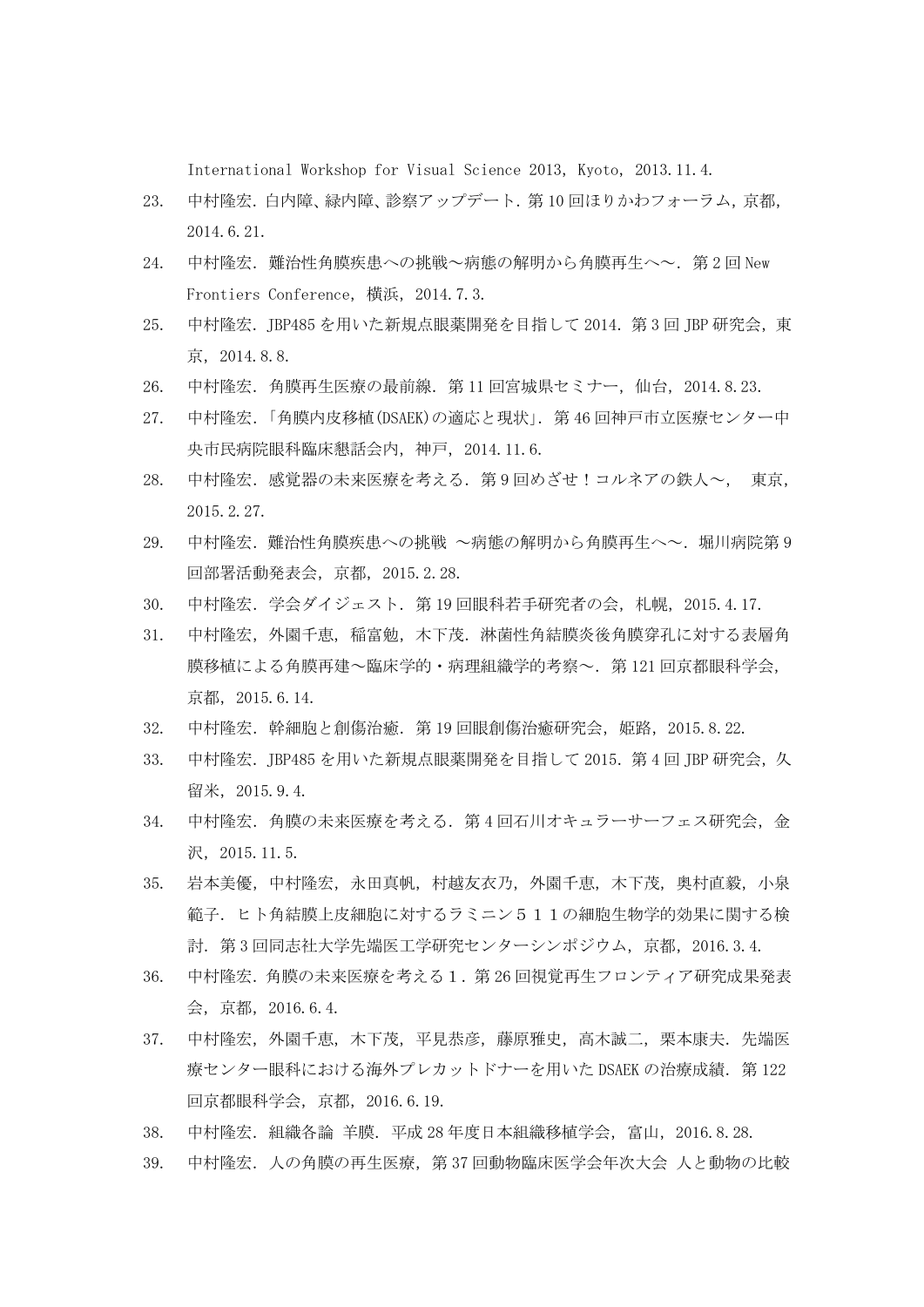International Workshop for Visual Science 2013, Kyoto, 2013.11.4.

23. 中村隆宏. 白内障、緑内障、診察アップデート. 第10回ほりかわフォーラム, 京都, 2014.6.21.
24. 中村隆宏. 難治性角膜疾患への挑戦～病態の解明から角膜再生へ～. 第2回New Frontiers Conference, 横浜, 2014.7.3.
25. 中村隆宏. JBP485を用いた新規点眼薬開発を目指して2014. 第3回JBP研究会, 東京, 2014.8.8.
26. 中村隆宏. 角膜再生医療の最前線. 第11回宮城県セミナー, 仙台, 2014.8.23.
27. 中村隆宏. 「角膜内皮移植(DSAEK)の適応と現状」. 第46回神戸市立医療センター中央市民病院眼科臨床懇話会内, 神戸, 2014.11.6.
28. 中村隆宏. 感覚器の未来医療を考える. 第9回めざせ！コルネアの鉄人～, 東京, 2015.2.27.
29. 中村隆宏. 難治性角膜疾患への挑戦 ～病態の解明から角膜再生へ～. 堀川病院第9回部署活動発表会, 京都, 2015.2.28.
30. 中村隆宏. 学会ダイジェスト. 第19回眼科若手研究者の会, 札幌, 2015.4.17.
31. 中村隆宏, 外園千恵, 稲富勉, 木下茂. 淋菌性角結膜炎後角膜穿孔に対する表層角膜移植による角膜再建～臨床学的・病理組織学的考察～. 第121回京都眼科学会, 京都, 2015.6.14.
32. 中村隆宏. 幹細胞と創傷治癒. 第19回眼創傷治癒研究会, 姫路, 2015.8.22.
33. 中村隆宏. JBP485を用いた新規点眼薬開発を目指して2015. 第4回JBP研究会, 久留米, 2015.9.4.
34. 中村隆宏. 角膜の未来医療を考える. 第4回石川オキュラーサーフェス研究会, 金沢, 2015.11.5.
35. 岩本美優, 中村隆宏, 永田真帆, 村越友衣乃, 外園千恵, 木下茂, 奥村直毅, 小泉範子. ヒト角結膜上皮細胞に対するラミニン５１１の細胞生物学的効果に関する検討. 第3回同志社大学先端医工学研究センターシンポジウム, 京都, 2016.3.4.
36. 中村隆宏. 角膜の未来医療を考える１. 第26回視覚再生フロンティア研究成果発表会, 京都, 2016.6.4.
37. 中村隆宏, 外園千恵, 木下茂, 平見恭彦, 藤原雅史, 高木誠二, 栗本康夫. 先端医療センター眼科における海外プレカットドナーを用いたDSAEKの治療成績. 第122回京都眼科学会, 京都, 2016.6.19.
38. 中村隆宏. 組織各論 羊膜. 平成28年度日本組織移植学会, 富山, 2016.8.28.
39. 中村隆宏. 人の角膜の再生医療, 第37回動物臨床医学会年次大会 人と動物の比較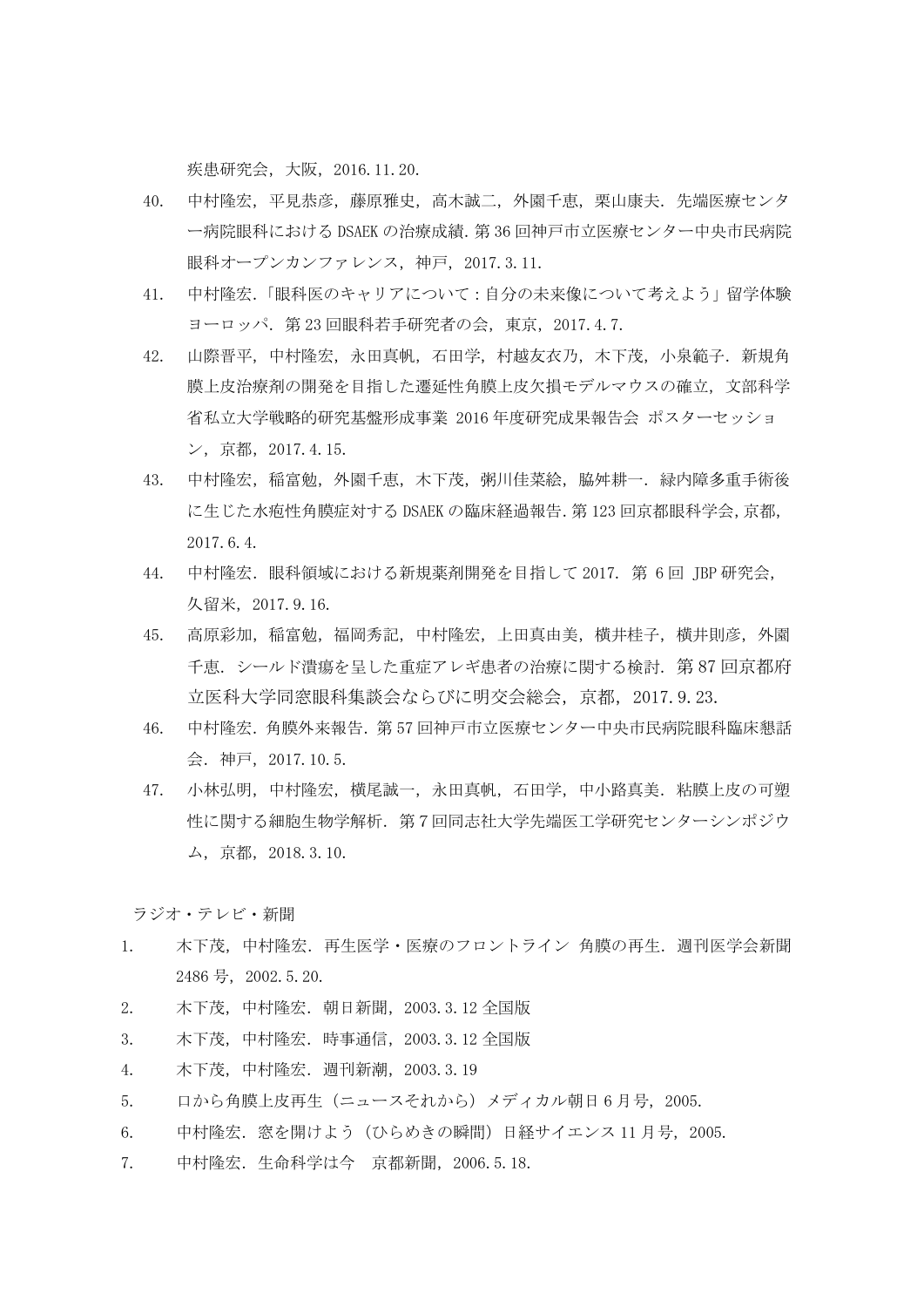疾患研究会，大阪，2016.11.20.

40. 中村隆宏，平見恭彦，藤原雅史，高木誠二，外園千恵，栗山康夫．先端医療センター病院眼科における DSAEK の治療成績．第 36 回神戸市立医療センター中央市民病院眼科オープンカンファレンス，神戸，2017.3.11.
41. 中村隆宏．「眼科医のキャリアについて：自分の未来像について考えよう」留学体験ヨーロッパ．第 23 回眼科若手研究者の会，東京，2017.4.7.
42. 山際晋平，中村隆宏，永田真帆，石田学，村越友衣乃，木下茂，小泉範子．新規角膜上皮治療剤の開発を目指した遷延性角膜上皮欠損モデルマウスの確立，文部科学省私立大学戦略的研究基盤形成事業 2016 年度研究成果報告会 ポスターセッション，京都，2017.4.15.
43. 中村隆宏，稲富勉，外園千恵，木下茂，粥川佳菜絵，脇舛耕一．緑内障多重手術後に生じた水疱性角膜症対する DSAEK の臨床経過報告．第 123 回京都眼科学会，京都，2017.6.4.
44. 中村隆宏．眼科領域における新規薬剤開発を目指して 2017．第 6 回 JBP 研究会，久留米，2017.9.16.
45. 高原彩加，稲富勉，福岡秀記，中村隆宏，上田真由美，横井桂子，横井則彦，外園千恵．シールド潰瘍を呈した重症アレギ患者の治療に関する検討．第 87 回京都府立医科大学同窓眼科集談会ならびに明交会総会，京都，2017.9.23.
46. 中村隆宏．角膜外来報告．第 57 回神戸市立医療センター中央市民病院眼科臨床懇話会．神戸，2017.10.5.
47. 小林弘明，中村隆宏，横尾誠一，永田真帆，石田学，中小路真美．粘膜上皮の可塑性に関する細胞生物学解析．第 7 回同志社大学先端医工学研究センターシンポジウム，京都，2018.3.10.

ラジオ・テレビ・新聞

1. 木下茂，中村隆宏．再生医学・医療のフロントライン 角膜の再生．週刊医学会新聞 2486 号，2002.5.20.
2. 木下茂，中村隆宏．朝日新聞，2003.3.12 全国版
3. 木下茂，中村隆宏．時事通信，2003.3.12 全国版
4. 木下茂，中村隆宏．週刊新潮，2003.3.19
5. 口から角膜上皮再生（ニュースそれから）メディカル朝日 6 月号，2005.
6. 中村隆宏．窓を開けよう（ひらめきの瞬間）日経サイエンス 11 月号，2005.
7. 中村隆宏．生命科学は今　京都新聞，2006.5.18.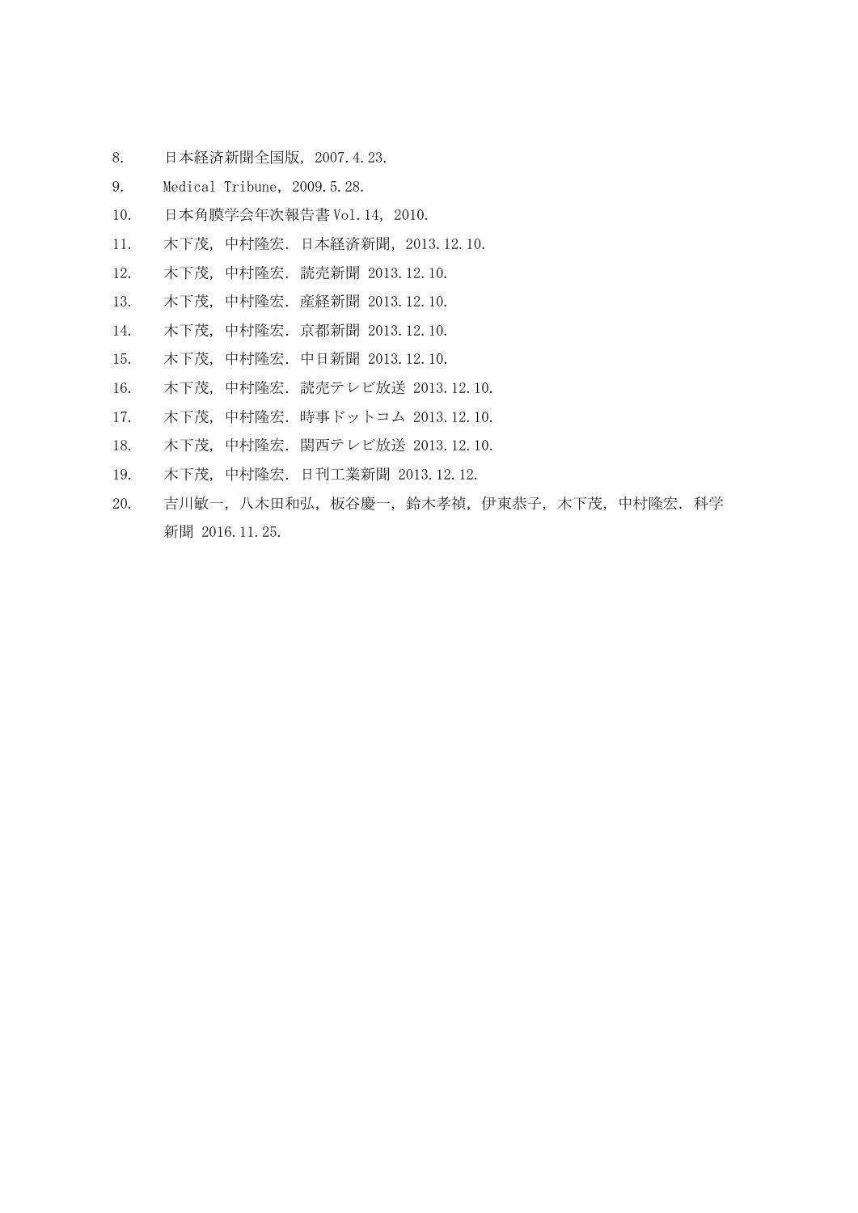8. 日本経済新聞全国版, 2007.4.23.
9. Medical Tribune, 2009.5.28.
10. 日本角膜学会年次報告書 Vol.14, 2010.
11. 木下茂, 中村隆宏. 日本経済新聞, 2013.12.10.
12. 木下茂, 中村隆宏. 読売新聞 2013.12.10.
13. 木下茂, 中村隆宏. 産経新聞 2013.12.10.
14. 木下茂, 中村隆宏. 京都新聞 2013.12.10.
15. 木下茂, 中村隆宏. 中日新聞 2013.12.10.
16. 木下茂, 中村隆宏. 読売テレビ放送 2013.12.10.
17. 木下茂, 中村隆宏. 時事ドットコム 2013.12.10.
18. 木下茂, 中村隆宏. 関西テレビ放送 2013.12.10.
19. 木下茂, 中村隆宏. 日刊工業新聞 2013.12.12.
20. 吉川敏一, 八木田和弘, 板谷慶一, 鈴木孝禎, 伊東恭子, 木下茂, 中村隆宏. 科学新聞 2016.11.25.